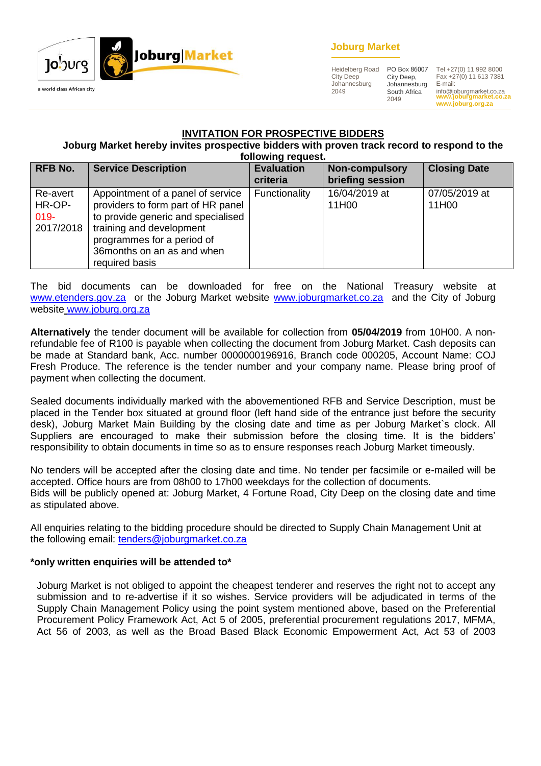Joburg Market

Heidelberg Road
City Deep
Johannesburg
2049

PO Box 86007
City Deep,
Johannesburg
South Africa
2049

Tel +27(0) 11 992 8000
Fax +27(0) 11 613 7381
E-mail:
info@joburgmarket.co.za
www.joburgmarket.co.za
www.joburg.org.za

## INVITATION FOR PROSPECTIVE BIDDERS

**Joburg Market hereby invites prospective bidders with proven track record to respond to the following request.**

| RFB No. | Service Description | Evaluation criteria | Non-compulsory briefing session | Closing Date |
|---|---|---|---|---|
| Re-avert HR-OP-019-2017/2018 | Appointment of a panel of service providers to form part of HR panel to provide generic and specialised training and development programmes for a period of 36months on an as and when required basis | Functionality | 16/04/2019 at 11H00 | 07/05/2019 at 11H00 |

The bid documents can be downloaded for free on the National Treasury website at www.etenders.gov.za or the Joburg Market website www.joburgmarket.co.za and the City of Joburg website www.joburg.org.za

**Alternatively** the tender document will be available for collection from **05/04/2019** from 10H00. A non-refundable fee of R100 is payable when collecting the document from Joburg Market. Cash deposits can be made at Standard bank, Acc. number 0000000196916, Branch code 000205, Account Name: COJ Fresh Produce. The reference is the tender number and your company name. Please bring proof of payment when collecting the document.

Sealed documents individually marked with the abovementioned RFB and Service Description, must be placed in the Tender box situated at ground floor (left hand side of the entrance just before the security desk), Joburg Market Main Building by the closing date and time as per Joburg Market`s clock. All Suppliers are encouraged to make their submission before the closing time. It is the bidders' responsibility to obtain documents in time so as to ensure responses reach Joburg Market timeously.

No tenders will be accepted after the closing date and time. No tender per facsimile or e-mailed will be accepted. Office hours are from 08h00 to 17h00 weekdays for the collection of documents.
Bids will be publicly opened at: Joburg Market, 4 Fortune Road, City Deep on the closing date and time as stipulated above.

All enquiries relating to the bidding procedure should be directed to Supply Chain Management Unit at the following email: tenders@joburgmarket.co.za

**\*only written enquiries will be attended to\***

Joburg Market is not obliged to appoint the cheapest tenderer and reserves the right not to accept any submission and to re-advertise if it so wishes. Service providers will be adjudicated in terms of the Supply Chain Management Policy using the point system mentioned above, based on the Preferential Procurement Policy Framework Act, Act 5 of 2005, preferential procurement regulations 2017, MFMA, Act 56 of 2003, as well as the Broad Based Black Economic Empowerment Act, Act 53 of 2003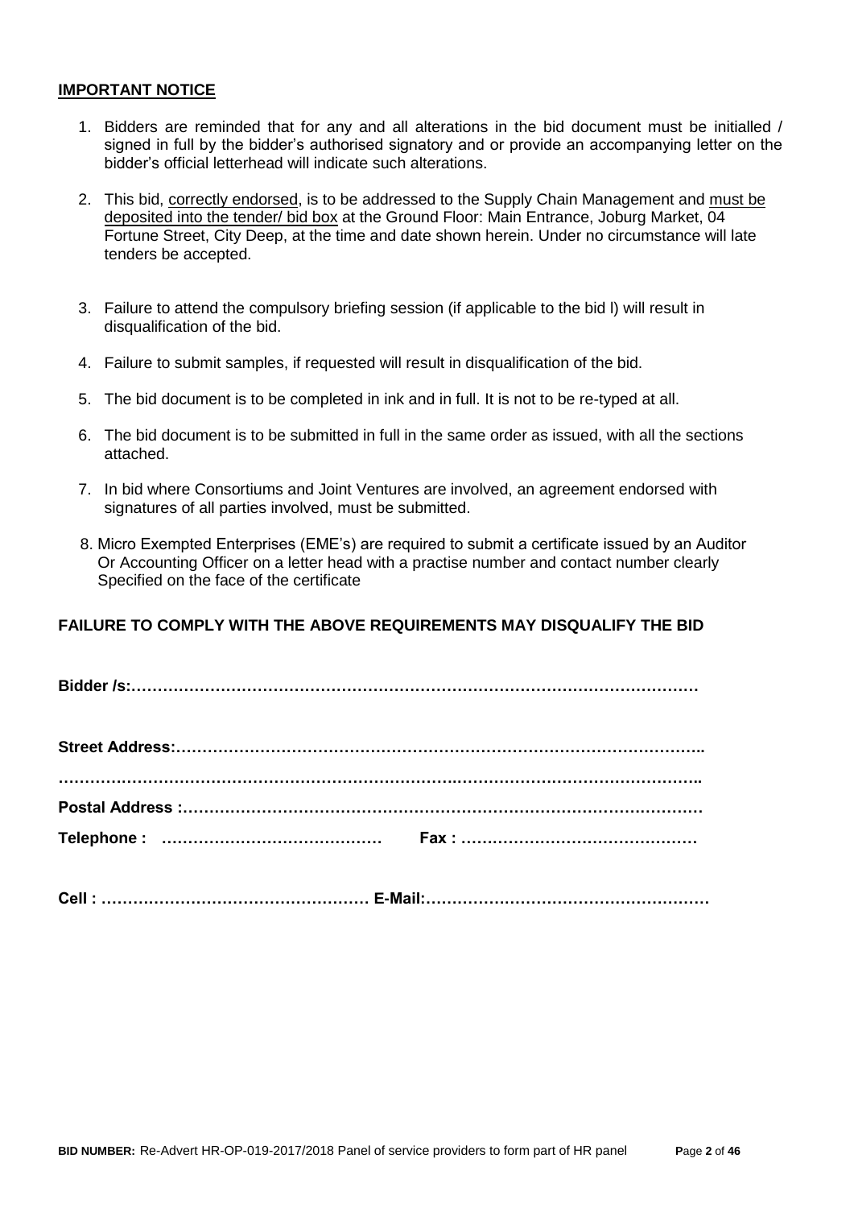## IMPORTANT NOTICE

1. Bidders are reminded that for any and all alterations in the bid document must be initialled / signed in full by the bidder's authorised signatory and or provide an accompanying letter on the bidder's official letterhead will indicate such alterations.

2. This bid, correctly endorsed, is to be addressed to the Supply Chain Management and must be deposited into the tender/ bid box at the Ground Floor: Main Entrance, Joburg Market, 04 Fortune Street, City Deep, at the time and date shown herein. Under no circumstance will late tenders be accepted.

3. Failure to attend the compulsory briefing session (if applicable to the bid l) will result in disqualification of the bid.

4. Failure to submit samples, if requested will result in disqualification of the bid.

5. The bid document is to be completed in ink and in full. It is not to be re-typed at all.

6. The bid document is to be submitted in full in the same order as issued, with all the sections attached.

7. In bid where Consortiums and Joint Ventures are involved, an agreement endorsed with signatures of all parties involved, must be submitted.

8. Micro Exempted Enterprises (EME's) are required to submit a certificate issued by an Auditor Or Accounting Officer on a letter head with a practise number and contact number clearly Specified on the face of the certificate

**FAILURE TO COMPLY WITH THE ABOVE REQUIREMENTS MAY DISQUALIFY THE BID**

**Bidder /s:……………………………………………………………………………………………**

**Street Address:……………………………………………………………………………………..**

**……………………………………………………………………………………………………..**

**Postal Address :……………………………………………………………………………………**

**Telephone : ……………………………………  Fax : ………………………………………**

**Cell : …………………………………………… E-Mail:………………………………………………**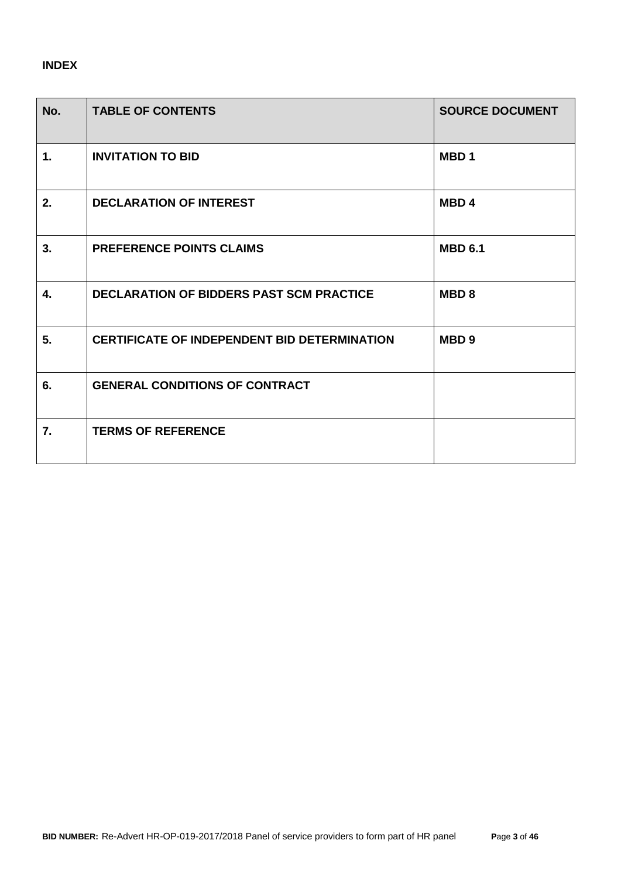**INDEX**

| No. | TABLE OF CONTENTS | SOURCE DOCUMENT |
|---|---|---|
| 1. | INVITATION TO BID | MBD 1 |
| 2. | DECLARATION OF INTEREST | MBD 4 |
| 3. | PREFERENCE POINTS CLAIMS | MBD 6.1 |
| 4. | DECLARATION OF BIDDERS PAST SCM PRACTICE | MBD 8 |
| 5. | CERTIFICATE OF INDEPENDENT BID DETERMINATION | MBD 9 |
| 6. | GENERAL CONDITIONS OF CONTRACT | |
| 7. | TERMS OF REFERENCE | |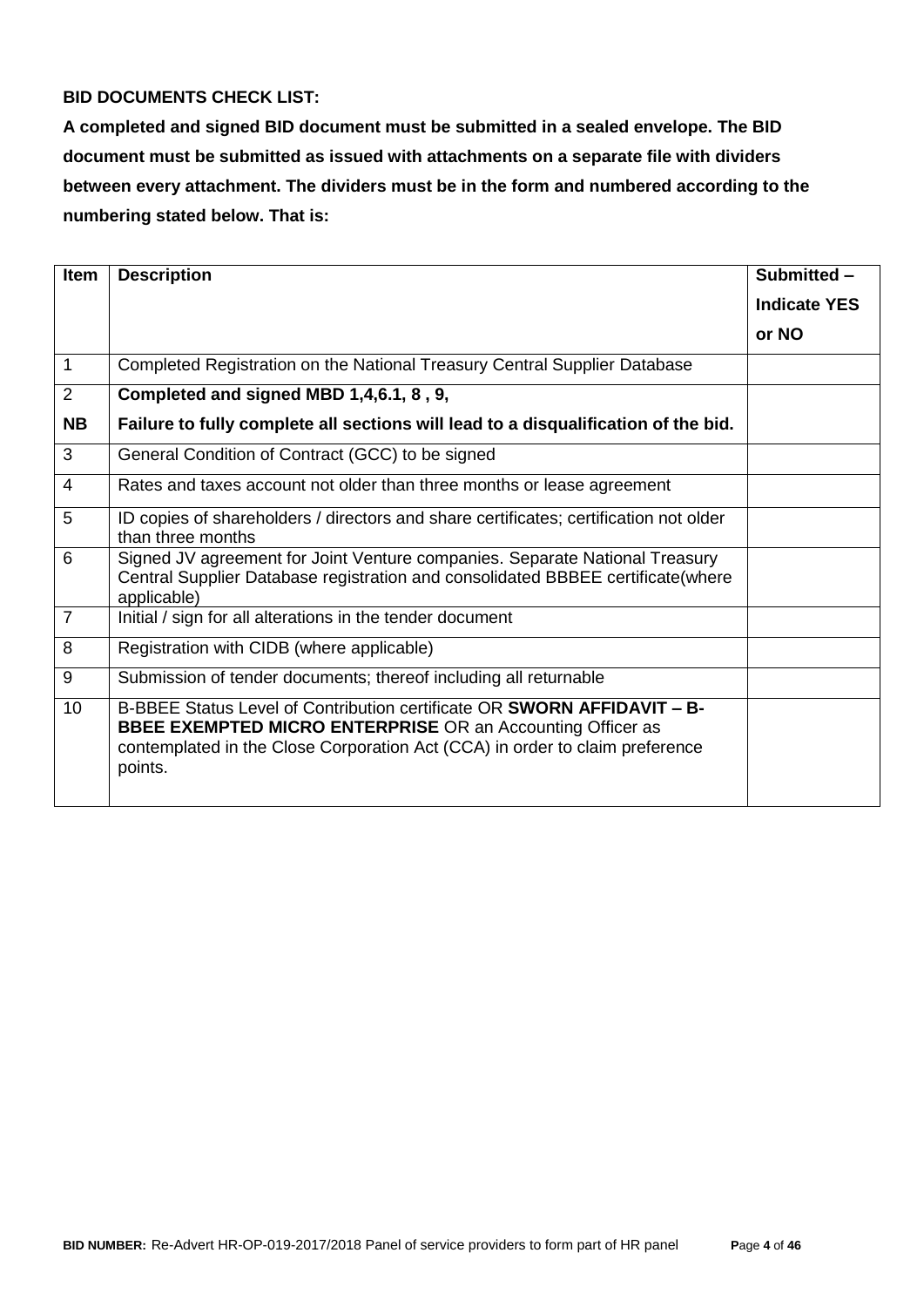**BID DOCUMENTS CHECK LIST:**

**A completed and signed BID document must be submitted in a sealed envelope. The BID document must be submitted as issued with attachments on a separate file with dividers between every attachment. The dividers must be in the form and numbered according to the numbering stated below. That is:**

| Item | Description | Submitted – Indicate YES or NO |
|---|---|---|
| 1 | Completed Registration on the National Treasury Central Supplier Database | |
| 2<br>**NB** | **Completed and signed MBD 1,4,6.1, 8 , 9,**<br>**Failure to fully complete all sections will lead to a disqualification of the bid.** | |
| 3 | General Condition of Contract (GCC) to be signed | |
| 4 | Rates and taxes account not older than three months or lease agreement | |
| 5 | ID copies of shareholders / directors and share certificates; certification not older than three months | |
| 6 | Signed JV agreement for Joint Venture companies. Separate National Treasury Central Supplier Database registration and consolidated BBBEE certificate(where applicable) | |
| 7 | Initial / sign for all alterations in the tender document | |
| 8 | Registration with CIDB (where applicable) | |
| 9 | Submission of tender documents; thereof including all returnable | |
| 10 | B-BBEE Status Level of Contribution certificate OR **SWORN AFFIDAVIT – B-BBEE EXEMPTED MICRO ENTERPRISE** OR an Accounting Officer as contemplated in the Close Corporation Act (CCA) in order to claim preference points. | |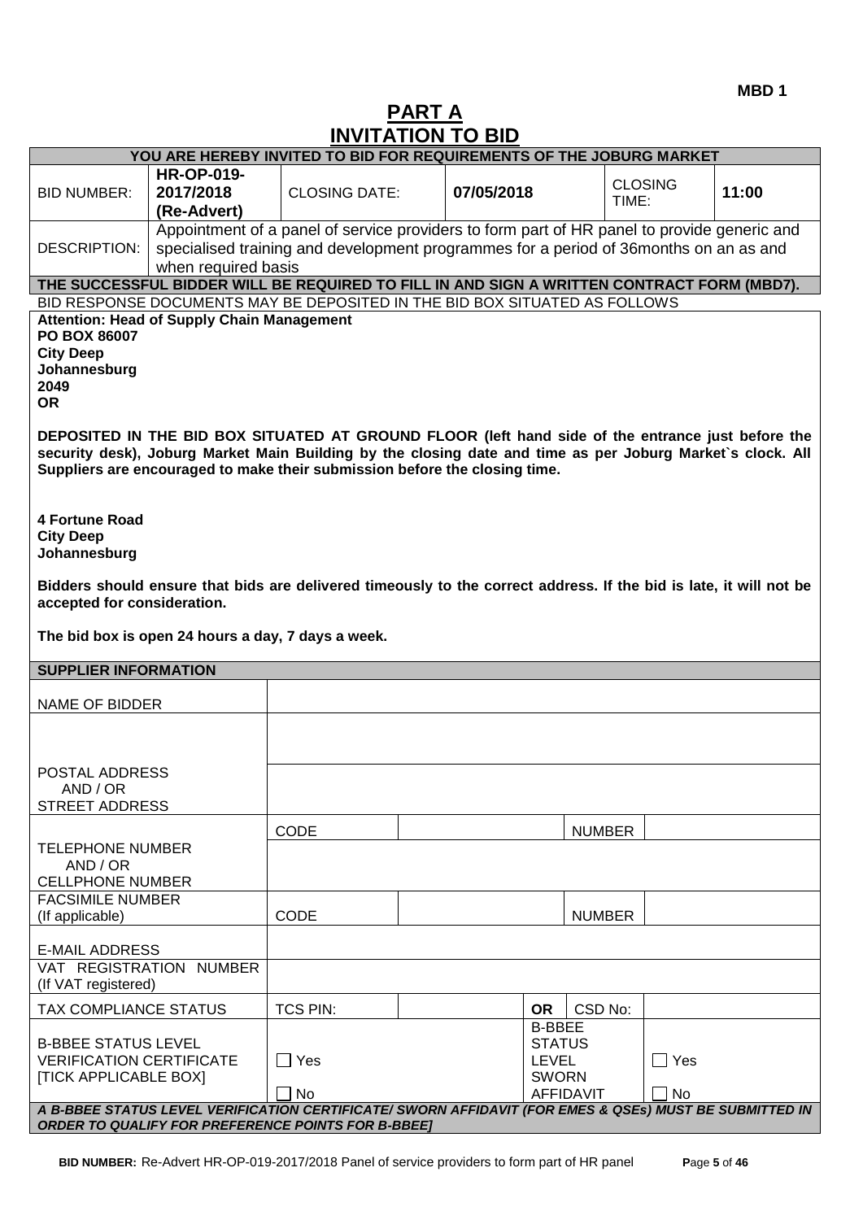**MBD 1**

# PART A
# INVITATION TO BID

| YOU ARE HEREBY INVITED TO BID FOR REQUIREMENTS OF THE JOBURG MARKET | | | | | |
|---|---|---|---|---|---|
| BID NUMBER: | **HR-OP-019-2017/2018 (Re-Advert)** | CLOSING DATE: | **07/05/2018** | CLOSING TIME: | **11:00** |
| DESCRIPTION: | Appointment of a panel of service providers to form part of HR panel to provide generic and specialised training and development programmes for a period of 36months on an as and when required basis | | | | |

**THE SUCCESSFUL BIDDER WILL BE REQUIRED TO FILL IN AND SIGN A WRITTEN CONTRACT FORM (MBD7).**

BID RESPONSE DOCUMENTS MAY BE DEPOSITED IN THE BID BOX SITUATED AS FOLLOWS

**Attention: Head of Supply Chain Management**
**PO BOX 86007**
**City Deep**
**Johannesburg**
**2049**
**OR**

**DEPOSITED IN THE BID BOX SITUATED AT GROUND FLOOR (left hand side of the entrance just before the security desk), Joburg Market Main Building by the closing date and time as per Joburg Market`s clock. All Suppliers are encouraged to make their submission before the closing time.**

**4 Fortune Road**
**City Deep**
**Johannesburg**

**Bidders should ensure that bids are delivered timeously to the correct address. If the bid is late, it will not be accepted for consideration.**

**The bid box is open 24 hours a day, 7 days a week.**

| SUPPLIER INFORMATION | | | | | |
|---|---|---|---|---|---|
| NAME OF BIDDER | | | | | |
| POSTAL ADDRESS AND / OR STREET ADDRESS | | | | | |
| TELEPHONE NUMBER AND / OR CELLPHONE NUMBER | CODE | | NUMBER | | |
| FACSIMILE NUMBER (If applicable) | CODE | | NUMBER | | |
| E-MAIL ADDRESS | | | | | |
| VAT REGISTRATION NUMBER (If VAT registered) | | | | | |
| TAX COMPLIANCE STATUS | TCS PIN: | | **OR** | CSD No: | |
| B-BBEE STATUS LEVEL VERIFICATION CERTIFICATE [TICK APPLICABLE BOX] | ☐ Yes ☐ No | | B-BBEE STATUS LEVEL SWORN AFFIDAVIT | | ☐ Yes ☐ No |

***A B-BBEE STATUS LEVEL VERIFICATION CERTIFICATE/ SWORN AFFIDAVIT (FOR EMES & QSEs) MUST BE SUBMITTED IN ORDER TO QUALIFY FOR PREFERENCE POINTS FOR B-BBEE]***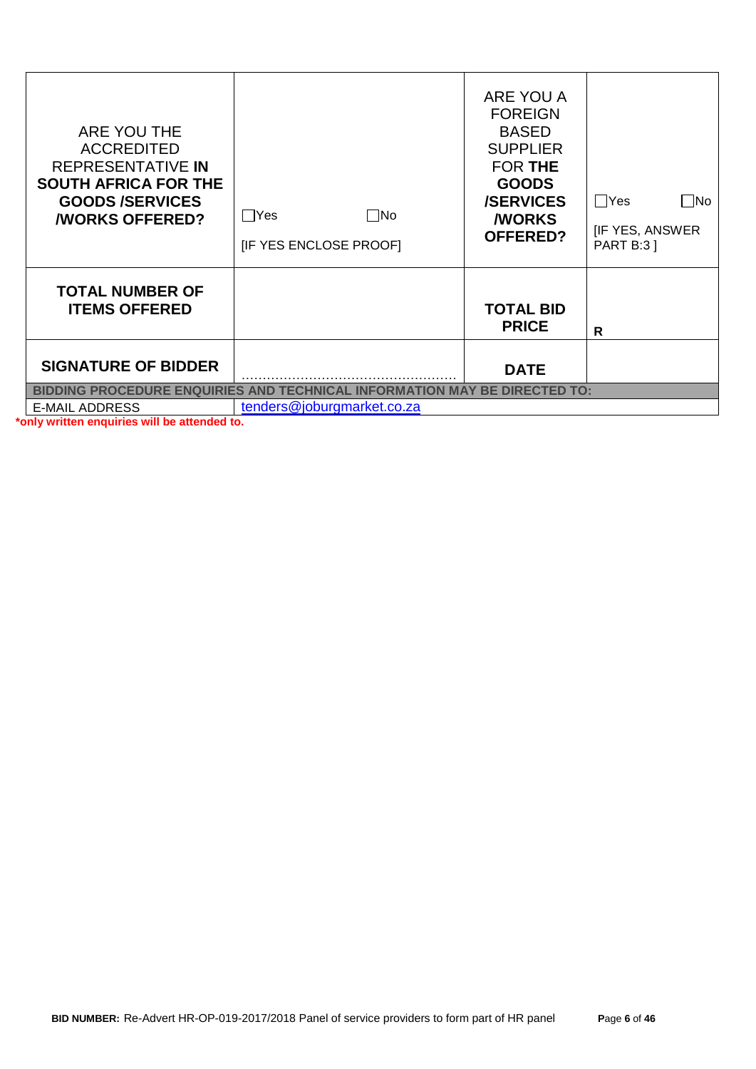| ARE YOU THE ACCREDITED REPRESENTATIVE **IN SOUTH AFRICA FOR THE GOODS /SERVICES /WORKS OFFERED?** | ☐Yes ☐No<br>[IF YES ENCLOSE PROOF] | ARE YOU A FOREIGN BASED SUPPLIER FOR **THE GOODS /SERVICES /WORKS OFFERED?** | ☐Yes ☐No<br>[IF YES, ANSWER PART B:3 ] |
|---|---|---|---|
| **TOTAL NUMBER OF ITEMS OFFERED** | | **TOTAL BID PRICE** | **R** |
| **SIGNATURE OF BIDDER** | ……………………………………………… | **DATE** | |
| **BIDDING PROCEDURE ENQUIRIES AND TECHNICAL INFORMATION MAY BE DIRECTED TO:** | | | |
| E-MAIL ADDRESS | tenders@joburgmarket.co.za | | |

***only written enquiries will be attended to.**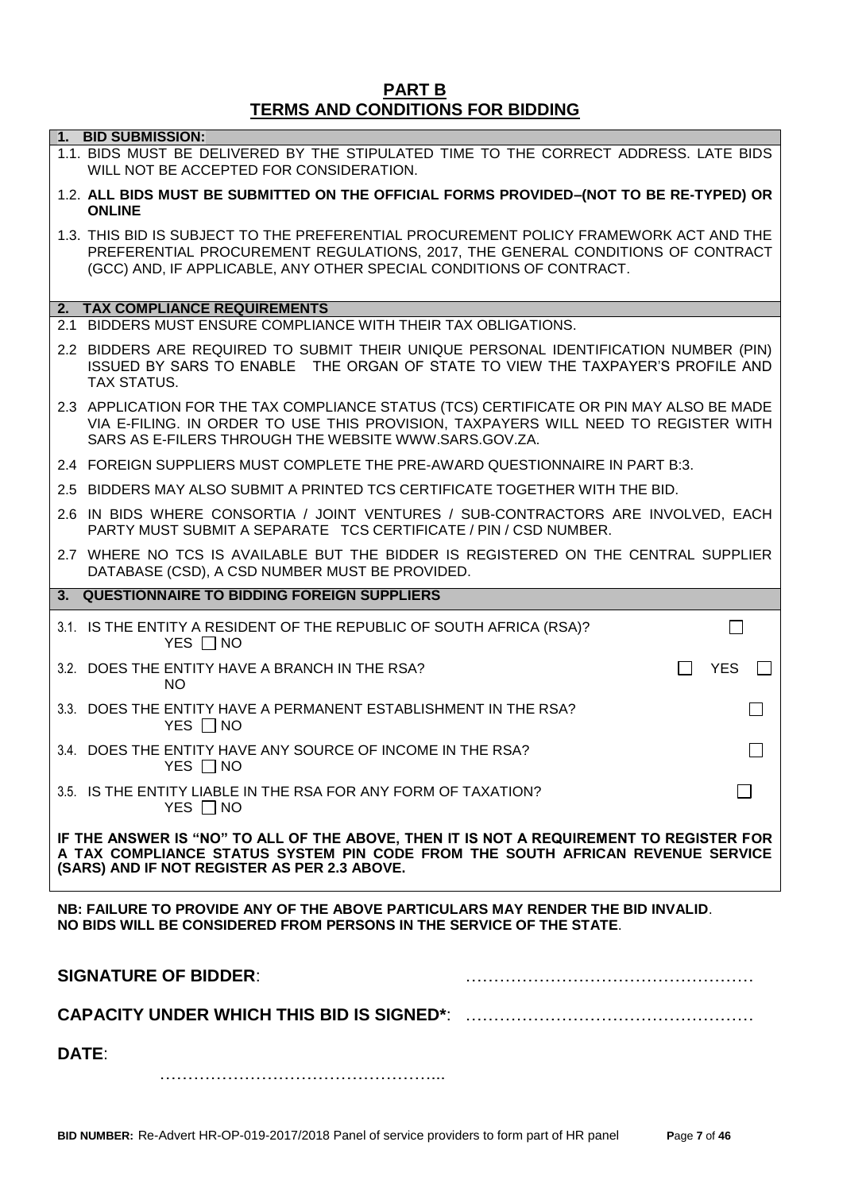# PART B
# TERMS AND CONDITIONS FOR BIDDING

**1. BID SUBMISSION:**

1.1. BIDS MUST BE DELIVERED BY THE STIPULATED TIME TO THE CORRECT ADDRESS. LATE BIDS WILL NOT BE ACCEPTED FOR CONSIDERATION.

1.2. **ALL BIDS MUST BE SUBMITTED ON THE OFFICIAL FORMS PROVIDED–(NOT TO BE RE-TYPED) OR ONLINE**

1.3. THIS BID IS SUBJECT TO THE PREFERENTIAL PROCUREMENT POLICY FRAMEWORK ACT AND THE PREFERENTIAL PROCUREMENT REGULATIONS, 2017, THE GENERAL CONDITIONS OF CONTRACT (GCC) AND, IF APPLICABLE, ANY OTHER SPECIAL CONDITIONS OF CONTRACT.

**2. TAX COMPLIANCE REQUIREMENTS**

2.1 BIDDERS MUST ENSURE COMPLIANCE WITH THEIR TAX OBLIGATIONS.

2.2 BIDDERS ARE REQUIRED TO SUBMIT THEIR UNIQUE PERSONAL IDENTIFICATION NUMBER (PIN) ISSUED BY SARS TO ENABLE THE ORGAN OF STATE TO VIEW THE TAXPAYER'S PROFILE AND TAX STATUS.

2.3 APPLICATION FOR THE TAX COMPLIANCE STATUS (TCS) CERTIFICATE OR PIN MAY ALSO BE MADE VIA E-FILING. IN ORDER TO USE THIS PROVISION, TAXPAYERS WILL NEED TO REGISTER WITH SARS AS E-FILERS THROUGH THE WEBSITE WWW.SARS.GOV.ZA.

2.4 FOREIGN SUPPLIERS MUST COMPLETE THE PRE-AWARD QUESTIONNAIRE IN PART B:3.

2.5 BIDDERS MAY ALSO SUBMIT A PRINTED TCS CERTIFICATE TOGETHER WITH THE BID.

2.6 IN BIDS WHERE CONSORTIA / JOINT VENTURES / SUB-CONTRACTORS ARE INVOLVED, EACH PARTY MUST SUBMIT A SEPARATE TCS CERTIFICATE / PIN / CSD NUMBER.

2.7 WHERE NO TCS IS AVAILABLE BUT THE BIDDER IS REGISTERED ON THE CENTRAL SUPPLIER DATABASE (CSD), A CSD NUMBER MUST BE PROVIDED.

**3. QUESTIONNAIRE TO BIDDING FOREIGN SUPPLIERS**

3.1. IS THE ENTITY A RESIDENT OF THE REPUBLIC OF SOUTH AFRICA (RSA)? ☐ YES ☐ NO

3.2. DOES THE ENTITY HAVE A BRANCH IN THE RSA? ☐ YES ☐ NO

3.3. DOES THE ENTITY HAVE A PERMANENT ESTABLISHMENT IN THE RSA? ☐ YES ☐ NO

3.4. DOES THE ENTITY HAVE ANY SOURCE OF INCOME IN THE RSA? ☐ YES ☐ NO

3.5. IS THE ENTITY LIABLE IN THE RSA FOR ANY FORM OF TAXATION? ☐ YES ☐ NO

**IF THE ANSWER IS "NO" TO ALL OF THE ABOVE, THEN IT IS NOT A REQUIREMENT TO REGISTER FOR A TAX COMPLIANCE STATUS SYSTEM PIN CODE FROM THE SOUTH AFRICAN REVENUE SERVICE (SARS) AND IF NOT REGISTER AS PER 2.3 ABOVE.**

**NB: FAILURE TO PROVIDE ANY OF THE ABOVE PARTICULARS MAY RENDER THE BID INVALID.**
**NO BIDS WILL BE CONSIDERED FROM PERSONS IN THE SERVICE OF THE STATE.**

**SIGNATURE OF BIDDER**: ……………………………………………

**CAPACITY UNDER WHICH THIS BID IS SIGNED***: ……………………………………………

**DATE**: ……………………………………………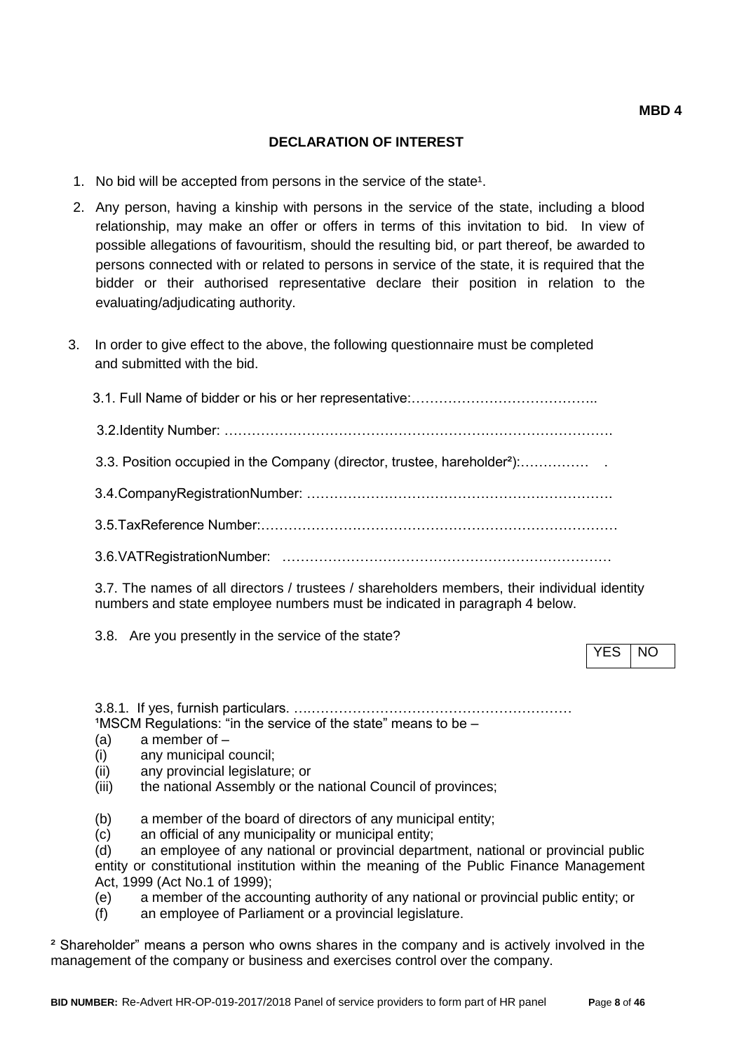**MBD 4**

## DECLARATION OF INTEREST

1. No bid will be accepted from persons in the service of the state[1].

2. Any person, having a kinship with persons in the service of the state, including a blood relationship, may make an offer or offers in terms of this invitation to bid. In view of possible allegations of favouritism, should the resulting bid, or part thereof, be awarded to persons connected with or related to persons in service of the state, it is required that the bidder or their authorised representative declare their position in relation to the evaluating/adjudicating authority.

3. In order to give effect to the above, the following questionnaire must be completed and submitted with the bid.

   3.1. Full Name of bidder or his or her representative:…………………………………..

   3.2.Identity Number: ………………………………………………………………………….

   3.3. Position occupied in the Company (director, trustee, hareholder[2]):…………… .

   3.4.CompanyRegistrationNumber: ………………………………………………………….

   3.5.TaxReference Number:……………………………………………………………………

   3.6.VATRegistrationNumber: ………………………………………………………………

   3.7. The names of all directors / trustees / shareholders members, their individual identity numbers and state employee numbers must be indicated in paragraph 4 below.

   3.8. Are you presently in the service of the state?

| YES | NO |
|---|---|

   3.8.1. If yes, furnish particulars. ….…………………………………………………

[1]MSCM Regulations: "in the service of the state" means to be –

(a) a member of –
(i) any municipal council;
(ii) any provincial legislature; or
(iii) the national Assembly or the national Council of provinces;

(b) a member of the board of directors of any municipal entity;
(c) an official of any municipality or municipal entity;
(d) an employee of any national or provincial department, national or provincial public entity or constitutional institution within the meaning of the Public Finance Management Act, 1999 (Act No.1 of 1999);
(e) a member of the accounting authority of any national or provincial public entity; or
(f) an employee of Parliament or a provincial legislature.

[2] Shareholder" means a person who owns shares in the company and is actively involved in the management of the company or business and exercises control over the company.

**BID NUMBER:** Re-Advert HR-OP-019-2017/2018 Panel of service providers to form part of HR panel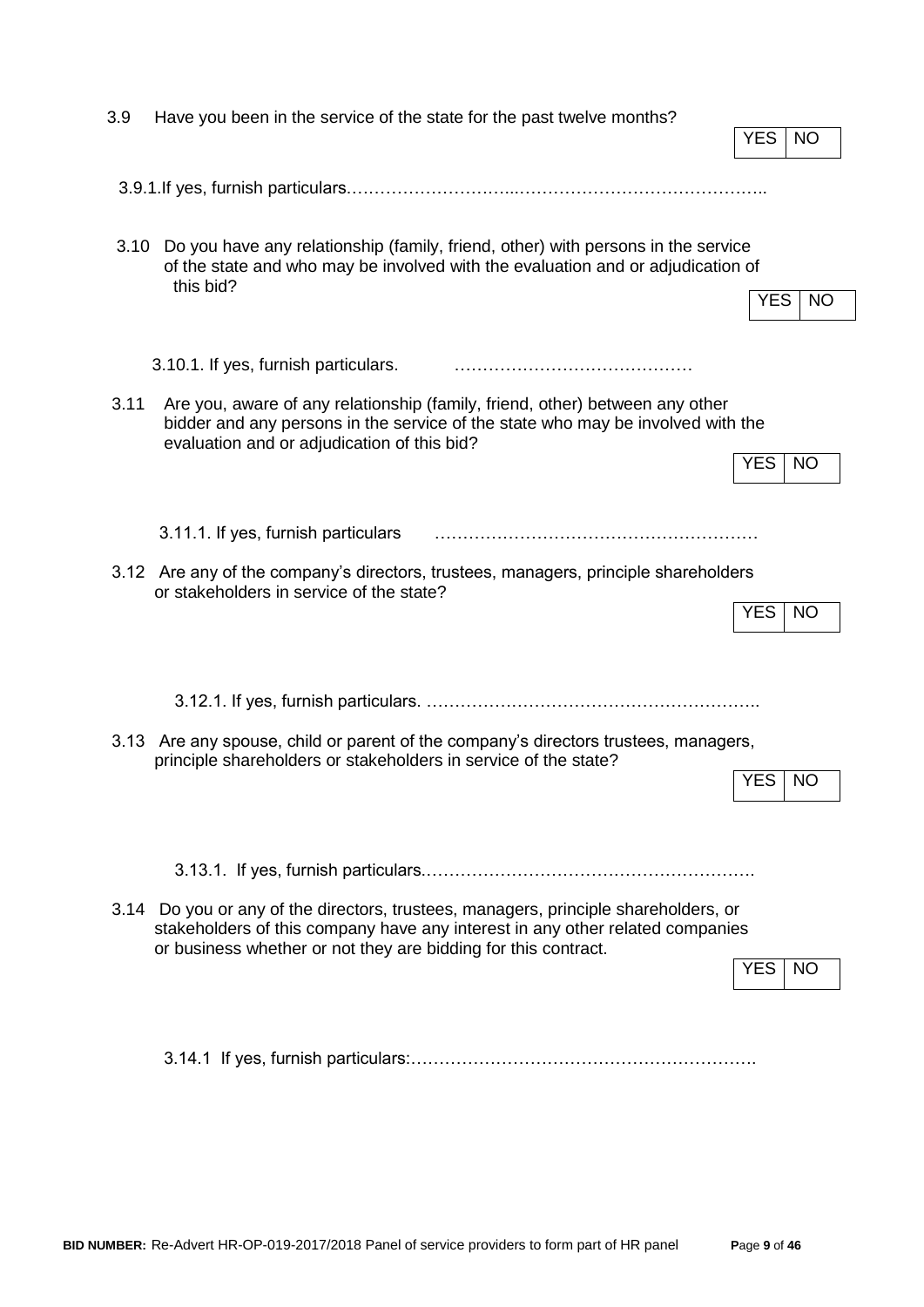3.9 Have you been in the service of the state for the past twelve months?

| YES | NO |
|---|---|

3.9.1.If yes, furnish particulars…………………………...……………………………………..

3.10 Do you have any relationship (family, friend, other) with persons in the service of the state and who may be involved with the evaluation and or adjudication of this bid?

| YES | NO |
|---|---|

3.10.1. If yes, furnish particulars. ……………………………………

3.11 Are you, aware of any relationship (family, friend, other) between any other bidder and any persons in the service of the state who may be involved with the evaluation and or adjudication of this bid?

| YES | NO |
|---|---|

3.11.1. If yes, furnish particulars …………………………………………………

3.12 Are any of the company's directors, trustees, managers, principle shareholders or stakeholders in service of the state?

| YES | NO |
|---|---|

3.12.1. If yes, furnish particulars. …………………………………………………..

3.13 Are any spouse, child or parent of the company's directors trustees, managers, principle shareholders or stakeholders in service of the state?

| YES | NO |
|---|---|

3.13.1. If yes, furnish particulars.………………………………………………….

3.14 Do you or any of the directors, trustees, managers, principle shareholders, or stakeholders of this company have any interest in any other related companies or business whether or not they are bidding for this contract.

| YES | NO |
|---|---|

3.14.1 If yes, furnish particulars:…………………………………………………….

**BID NUMBER:** Re-Advert HR-OP-019-2017/2018 Panel of service providers to form part of HR panel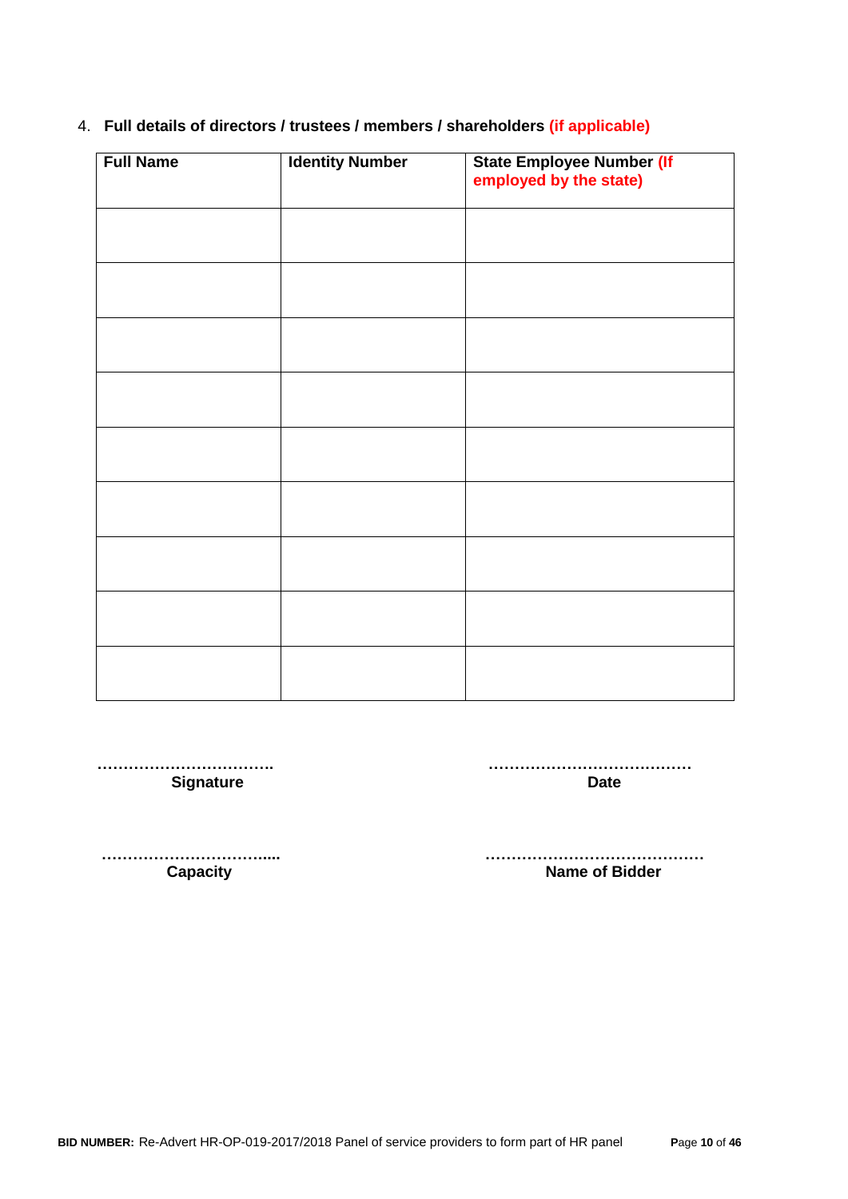4. **Full details of directors / trustees / members / shareholders (if applicable)**

| Full Name | Identity Number | State Employee Number (If employed by the state) |
|---|---|---|
| | | |
| | | |
| | | |
| | | |
| | | |
| | | |
| | | |
| | | |
| | | |

| | |
|---|---|
| ……………………………. | ………………………………… |
| **Signature** | **Date** |
| ……………………………..... | …………………………………… |
| **Capacity** | **Name of Bidder** |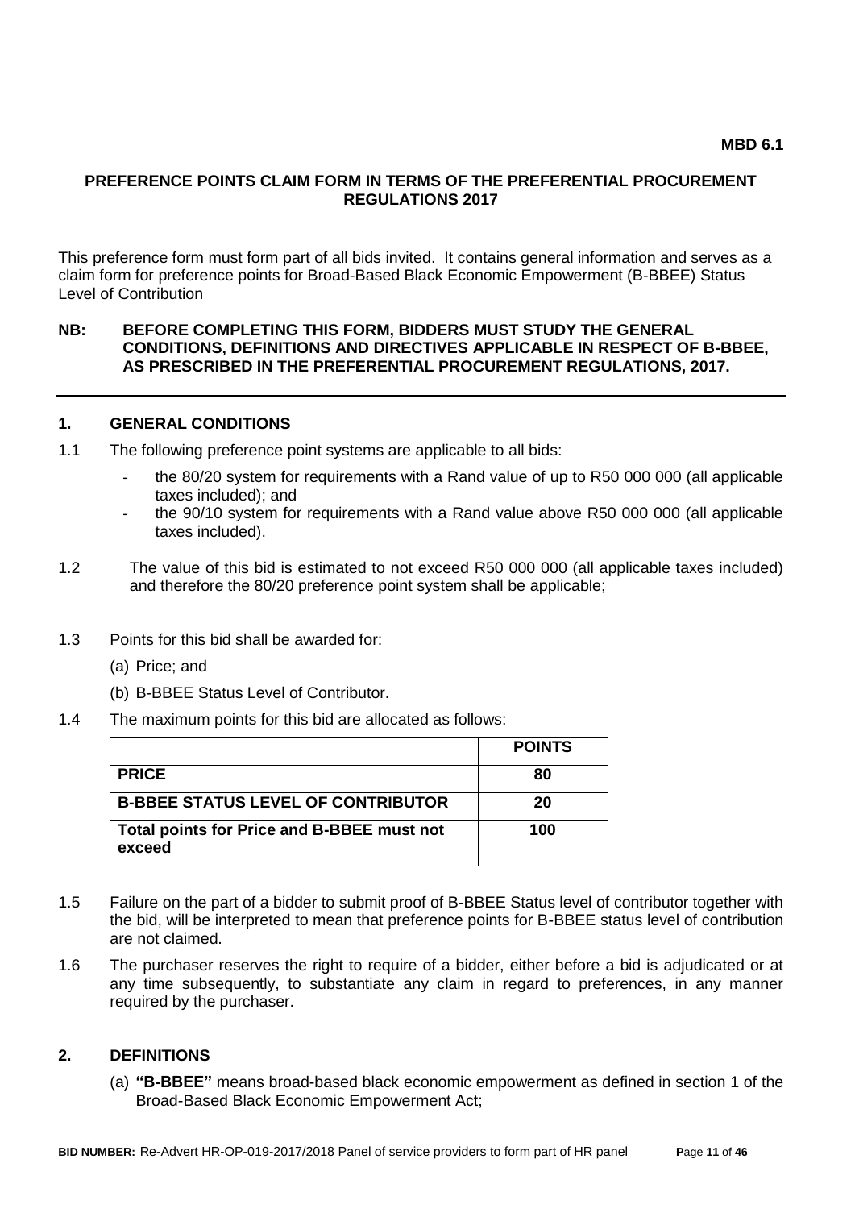**MBD 6.1**

## PREFERENCE POINTS CLAIM FORM IN TERMS OF THE PREFERENTIAL PROCUREMENT REGULATIONS 2017

This preference form must form part of all bids invited. It contains general information and serves as a claim form for preference points for Broad-Based Black Economic Empowerment (B-BBEE) Status Level of Contribution

**NB: BEFORE COMPLETING THIS FORM, BIDDERS MUST STUDY THE GENERAL CONDITIONS, DEFINITIONS AND DIRECTIVES APPLICABLE IN RESPECT OF B-BBEE, AS PRESCRIBED IN THE PREFERENTIAL PROCUREMENT REGULATIONS, 2017.**

### 1. GENERAL CONDITIONS

1.1 The following preference point systems are applicable to all bids:

- the 80/20 system for requirements with a Rand value of up to R50 000 000 (all applicable taxes included); and
- the 90/10 system for requirements with a Rand value above R50 000 000 (all applicable taxes included).

1.2 The value of this bid is estimated to not exceed R50 000 000 (all applicable taxes included) and therefore the 80/20 preference point system shall be applicable;

1.3 Points for this bid shall be awarded for:

(a) Price; and

(b) B-BBEE Status Level of Contributor.

1.4 The maximum points for this bid are allocated as follows:

| | **POINTS** |
|---|---|
| **PRICE** | **80** |
| **B-BBEE STATUS LEVEL OF CONTRIBUTOR** | **20** |
| **Total points for Price and B-BBEE must not exceed** | **100** |

1.5 Failure on the part of a bidder to submit proof of B-BBEE Status level of contributor together with the bid, will be interpreted to mean that preference points for B-BBEE status level of contribution are not claimed.

1.6 The purchaser reserves the right to require of a bidder, either before a bid is adjudicated or at any time subsequently, to substantiate any claim in regard to preferences, in any manner required by the purchaser.

### 2. DEFINITIONS

(a) **"B-BBEE"** means broad-based black economic empowerment as defined in section 1 of the Broad-Based Black Economic Empowerment Act;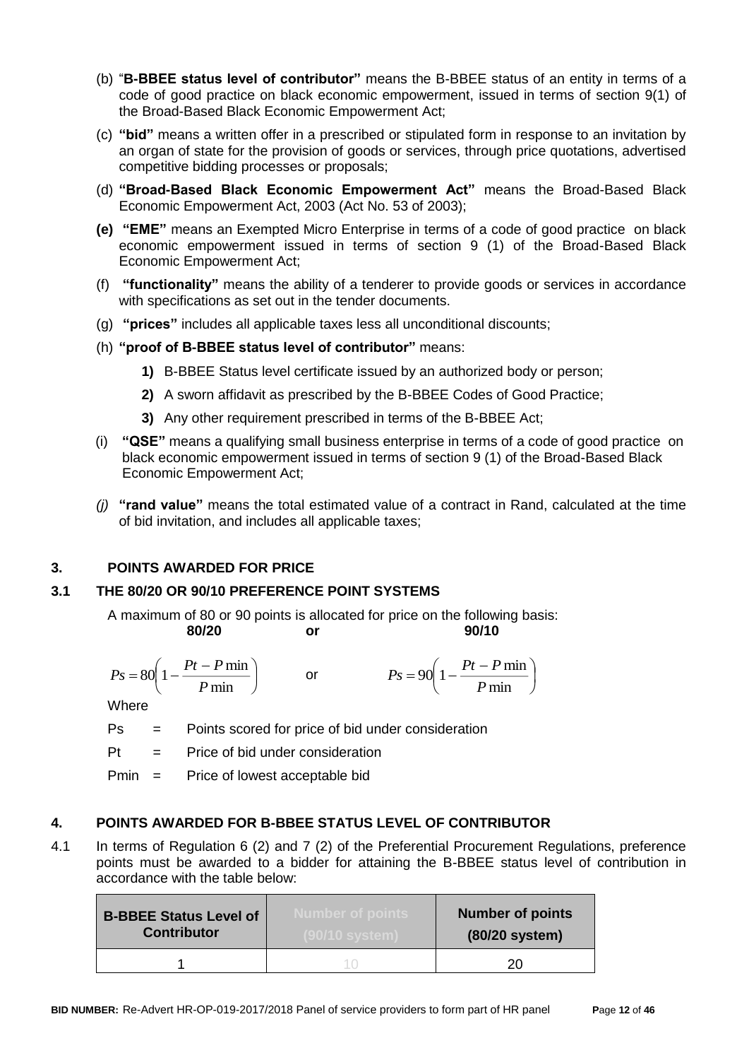(b) "**B-BBEE status level of contributor"** means the B-BBEE status of an entity in terms of a code of good practice on black economic empowerment, issued in terms of section 9(1) of the Broad-Based Black Economic Empowerment Act;

(c) **"bid"** means a written offer in a prescribed or stipulated form in response to an invitation by an organ of state for the provision of goods or services, through price quotations, advertised competitive bidding processes or proposals;

(d) **"Broad-Based Black Economic Empowerment Act"** means the Broad-Based Black Economic Empowerment Act, 2003 (Act No. 53 of 2003);

**(e) "EME"** means an Exempted Micro Enterprise in terms of a code of good practice on black economic empowerment issued in terms of section 9 (1) of the Broad-Based Black Economic Empowerment Act;

(f) **"functionality"** means the ability of a tenderer to provide goods or services in accordance with specifications as set out in the tender documents.

(g) **"prices"** includes all applicable taxes less all unconditional discounts;

(h) **"proof of B-BBEE status level of contributor"** means:

**1)** B-BBEE Status level certificate issued by an authorized body or person;

**2)** A sworn affidavit as prescribed by the B-BBEE Codes of Good Practice;

**3)** Any other requirement prescribed in terms of the B-BBEE Act;

(i) **"QSE"** means a qualifying small business enterprise in terms of a code of good practice on black economic empowerment issued in terms of section 9 (1) of the Broad-Based Black Economic Empowerment Act;

*(j)* **"rand value"** means the total estimated value of a contract in Rand, calculated at the time of bid invitation, and includes all applicable taxes;

## 3. POINTS AWARDED FOR PRICE

### 3.1 THE 80/20 OR 90/10 PREFERENCE POINT SYSTEMS

A maximum of 80 or 90 points is allocated for price on the following basis:

**80/20** **or** **90/10**

$$Ps = 80\left(1 - \frac{Pt - P\min}{P\min}\right) \quad \text{or} \quad Ps = 90\left(1 - \frac{Pt - P\min}{P\min}\right)$$

Where

Ps = Points scored for price of bid under consideration

Pt = Price of bid under consideration

Pmin = Price of lowest acceptable bid

## 4. POINTS AWARDED FOR B-BBEE STATUS LEVEL OF CONTRIBUTOR

4.1 In terms of Regulation 6 (2) and 7 (2) of the Preferential Procurement Regulations, preference points must be awarded to a bidder for attaining the B-BBEE status level of contribution in accordance with the table below:

| B-BBEE Status Level of Contributor | Number of points (90/10 system) | Number of points (80/20 system) |
|---|---|---|
| 1 | 10 | 20 |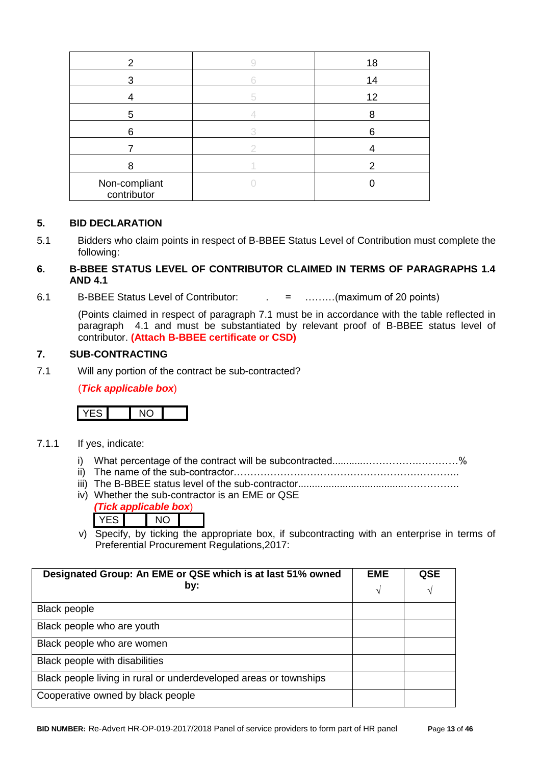| 2 | 9 | 18 |
|---|---|---|
| 3 | 6 | 14 |
| 4 | 5 | 12 |
| 5 | 4 | 8 |
| 6 | 3 | 6 |
| 7 | 2 | 4 |
| 8 | 1 | 2 |
| Non-compliant contributor | 0 | 0 |

**5. BID DECLARATION**

5.1 Bidders who claim points in respect of B-BBEE Status Level of Contribution must complete the following:

**6. B-BBEE STATUS LEVEL OF CONTRIBUTOR CLAIMED IN TERMS OF PARAGRAPHS 1.4 AND 4.1**

6.1 B-BBEE Status Level of Contributor: . = ………(maximum of 20 points)

(Points claimed in respect of paragraph 7.1 must be in accordance with the table reflected in paragraph 4.1 and must be substantiated by relevant proof of B-BBEE status level of contributor. **(Attach B-BBEE certificate or CSD)**

**7. SUB-CONTRACTING**

7.1 Will any portion of the contract be sub-contracted?

(***Tick applicable box***)

| YES | | NO | |
|---|---|---|---|

7.1.1 If yes, indicate:

i) What percentage of the contract will be subcontracted............……………….…………%
ii) The name of the sub-contractor…………………………………………………………..
iii) The B-BBEE status level of the sub-contractor......................................……………..
iv) Whether the sub-contractor is an EME or QSE
(***Tick applicable box***)

| YES | | NO | |
|---|---|---|---|

v) Specify, by ticking the appropriate box, if subcontracting with an enterprise in terms of Preferential Procurement Regulations,2017:

| Designated Group: An EME or QSE which is at last 51% owned by: | EME √ | QSE √ |
|---|---|---|
| Black people | | |
| Black people who are youth | | |
| Black people who are women | | |
| Black people with disabilities | | |
| Black people living in rural or underdeveloped areas or townships | | |
| Cooperative owned by black people | | |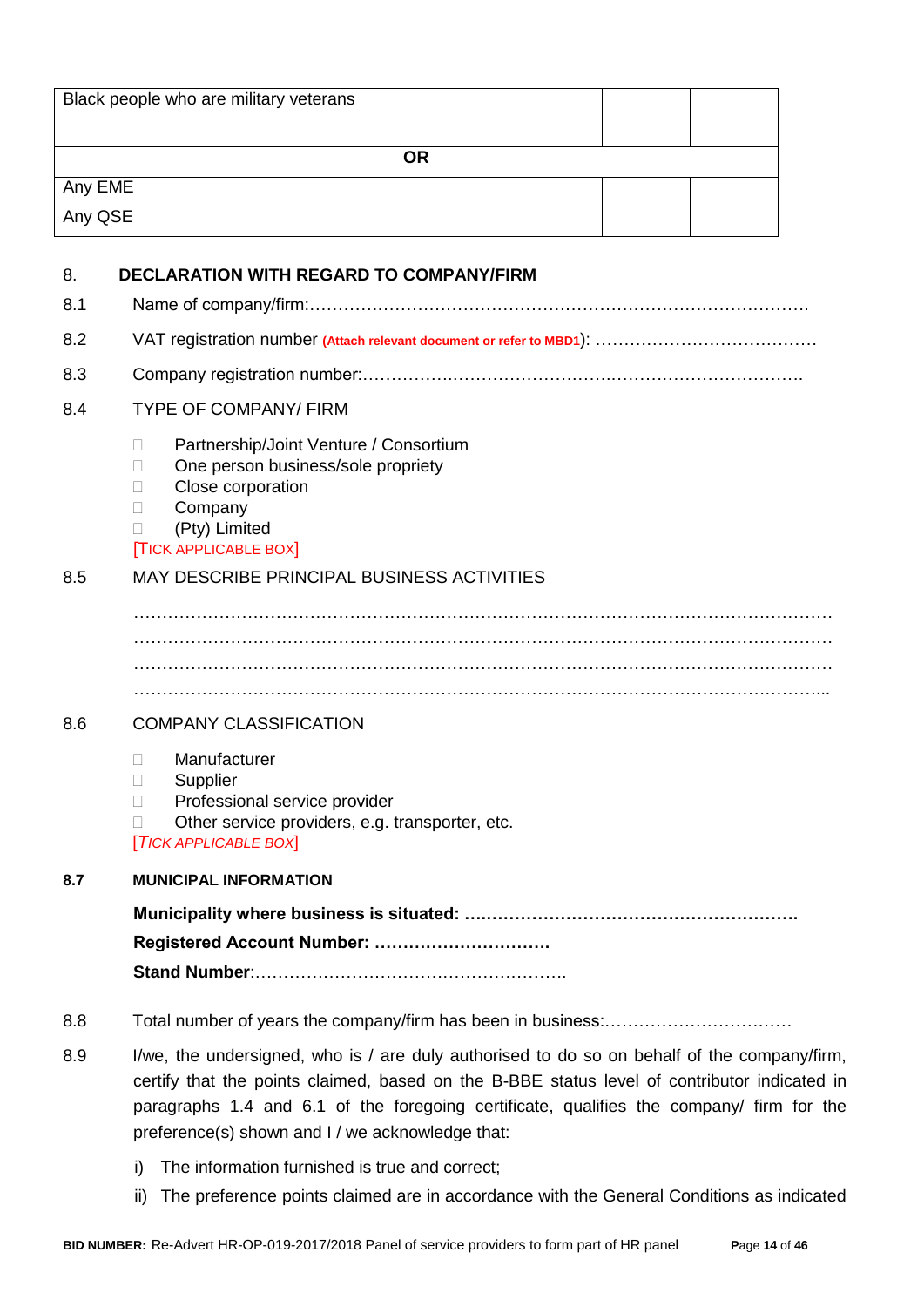| Black people who are military veterans | | |
|---|---|---|
| **OR** | | |
| Any EME | | |
| Any QSE | | |

## 8. DECLARATION WITH REGARD TO COMPANY/FIRM

8.1 Name of company/firm:…………………………………………………………………………….

8.2 VAT registration number **(Attach relevant document or refer to MBD1)**: …………………………………

8.3 Company registration number:……………….……………………….…………………………….

8.4 TYPE OF COMPANY/ FIRM

- ☐ Partnership/Joint Venture / Consortium
- ☐ One person business/sole propriety
- ☐ Close corporation
- ☐ Company
- ☐ (Pty) Limited

[TICK APPLICABLE BOX]

8.5 MAY DESCRIBE PRINCIPAL BUSINESS ACTIVITIES

…………………………………………………………………………………………………………
…………………………………………………………………………………………………………
…………………………………………………………………………………………………………
………………………………………………………………………………………………………...

8.6 COMPANY CLASSIFICATION

- ☐ Manufacturer
- ☐ Supplier
- ☐ Professional service provider
- ☐ Other service providers, e.g. transporter, etc.

*[TICK APPLICABLE BOX]*

**8.7 MUNICIPAL INFORMATION**

**Municipality where business is situated: ………………………………………………….**

**Registered Account Number: ………………………….**

**Stand Number**:……………………………………………….

8.8 Total number of years the company/firm has been in business:……………………………

8.9 I/we, the undersigned, who is / are duly authorised to do so on behalf of the company/firm, certify that the points claimed, based on the B-BBE status level of contributor indicated in paragraphs 1.4 and 6.1 of the foregoing certificate, qualifies the company/ firm for the preference(s) shown and I / we acknowledge that:

i) The information furnished is true and correct;

ii) The preference points claimed are in accordance with the General Conditions as indicated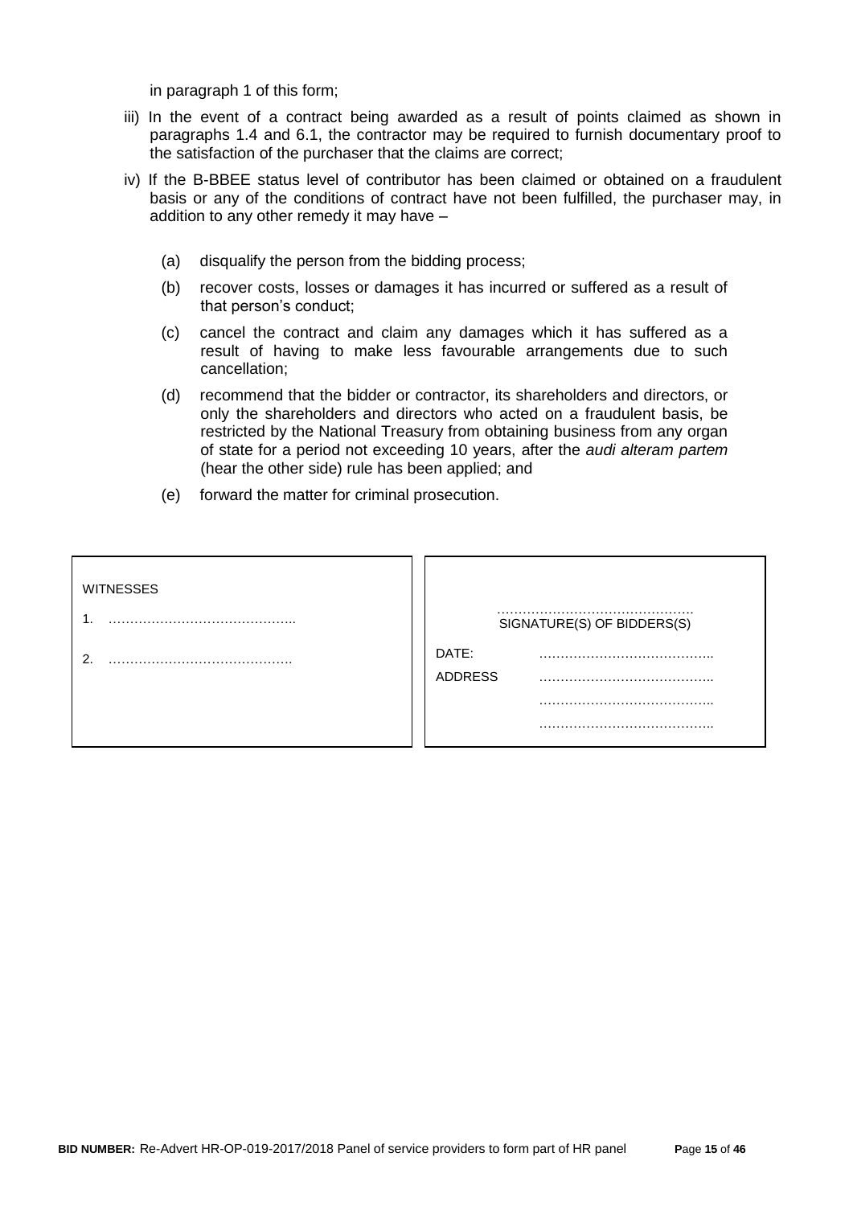in paragraph 1 of this form;

iii) In the event of a contract being awarded as a result of points claimed as shown in paragraphs 1.4 and 6.1, the contractor may be required to furnish documentary proof to the satisfaction of the purchaser that the claims are correct;

iv) If the B-BBEE status level of contributor has been claimed or obtained on a fraudulent basis or any of the conditions of contract have not been fulfilled, the purchaser may, in addition to any other remedy it may have –

   (a) disqualify the person from the bidding process;

   (b) recover costs, losses or damages it has incurred or suffered as a result of that person's conduct;

   (c) cancel the contract and claim any damages which it has suffered as a result of having to make less favourable arrangements due to such cancellation;

   (d) recommend that the bidder or contractor, its shareholders and directors, or only the shareholders and directors who acted on a fraudulent basis, be restricted by the National Treasury from obtaining business from any organ of state for a period not exceeding 10 years, after the *audi alteram partem* (hear the other side) rule has been applied; and

   (e) forward the matter for criminal prosecution.

| WITNESSES | |
|---|---|
| 1. …………………………………….. | ………………………………………. SIGNATURE(S) OF BIDDERS(S) |
| 2. ……………………………………. | DATE: ………………………………….. |
| | ADDRESS ………………………………….. |
| | ………………………………….. |
| | ………………………………….. |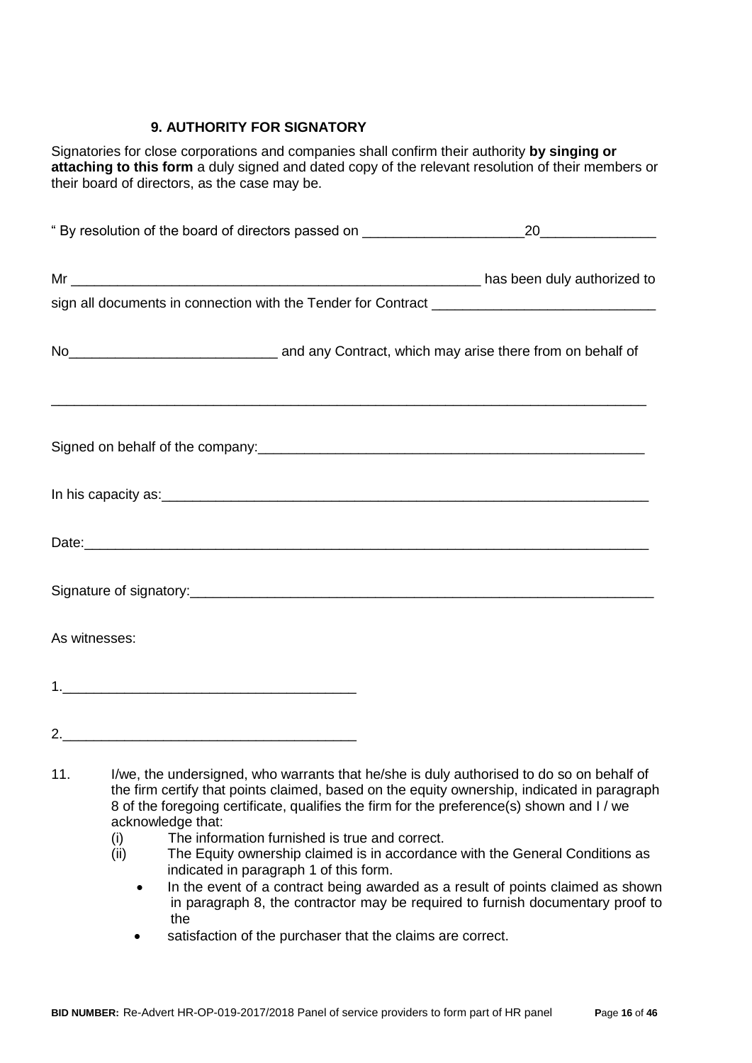### 9. AUTHORITY FOR SIGNATORY

Signatories for close corporations and companies shall confirm their authority **by singing or attaching to this form** a duly signed and dated copy of the relevant resolution of their members or their board of directors, as the case may be.

" By resolution of the board of directors passed on _____________________20_______________

Mr _______________________________________________________ has been duly authorized to sign all documents in connection with the Tender for Contract _____________________________

No___________________________ and any Contract, which may arise there from on behalf of

_____________________________________________________________________________

Signed on behalf of the company:_____________________________________________________

In his capacity as:_________________________________________________________________

Date:___________________________________________________________________________

Signature of signatory:______________________________________________________________

As witnesses:

1._____________________________________

2._____________________________________

11. I/we, the undersigned, who warrants that he/she is duly authorised to do so on behalf of the firm certify that points claimed, based on the equity ownership, indicated in paragraph 8 of the foregoing certificate, qualifies the firm for the preference(s) shown and I / we acknowledge that:
    (i) The information furnished is true and correct.
    (ii) The Equity ownership claimed is in accordance with the General Conditions as indicated in paragraph 1 of this form.
    - In the event of a contract being awarded as a result of points claimed as shown in paragraph 8, the contractor may be required to furnish documentary proof to the
    - satisfaction of the purchaser that the claims are correct.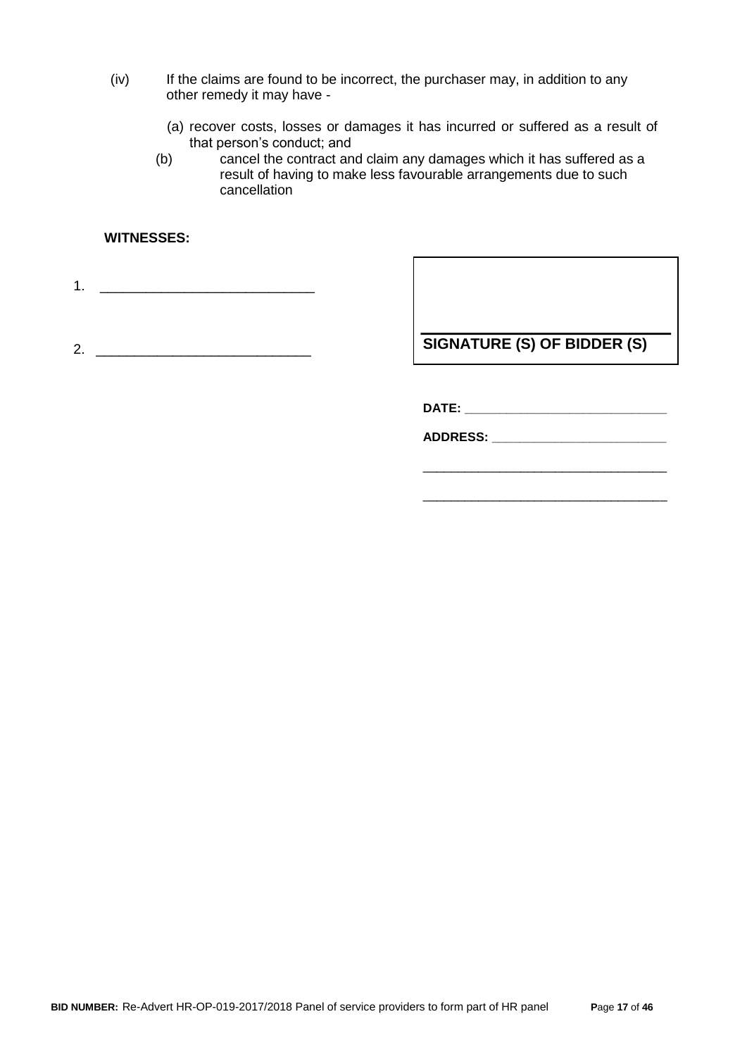(iv) If the claims are found to be incorrect, the purchaser may, in addition to any other remedy it may have -

(a) recover costs, losses or damages it has incurred or suffered as a result of that person's conduct; and

(b) cancel the contract and claim any damages which it has suffered as a result of having to make less favourable arrangements due to such cancellation

**WITNESSES:**

1. ____________________________

2. ____________________________

**SIGNATURE (S) OF BIDDER (S)**

**DATE:** ____________________________

**ADDRESS:** ____________________________

____________________________________

____________________________________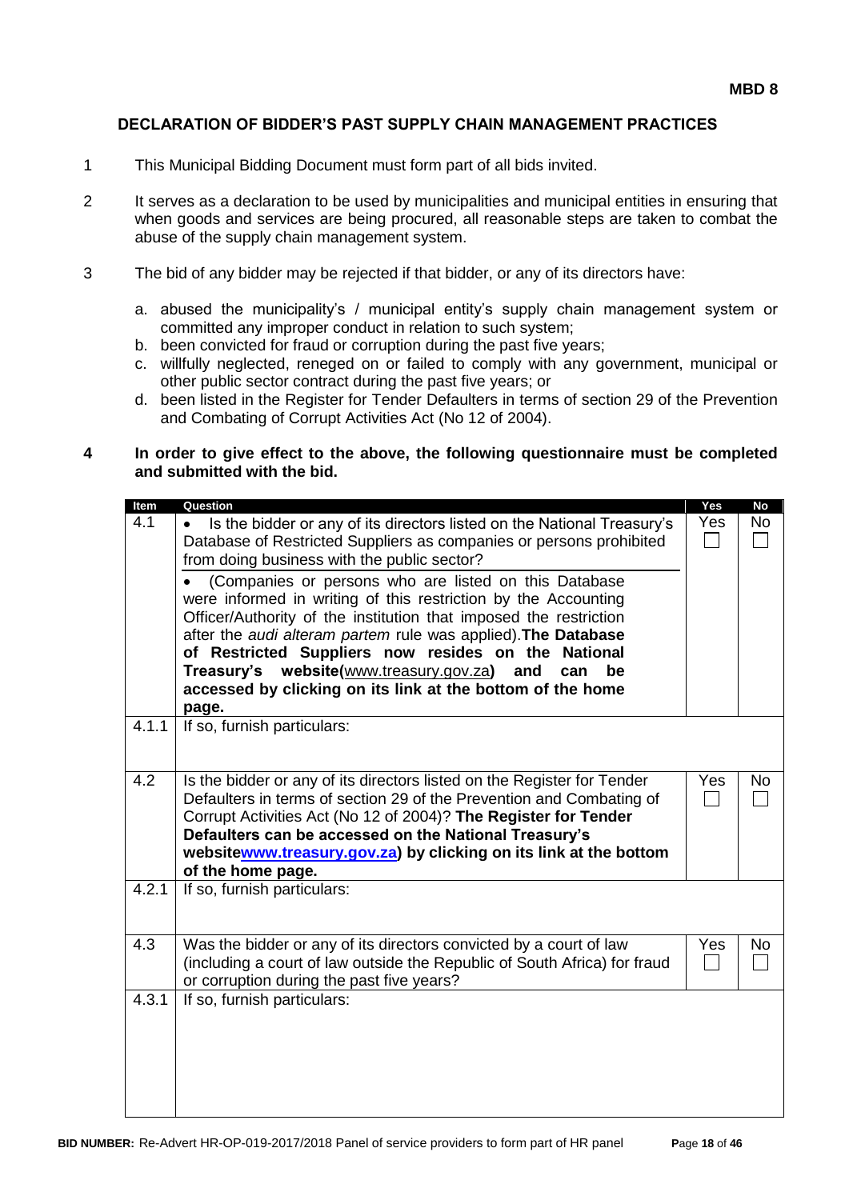**MBD 8**

## DECLARATION OF BIDDER'S PAST SUPPLY CHAIN MANAGEMENT PRACTICES

1. This Municipal Bidding Document must form part of all bids invited.

2. It serves as a declaration to be used by municipalities and municipal entities in ensuring that when goods and services are being procured, all reasonable steps are taken to combat the abuse of the supply chain management system.

3. The bid of any bidder may be rejected if that bidder, or any of its directors have:

   a. abused the municipality's / municipal entity's supply chain management system or committed any improper conduct in relation to such system;
   b. been convicted for fraud or corruption during the past five years;
   c. willfully neglected, reneged on or failed to comply with any government, municipal or other public sector contract during the past five years; or
   d. been listed in the Register for Tender Defaulters in terms of section 29 of the Prevention and Combating of Corrupt Activities Act (No 12 of 2004).

4. **In order to give effect to the above, the following questionnaire must be completed and submitted with the bid.**

| Item | Question | Yes | No |
|---|---|---|---|
| 4.1 | • Is the bidder or any of its directors listed on the National Treasury's Database of Restricted Suppliers as companies or persons prohibited from doing business with the public sector?<br>• (Companies or persons who are listed on this Database were informed in writing of this restriction by the Accounting Officer/Authority of the institution that imposed the restriction after the *audi alteram partem* rule was applied). **The Database of Restricted Suppliers now resides on the National Treasury's website(www.treasury.gov.za) and can be accessed by clicking on its link at the bottom of the home page.** | Yes ☐ | No ☐ |
| 4.1.1 | If so, furnish particulars: | | |
| 4.2 | Is the bidder or any of its directors listed on the Register for Tender Defaulters in terms of section 29 of the Prevention and Combating of Corrupt Activities Act (No 12 of 2004)? **The Register for Tender Defaulters can be accessed on the National Treasury's websitewww.treasury.gov.za) by clicking on its link at the bottom of the home page.** | Yes ☐ | No ☐ |
| 4.2.1 | If so, furnish particulars: | | |
| 4.3 | Was the bidder or any of its directors convicted by a court of law (including a court of law outside the Republic of South Africa) for fraud or corruption during the past five years? | Yes ☐ | No ☐ |
| 4.3.1 | If so, furnish particulars: | | |

**BID NUMBER:** Re-Advert HR-OP-019-2017/2018 Panel of service providers to form part of HR panel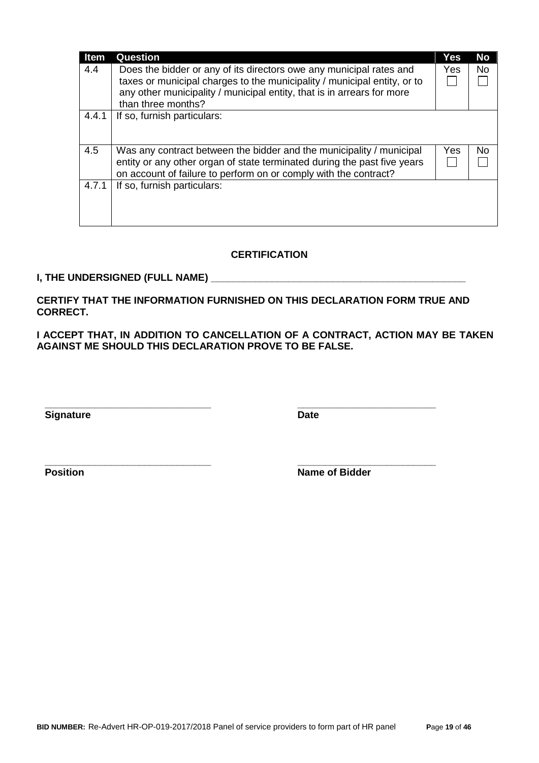| Item | Question | Yes | No |
|---|---|---|---|
| 4.4 | Does the bidder or any of its directors owe any municipal rates and taxes or municipal charges to the municipality / municipal entity, or to any other municipality / municipal entity, that is in arrears for more than three months? | Yes ☐ | No ☐ |
| 4.4.1 | If so, furnish particulars: | | |
| 4.5 | Was any contract between the bidder and the municipality / municipal entity or any other organ of state terminated during the past five years on account of failure to perform on or comply with the contract? | Yes ☐ | No ☐ |
| 4.7.1 | If so, furnish particulars: | | |

**CERTIFICATION**

**I, THE UNDERSIGNED (FULL NAME) ______________________________________________**

**CERTIFY THAT THE INFORMATION FURNISHED ON THIS DECLARATION FORM TRUE AND CORRECT.**

**I ACCEPT THAT, IN ADDITION TO CANCELLATION OF A CONTRACT, ACTION MAY BE TAKEN AGAINST ME SHOULD THIS DECLARATION PROVE TO BE FALSE.**

_____________________________ _________________________

**Signature** **Date**

_____________________________ _________________________

**Position** **Name of Bidder**

**BID NUMBER:** Re-Advert HR-OP-019-2017/2018 Panel of service providers to form part of HR panel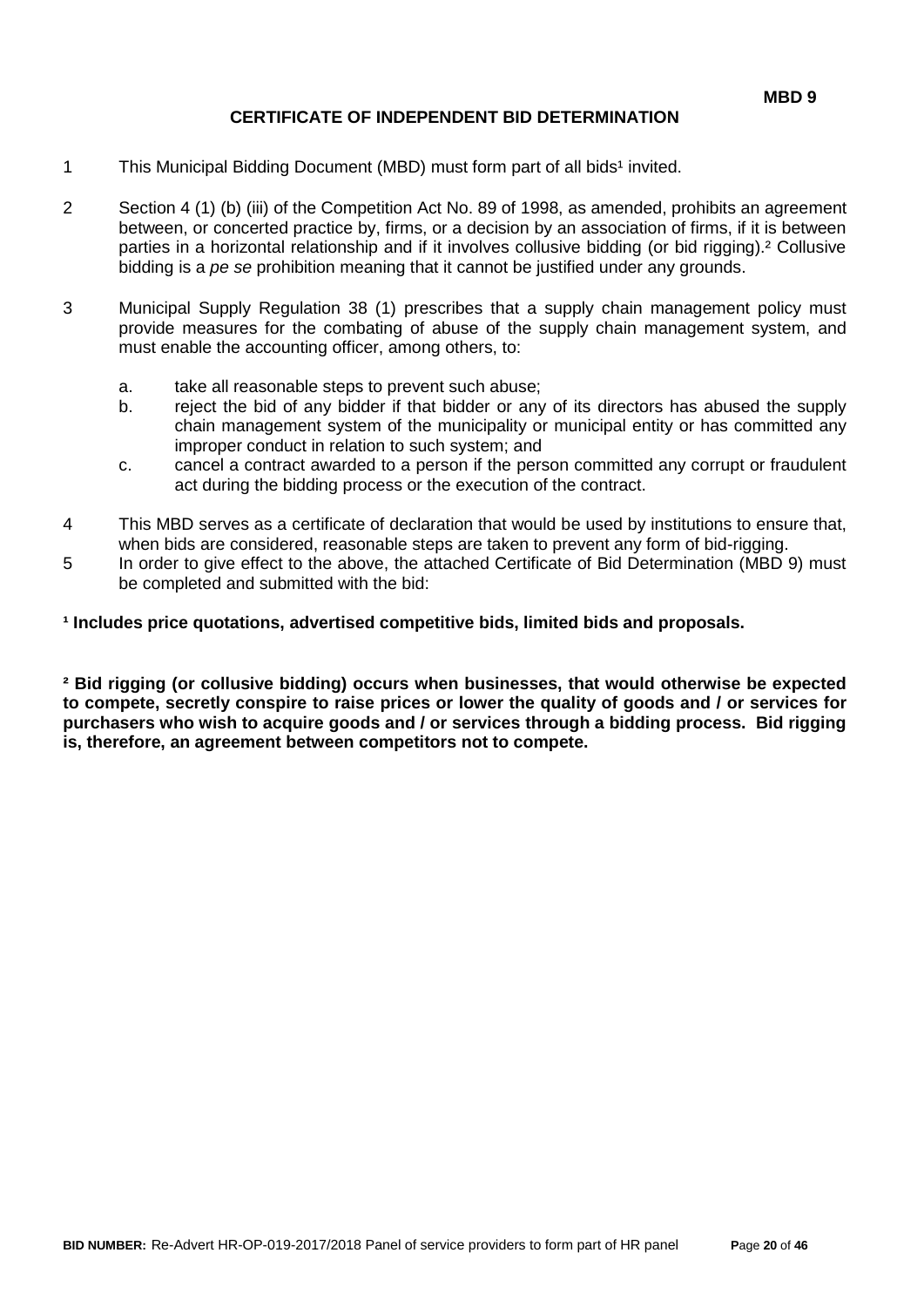**MBD 9**

# CERTIFICATE OF INDEPENDENT BID DETERMINATION

1 This Municipal Bidding Document (MBD) must form part of all bids[1] invited.

2 Section 4 (1) (b) (iii) of the Competition Act No. 89 of 1998, as amended, prohibits an agreement between, or concerted practice by, firms, or a decision by an association of firms, if it is between parties in a horizontal relationship and if it involves collusive bidding (or bid rigging).[2] Collusive bidding is a *pe se* prohibition meaning that it cannot be justified under any grounds.

3 Municipal Supply Regulation 38 (1) prescribes that a supply chain management policy must provide measures for the combating of abuse of the supply chain management system, and must enable the accounting officer, among others, to:

   a. take all reasonable steps to prevent such abuse;
   b. reject the bid of any bidder if that bidder or any of its directors has abused the supply chain management system of the municipality or municipal entity or has committed any improper conduct in relation to such system; and
   c. cancel a contract awarded to a person if the person committed any corrupt or fraudulent act during the bidding process or the execution of the contract.

4 This MBD serves as a certificate of declaration that would be used by institutions to ensure that, when bids are considered, reasonable steps are taken to prevent any form of bid-rigging.

5 In order to give effect to the above, the attached Certificate of Bid Determination (MBD 9) must be completed and submitted with the bid:

**[1] Includes price quotations, advertised competitive bids, limited bids and proposals.**

**[2] Bid rigging (or collusive bidding) occurs when businesses, that would otherwise be expected to compete, secretly conspire to raise prices or lower the quality of goods and / or services for purchasers who wish to acquire goods and / or services through a bidding process. Bid rigging is, therefore, an agreement between competitors not to compete.**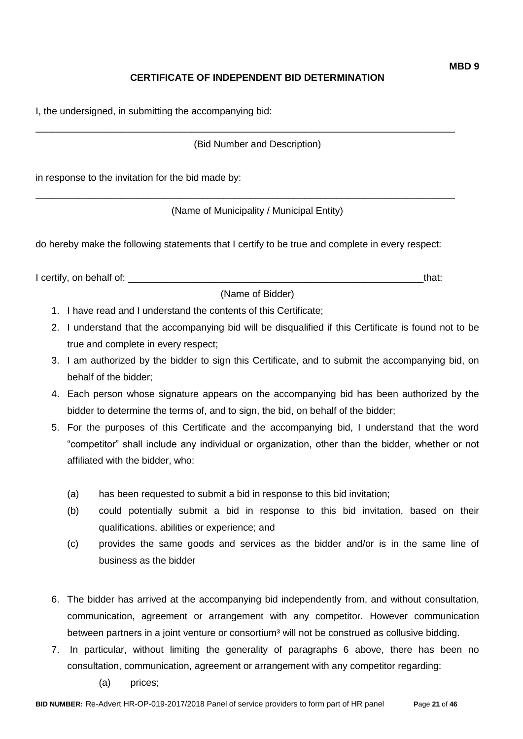**MBD 9**

# CERTIFICATE OF INDEPENDENT BID DETERMINATION

I, the undersigned, in submitting the accompanying bid:

\_\_\_\_\_\_\_\_\_\_\_\_\_\_\_\_\_\_\_\_\_\_\_\_\_\_\_\_\_\_\_\_\_\_\_\_\_\_\_\_\_\_\_\_\_\_\_\_\_\_\_\_\_\_\_\_\_\_\_\_\_\_\_\_\_\_\_\_\_\_\_\_\_\_\_\_

(Bid Number and Description)

in response to the invitation for the bid made by:

\_\_\_\_\_\_\_\_\_\_\_\_\_\_\_\_\_\_\_\_\_\_\_\_\_\_\_\_\_\_\_\_\_\_\_\_\_\_\_\_\_\_\_\_\_\_\_\_\_\_\_\_\_\_\_\_\_\_\_\_\_\_\_\_\_\_\_\_\_\_\_\_\_\_\_\_

(Name of Municipality / Municipal Entity)

do hereby make the following statements that I certify to be true and complete in every respect:

I certify, on behalf of: \_\_\_\_\_\_\_\_\_\_\_\_\_\_\_\_\_\_\_\_\_\_\_\_\_\_\_\_\_\_\_\_\_\_\_\_\_\_\_\_\_\_\_\_\_\_\_\_\_\_\_\_\_\_that:

(Name of Bidder)

1. I have read and I understand the contents of this Certificate;
2. I understand that the accompanying bid will be disqualified if this Certificate is found not to be true and complete in every respect;
3. I am authorized by the bidder to sign this Certificate, and to submit the accompanying bid, on behalf of the bidder;
4. Each person whose signature appears on the accompanying bid has been authorized by the bidder to determine the terms of, and to sign, the bid, on behalf of the bidder;
5. For the purposes of this Certificate and the accompanying bid, I understand that the word "competitor" shall include any individual or organization, other than the bidder, whether or not affiliated with the bidder, who:

   (a) has been requested to submit a bid in response to this bid invitation;

   (b) could potentially submit a bid in response to this bid invitation, based on their qualifications, abilities or experience; and

   (c) provides the same goods and services as the bidder and/or is in the same line of business as the bidder

6. The bidder has arrived at the accompanying bid independently from, and without consultation, communication, agreement or arrangement with any competitor. However communication between partners in a joint venture or consortium[3] will not be construed as collusive bidding.
7. In particular, without limiting the generality of paragraphs 6 above, there has been no consultation, communication, agreement or arrangement with any competitor regarding:

   (a) prices;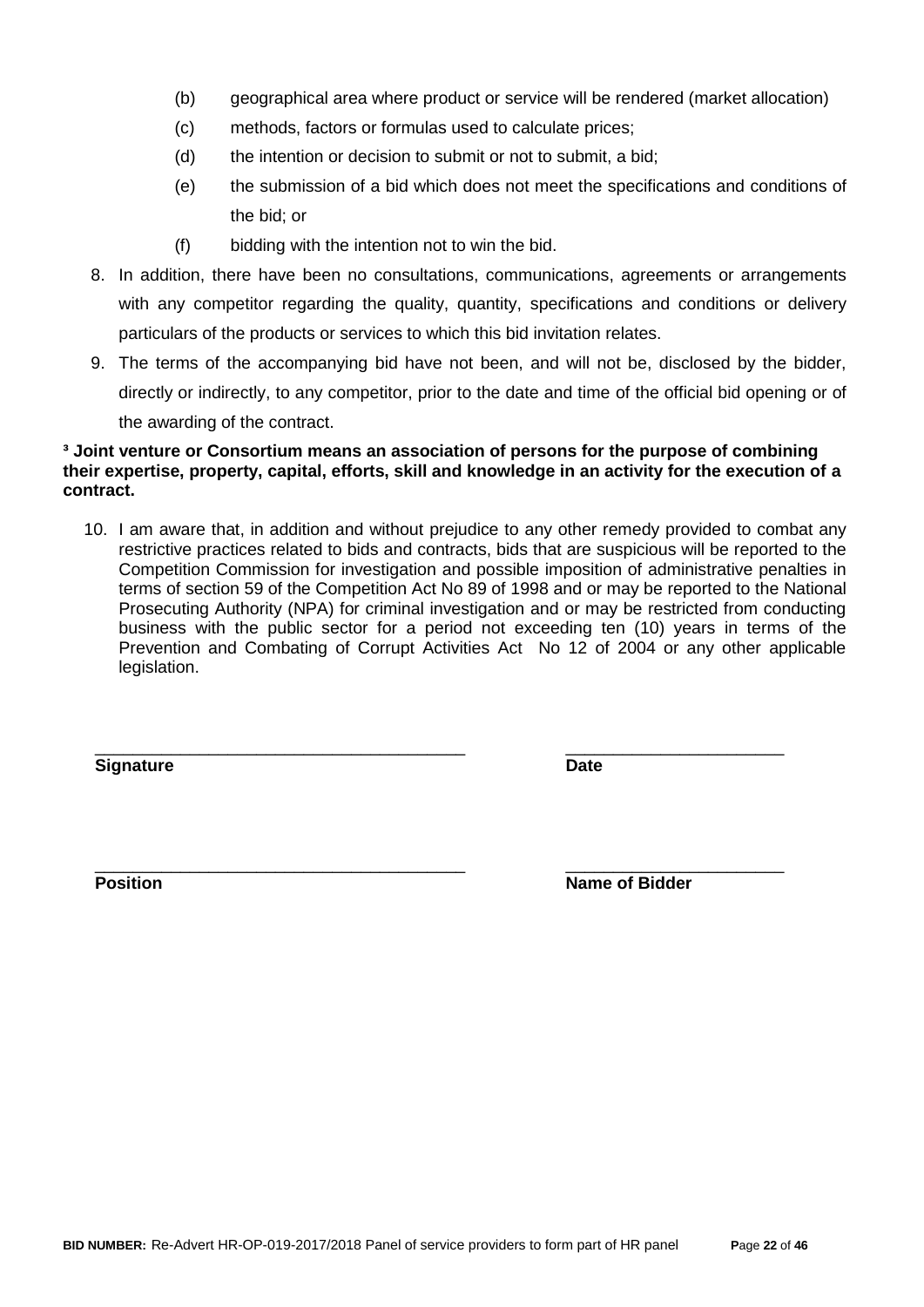(b) geographical area where product or service will be rendered (market allocation)

(c) methods, factors or formulas used to calculate prices;

(d) the intention or decision to submit or not to submit, a bid;

(e) the submission of a bid which does not meet the specifications and conditions of the bid; or

(f) bidding with the intention not to win the bid.

8. In addition, there have been no consultations, communications, agreements or arrangements with any competitor regarding the quality, quantity, specifications and conditions or delivery particulars of the products or services to which this bid invitation relates.

9. The terms of the accompanying bid have not been, and will not be, disclosed by the bidder, directly or indirectly, to any competitor, prior to the date and time of the official bid opening or of the awarding of the contract.

**[3] Joint venture or Consortium means an association of persons for the purpose of combining their expertise, property, capital, efforts, skill and knowledge in an activity for the execution of a contract.**

10. I am aware that, in addition and without prejudice to any other remedy provided to combat any restrictive practices related to bids and contracts, bids that are suspicious will be reported to the Competition Commission for investigation and possible imposition of administrative penalties in terms of section 59 of the Competition Act No 89 of 1998 and or may be reported to the National Prosecuting Authority (NPA) for criminal investigation and or may be restricted from conducting business with the public sector for a period not exceeding ten (10) years in terms of the Prevention and Combating of Corrupt Activities Act No 12 of 2004 or any other applicable legislation.

_______________________________________ &nbsp;&nbsp;&nbsp;&nbsp;&nbsp;&nbsp;&nbsp;&nbsp; _______________________

**Signature** &nbsp;&nbsp;&nbsp;&nbsp;&nbsp;&nbsp;&nbsp;&nbsp;&nbsp;&nbsp;&nbsp;&nbsp;&nbsp;&nbsp;&nbsp;&nbsp;&nbsp;&nbsp;&nbsp;&nbsp;&nbsp;&nbsp;&nbsp;&nbsp;&nbsp;&nbsp;&nbsp;&nbsp;&nbsp;&nbsp;&nbsp;&nbsp;&nbsp;&nbsp;&nbsp;&nbsp;&nbsp;&nbsp;&nbsp;&nbsp; **Date**

_______________________________________ &nbsp;&nbsp;&nbsp;&nbsp;&nbsp;&nbsp;&nbsp;&nbsp; _______________________

**Position** &nbsp;&nbsp;&nbsp;&nbsp;&nbsp;&nbsp;&nbsp;&nbsp;&nbsp;&nbsp;&nbsp;&nbsp;&nbsp;&nbsp;&nbsp;&nbsp;&nbsp;&nbsp;&nbsp;&nbsp;&nbsp;&nbsp;&nbsp;&nbsp;&nbsp;&nbsp;&nbsp;&nbsp;&nbsp;&nbsp;&nbsp;&nbsp;&nbsp;&nbsp;&nbsp;&nbsp;&nbsp;&nbsp;&nbsp;&nbsp; **Name of Bidder**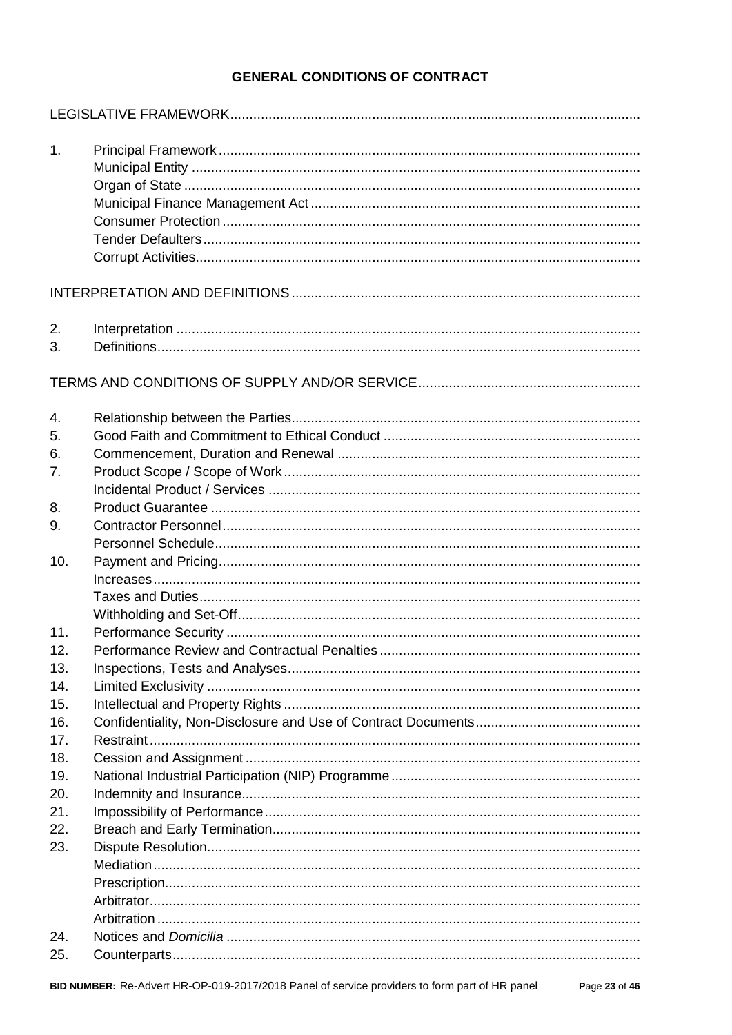# GENERAL CONDITIONS OF CONTRACT

LEGISLATIVE FRAMEWORK

1. Principal Framework
   - Municipal Entity
   - Organ of State
   - Municipal Finance Management Act
   - Consumer Protection
   - Tender Defaulters
   - Corrupt Activities

INTERPRETATION AND DEFINITIONS

2. Interpretation
3. Definitions

TERMS AND CONDITIONS OF SUPPLY AND/OR SERVICE

4. Relationship between the Parties
5. Good Faith and Commitment to Ethical Conduct
6. Commencement, Duration and Renewal
7. Product Scope / Scope of Work
   - Incidental Product / Services
8. Product Guarantee
9. Contractor Personnel
   - Personnel Schedule
10. Payment and Pricing
    - Increases
    - Taxes and Duties
    - Withholding and Set-Off
11. Performance Security
12. Performance Review and Contractual Penalties
13. Inspections, Tests and Analyses
14. Limited Exclusivity
15. Intellectual and Property Rights
16. Confidentiality, Non-Disclosure and Use of Contract Documents
17. Restraint
18. Cession and Assignment
19. National Industrial Participation (NIP) Programme
20. Indemnity and Insurance
21. Impossibility of Performance
22. Breach and Early Termination
23. Dispute Resolution
    - Mediation
    - Prescription
    - Arbitrator
    - Arbitration
24. Notices and *Domicilia*
25. Counterparts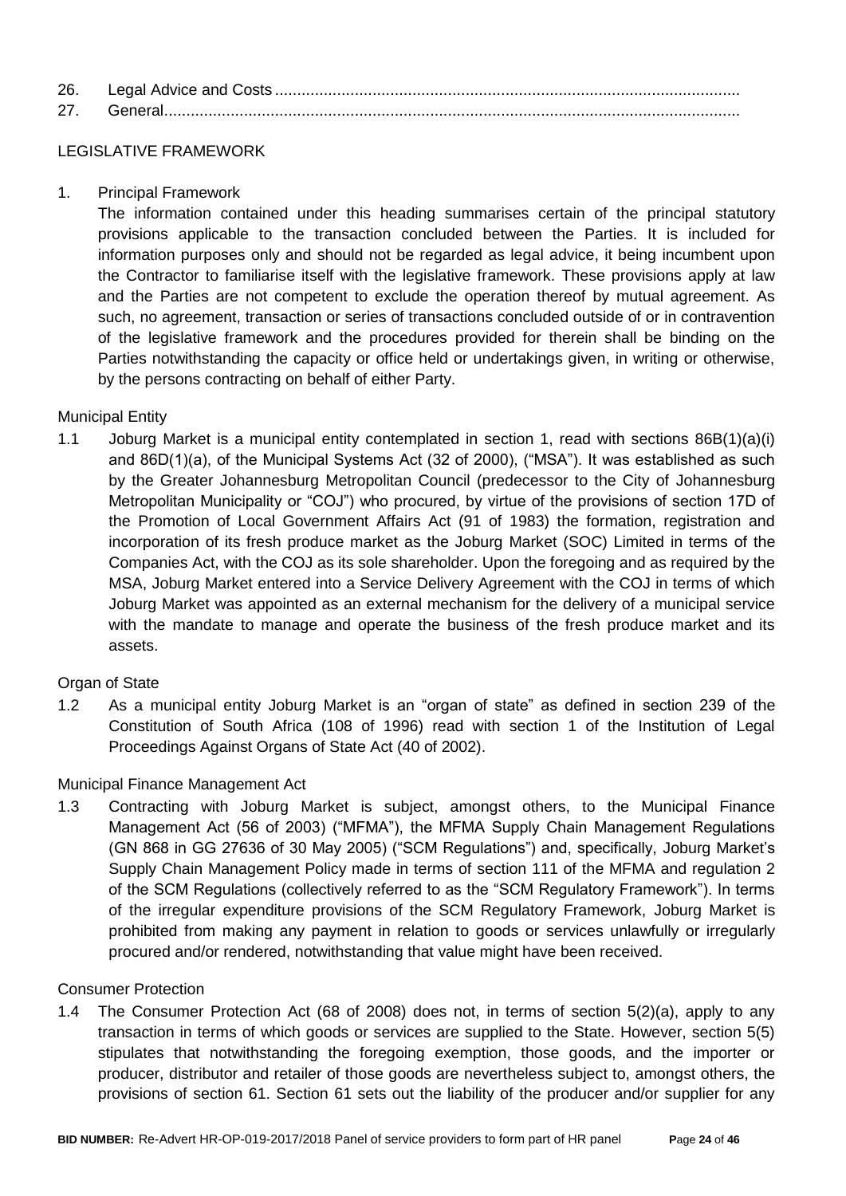26. Legal Advice and Costs .........................................................................................................
27. General.................................................................................................................................

LEGISLATIVE FRAMEWORK

1. Principal Framework

   The information contained under this heading summarises certain of the principal statutory provisions applicable to the transaction concluded between the Parties. It is included for information purposes only and should not be regarded as legal advice, it being incumbent upon the Contractor to familiarise itself with the legislative framework. These provisions apply at law and the Parties are not competent to exclude the operation thereof by mutual agreement. As such, no agreement, transaction or series of transactions concluded outside of or in contravention of the legislative framework and the procedures provided for therein shall be binding on the Parties notwithstanding the capacity or office held or undertakings given, in writing or otherwise, by the persons contracting on behalf of either Party.

Municipal Entity

1.1 Joburg Market is a municipal entity contemplated in section 1, read with sections 86B(1)(a)(i) and 86D(1)(a), of the Municipal Systems Act (32 of 2000), ("MSA"). It was established as such by the Greater Johannesburg Metropolitan Council (predecessor to the City of Johannesburg Metropolitan Municipality or "COJ") who procured, by virtue of the provisions of section 17D of the Promotion of Local Government Affairs Act (91 of 1983) the formation, registration and incorporation of its fresh produce market as the Joburg Market (SOC) Limited in terms of the Companies Act, with the COJ as its sole shareholder. Upon the foregoing and as required by the MSA, Joburg Market entered into a Service Delivery Agreement with the COJ in terms of which Joburg Market was appointed as an external mechanism for the delivery of a municipal service with the mandate to manage and operate the business of the fresh produce market and its assets.

Organ of State

1.2 As a municipal entity Joburg Market is an "organ of state" as defined in section 239 of the Constitution of South Africa (108 of 1996) read with section 1 of the Institution of Legal Proceedings Against Organs of State Act (40 of 2002).

Municipal Finance Management Act

1.3 Contracting with Joburg Market is subject, amongst others, to the Municipal Finance Management Act (56 of 2003) ("MFMA"), the MFMA Supply Chain Management Regulations (GN 868 in GG 27636 of 30 May 2005) ("SCM Regulations") and, specifically, Joburg Market's Supply Chain Management Policy made in terms of section 111 of the MFMA and regulation 2 of the SCM Regulations (collectively referred to as the "SCM Regulatory Framework"). In terms of the irregular expenditure provisions of the SCM Regulatory Framework, Joburg Market is prohibited from making any payment in relation to goods or services unlawfully or irregularly procured and/or rendered, notwithstanding that value might have been received.

Consumer Protection

1.4 The Consumer Protection Act (68 of 2008) does not, in terms of section 5(2)(a), apply to any transaction in terms of which goods or services are supplied to the State. However, section 5(5) stipulates that notwithstanding the foregoing exemption, those goods, and the importer or producer, distributor and retailer of those goods are nevertheless subject to, amongst others, the provisions of section 61. Section 61 sets out the liability of the producer and/or supplier for any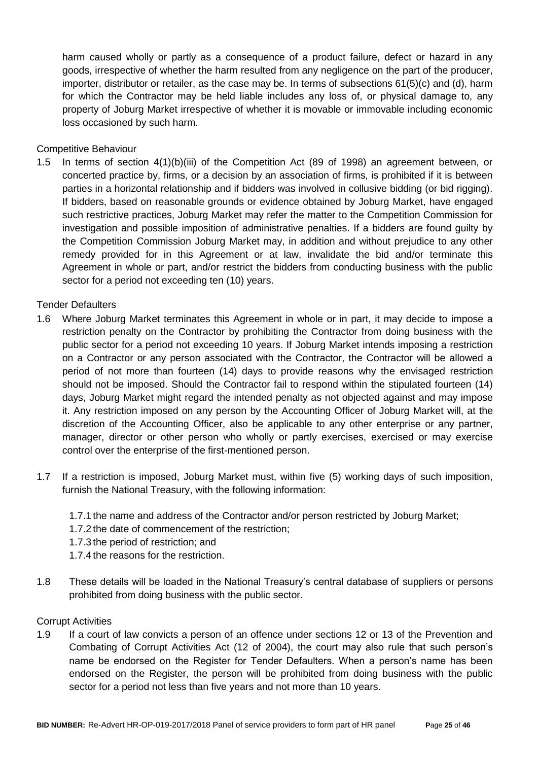harm caused wholly or partly as a consequence of a product failure, defect or hazard in any goods, irrespective of whether the harm resulted from any negligence on the part of the producer, importer, distributor or retailer, as the case may be. In terms of subsections 61(5)(c) and (d), harm for which the Contractor may be held liable includes any loss of, or physical damage to, any property of Joburg Market irrespective of whether it is movable or immovable including economic loss occasioned by such harm.

Competitive Behaviour

1.5 In terms of section 4(1)(b)(iii) of the Competition Act (89 of 1998) an agreement between, or concerted practice by, firms, or a decision by an association of firms, is prohibited if it is between parties in a horizontal relationship and if bidders was involved in collusive bidding (or bid rigging). If bidders, based on reasonable grounds or evidence obtained by Joburg Market, have engaged such restrictive practices, Joburg Market may refer the matter to the Competition Commission for investigation and possible imposition of administrative penalties. If a bidders are found guilty by the Competition Commission Joburg Market may, in addition and without prejudice to any other remedy provided for in this Agreement or at law, invalidate the bid and/or terminate this Agreement in whole or part, and/or restrict the bidders from conducting business with the public sector for a period not exceeding ten (10) years.

Tender Defaulters

1.6 Where Joburg Market terminates this Agreement in whole or in part, it may decide to impose a restriction penalty on the Contractor by prohibiting the Contractor from doing business with the public sector for a period not exceeding 10 years. If Joburg Market intends imposing a restriction on a Contractor or any person associated with the Contractor, the Contractor will be allowed a period of not more than fourteen (14) days to provide reasons why the envisaged restriction should not be imposed. Should the Contractor fail to respond within the stipulated fourteen (14) days, Joburg Market might regard the intended penalty as not objected against and may impose it. Any restriction imposed on any person by the Accounting Officer of Joburg Market will, at the discretion of the Accounting Officer, also be applicable to any other enterprise or any partner, manager, director or other person who wholly or partly exercises, exercised or may exercise control over the enterprise of the first-mentioned person.

1.7 If a restriction is imposed, Joburg Market must, within five (5) working days of such imposition, furnish the National Treasury, with the following information:

1.7.1 the name and address of the Contractor and/or person restricted by Joburg Market;
1.7.2 the date of commencement of the restriction;
1.7.3 the period of restriction; and
1.7.4 the reasons for the restriction.

1.8 These details will be loaded in the National Treasury's central database of suppliers or persons prohibited from doing business with the public sector.

Corrupt Activities

1.9 If a court of law convicts a person of an offence under sections 12 or 13 of the Prevention and Combating of Corrupt Activities Act (12 of 2004), the court may also rule that such person's name be endorsed on the Register for Tender Defaulters. When a person's name has been endorsed on the Register, the person will be prohibited from doing business with the public sector for a period not less than five years and not more than 10 years.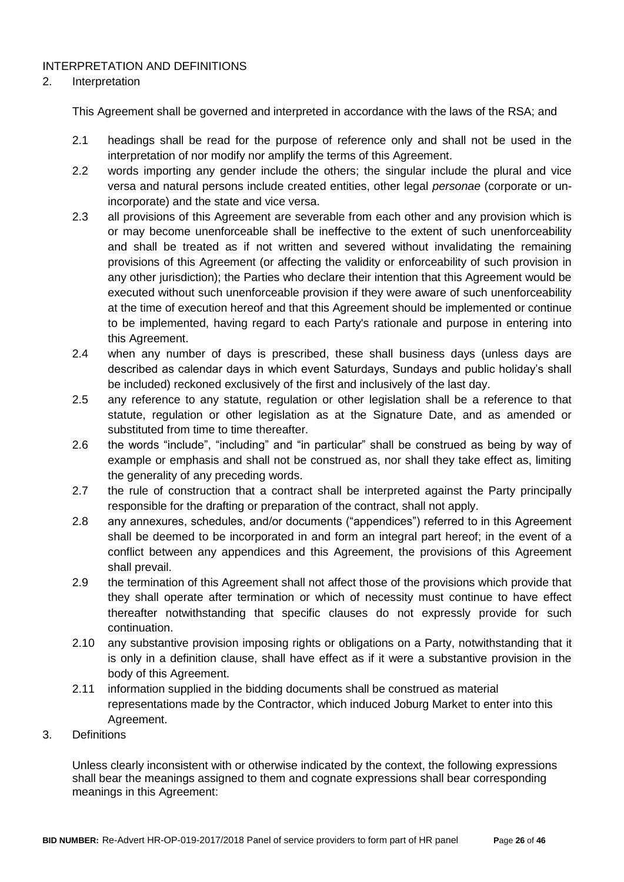INTERPRETATION AND DEFINITIONS

2. Interpretation

This Agreement shall be governed and interpreted in accordance with the laws of the RSA; and

2.1 headings shall be read for the purpose of reference only and shall not be used in the interpretation of nor modify nor amplify the terms of this Agreement.

2.2 words importing any gender include the others; the singular include the plural and vice versa and natural persons include created entities, other legal *personae* (corporate or un-incorporate) and the state and vice versa.

2.3 all provisions of this Agreement are severable from each other and any provision which is or may become unenforceable shall be ineffective to the extent of such unenforceability and shall be treated as if not written and severed without invalidating the remaining provisions of this Agreement (or affecting the validity or enforceability of such provision in any other jurisdiction); the Parties who declare their intention that this Agreement would be executed without such unenforceable provision if they were aware of such unenforceability at the time of execution hereof and that this Agreement should be implemented or continue to be implemented, having regard to each Party's rationale and purpose in entering into this Agreement.

2.4 when any number of days is prescribed, these shall business days (unless days are described as calendar days in which event Saturdays, Sundays and public holiday's shall be included) reckoned exclusively of the first and inclusively of the last day.

2.5 any reference to any statute, regulation or other legislation shall be a reference to that statute, regulation or other legislation as at the Signature Date, and as amended or substituted from time to time thereafter.

2.6 the words "include", "including" and "in particular" shall be construed as being by way of example or emphasis and shall not be construed as, nor shall they take effect as, limiting the generality of any preceding words.

2.7 the rule of construction that a contract shall be interpreted against the Party principally responsible for the drafting or preparation of the contract, shall not apply.

2.8 any annexures, schedules, and/or documents ("appendices") referred to in this Agreement shall be deemed to be incorporated in and form an integral part hereof; in the event of a conflict between any appendices and this Agreement, the provisions of this Agreement shall prevail.

2.9 the termination of this Agreement shall not affect those of the provisions which provide that they shall operate after termination or which of necessity must continue to have effect thereafter notwithstanding that specific clauses do not expressly provide for such continuation.

2.10 any substantive provision imposing rights or obligations on a Party, notwithstanding that it is only in a definition clause, shall have effect as if it were a substantive provision in the body of this Agreement.

2.11 information supplied in the bidding documents shall be construed as material representations made by the Contractor, which induced Joburg Market to enter into this Agreement.

3. Definitions

Unless clearly inconsistent with or otherwise indicated by the context, the following expressions shall bear the meanings assigned to them and cognate expressions shall bear corresponding meanings in this Agreement: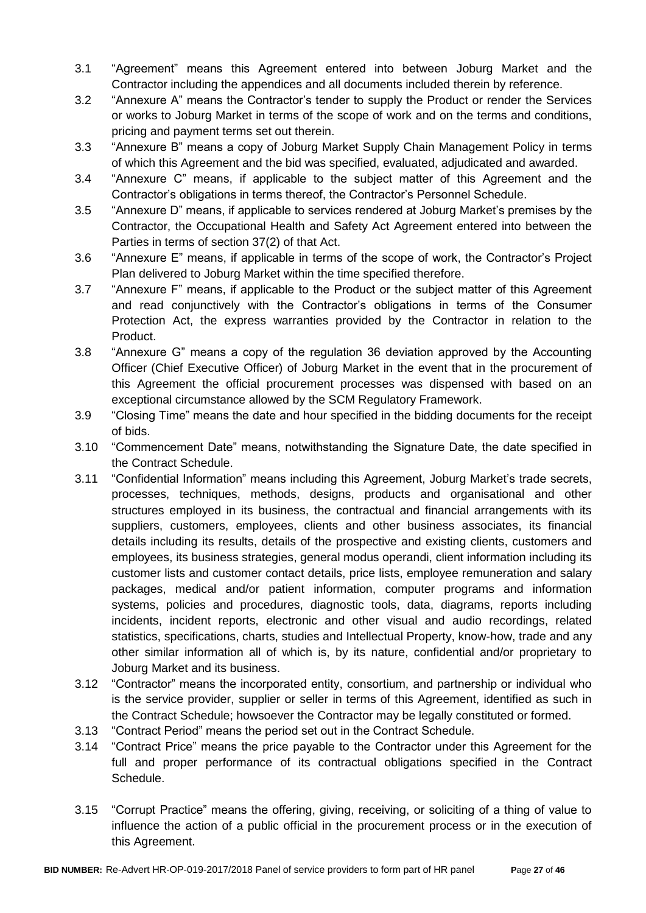3.1 "Agreement" means this Agreement entered into between Joburg Market and the Contractor including the appendices and all documents included therein by reference.

3.2 "Annexure A" means the Contractor's tender to supply the Product or render the Services or works to Joburg Market in terms of the scope of work and on the terms and conditions, pricing and payment terms set out therein.

3.3 "Annexure B" means a copy of Joburg Market Supply Chain Management Policy in terms of which this Agreement and the bid was specified, evaluated, adjudicated and awarded.

3.4 "Annexure C" means, if applicable to the subject matter of this Agreement and the Contractor's obligations in terms thereof, the Contractor's Personnel Schedule.

3.5 "Annexure D" means, if applicable to services rendered at Joburg Market's premises by the Contractor, the Occupational Health and Safety Act Agreement entered into between the Parties in terms of section 37(2) of that Act.

3.6 "Annexure E" means, if applicable in terms of the scope of work, the Contractor's Project Plan delivered to Joburg Market within the time specified therefore.

3.7 "Annexure F" means, if applicable to the Product or the subject matter of this Agreement and read conjunctively with the Contractor's obligations in terms of the Consumer Protection Act, the express warranties provided by the Contractor in relation to the Product.

3.8 "Annexure G" means a copy of the regulation 36 deviation approved by the Accounting Officer (Chief Executive Officer) of Joburg Market in the event that in the procurement of this Agreement the official procurement processes was dispensed with based on an exceptional circumstance allowed by the SCM Regulatory Framework.

3.9 "Closing Time" means the date and hour specified in the bidding documents for the receipt of bids.

3.10 "Commencement Date" means, notwithstanding the Signature Date, the date specified in the Contract Schedule.

3.11 "Confidential Information" means including this Agreement, Joburg Market's trade secrets, processes, techniques, methods, designs, products and organisational and other structures employed in its business, the contractual and financial arrangements with its suppliers, customers, employees, clients and other business associates, its financial details including its results, details of the prospective and existing clients, customers and employees, its business strategies, general modus operandi, client information including its customer lists and customer contact details, price lists, employee remuneration and salary packages, medical and/or patient information, computer programs and information systems, policies and procedures, diagnostic tools, data, diagrams, reports including incidents, incident reports, electronic and other visual and audio recordings, related statistics, specifications, charts, studies and Intellectual Property, know-how, trade and any other similar information all of which is, by its nature, confidential and/or proprietary to Joburg Market and its business.

3.12 "Contractor" means the incorporated entity, consortium, and partnership or individual who is the service provider, supplier or seller in terms of this Agreement, identified as such in the Contract Schedule; howsoever the Contractor may be legally constituted or formed.

3.13 "Contract Period" means the period set out in the Contract Schedule.

3.14 "Contract Price" means the price payable to the Contractor under this Agreement for the full and proper performance of its contractual obligations specified in the Contract Schedule.

3.15 "Corrupt Practice" means the offering, giving, receiving, or soliciting of a thing of value to influence the action of a public official in the procurement process or in the execution of this Agreement.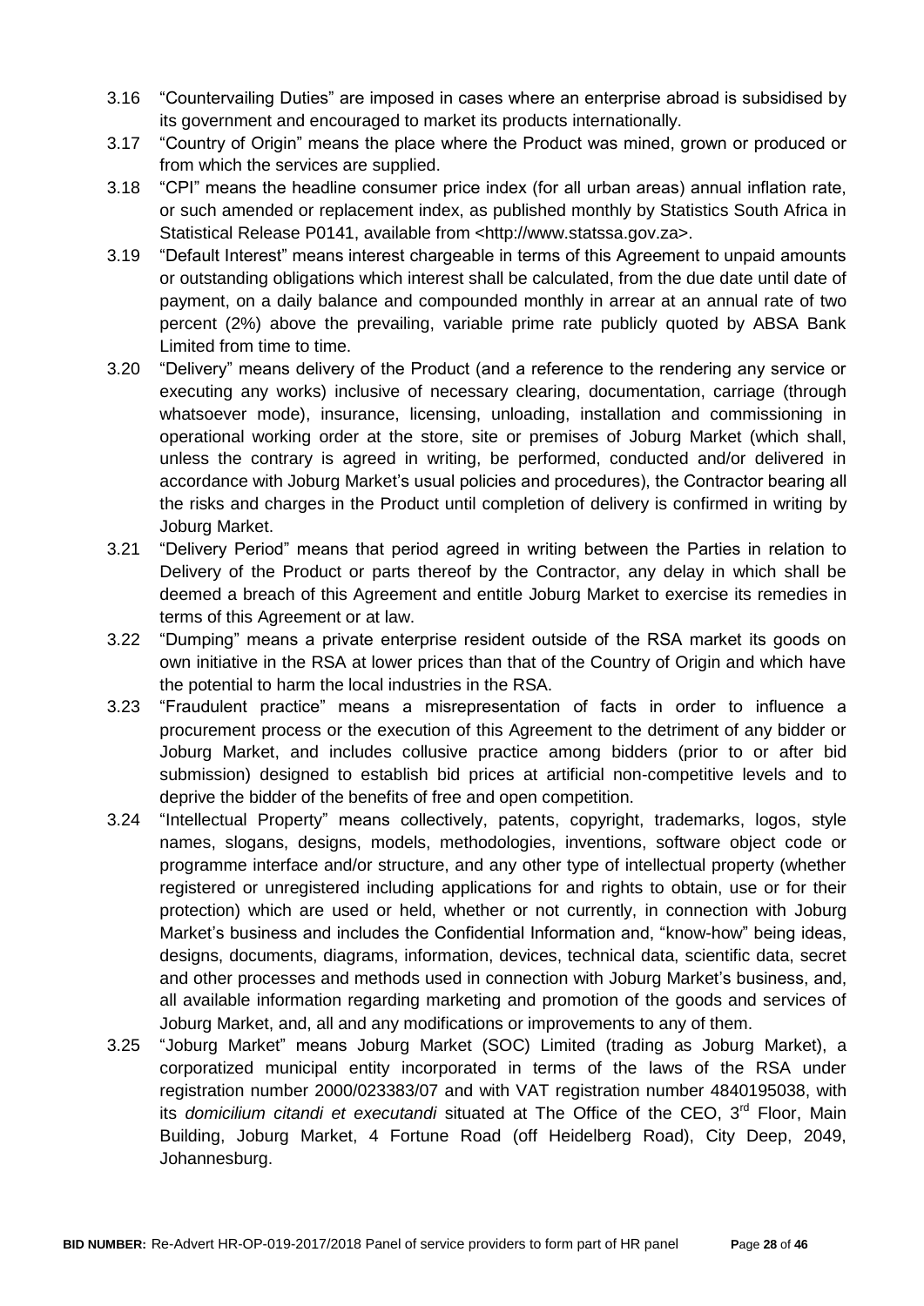3.16 "Countervailing Duties" are imposed in cases where an enterprise abroad is subsidised by its government and encouraged to market its products internationally.

3.17 "Country of Origin" means the place where the Product was mined, grown or produced or from which the services are supplied.

3.18 "CPI" means the headline consumer price index (for all urban areas) annual inflation rate, or such amended or replacement index, as published monthly by Statistics South Africa in Statistical Release P0141, available from <http://www.statssa.gov.za>.

3.19 "Default Interest" means interest chargeable in terms of this Agreement to unpaid amounts or outstanding obligations which interest shall be calculated, from the due date until date of payment, on a daily balance and compounded monthly in arrear at an annual rate of two percent (2%) above the prevailing, variable prime rate publicly quoted by ABSA Bank Limited from time to time.

3.20 "Delivery" means delivery of the Product (and a reference to the rendering any service or executing any works) inclusive of necessary clearing, documentation, carriage (through whatsoever mode), insurance, licensing, unloading, installation and commissioning in operational working order at the store, site or premises of Joburg Market (which shall, unless the contrary is agreed in writing, be performed, conducted and/or delivered in accordance with Joburg Market's usual policies and procedures), the Contractor bearing all the risks and charges in the Product until completion of delivery is confirmed in writing by Joburg Market.

3.21 "Delivery Period" means that period agreed in writing between the Parties in relation to Delivery of the Product or parts thereof by the Contractor, any delay in which shall be deemed a breach of this Agreement and entitle Joburg Market to exercise its remedies in terms of this Agreement or at law.

3.22 "Dumping" means a private enterprise resident outside of the RSA market its goods on own initiative in the RSA at lower prices than that of the Country of Origin and which have the potential to harm the local industries in the RSA.

3.23 "Fraudulent practice" means a misrepresentation of facts in order to influence a procurement process or the execution of this Agreement to the detriment of any bidder or Joburg Market, and includes collusive practice among bidders (prior to or after bid submission) designed to establish bid prices at artificial non-competitive levels and to deprive the bidder of the benefits of free and open competition.

3.24 "Intellectual Property" means collectively, patents, copyright, trademarks, logos, style names, slogans, designs, models, methodologies, inventions, software object code or programme interface and/or structure, and any other type of intellectual property (whether registered or unregistered including applications for and rights to obtain, use or for their protection) which are used or held, whether or not currently, in connection with Joburg Market's business and includes the Confidential Information and, "know-how" being ideas, designs, documents, diagrams, information, devices, technical data, scientific data, secret and other processes and methods used in connection with Joburg Market's business, and, all available information regarding marketing and promotion of the goods and services of Joburg Market, and, all and any modifications or improvements to any of them.

3.25 "Joburg Market" means Joburg Market (SOC) Limited (trading as Joburg Market), a corporatized municipal entity incorporated in terms of the laws of the RSA under registration number 2000/023383/07 and with VAT registration number 4840195038, with its *domicilium citandi et executandi* situated at The Office of the CEO, 3rd Floor, Main Building, Joburg Market, 4 Fortune Road (off Heidelberg Road), City Deep, 2049, Johannesburg.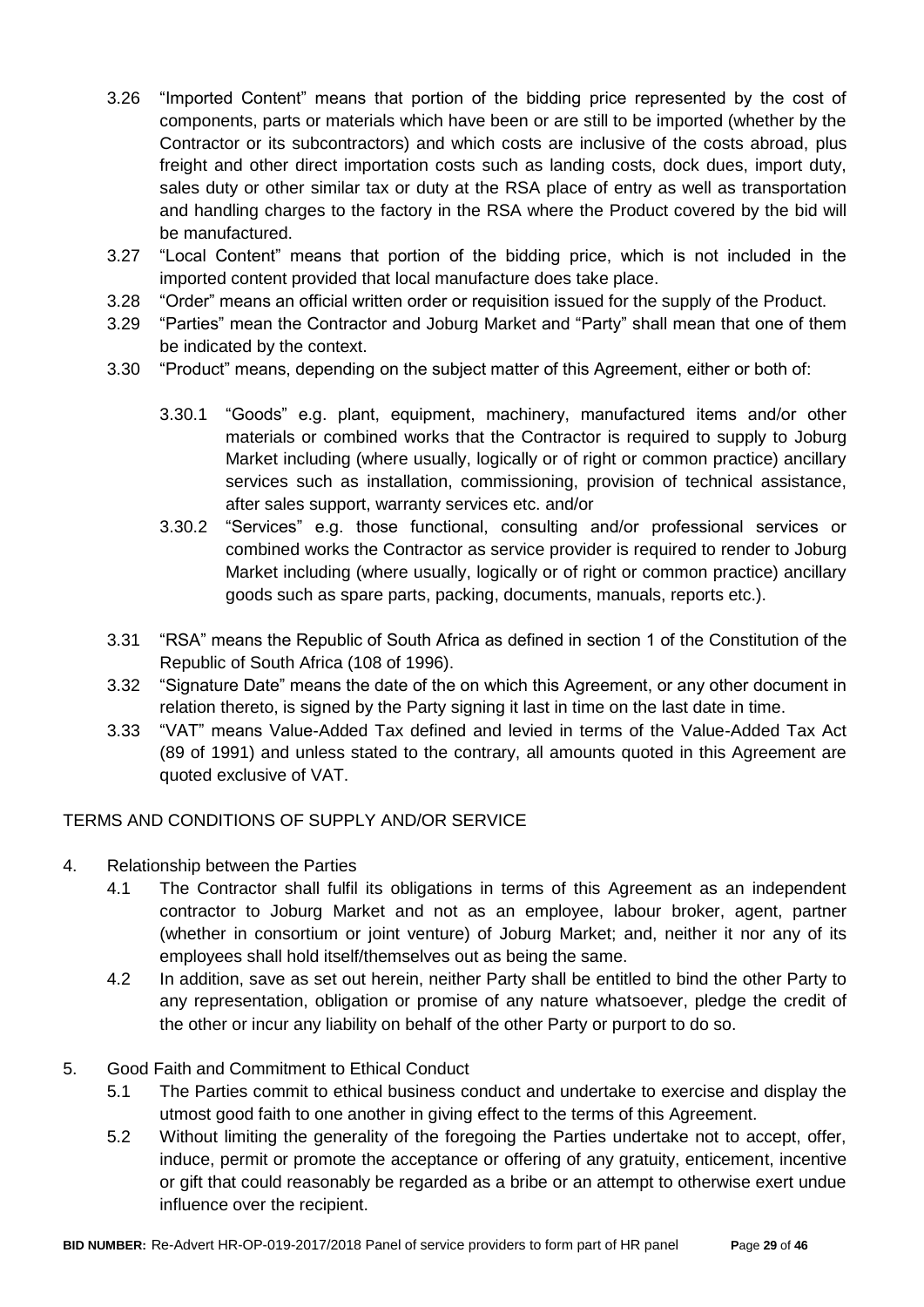3.26 "Imported Content" means that portion of the bidding price represented by the cost of components, parts or materials which have been or are still to be imported (whether by the Contractor or its subcontractors) and which costs are inclusive of the costs abroad, plus freight and other direct importation costs such as landing costs, dock dues, import duty, sales duty or other similar tax or duty at the RSA place of entry as well as transportation and handling charges to the factory in the RSA where the Product covered by the bid will be manufactured.

3.27 "Local Content" means that portion of the bidding price, which is not included in the imported content provided that local manufacture does take place.

3.28 "Order" means an official written order or requisition issued for the supply of the Product.

3.29 "Parties" mean the Contractor and Joburg Market and "Party" shall mean that one of them be indicated by the context.

3.30 "Product" means, depending on the subject matter of this Agreement, either or both of:

3.30.1 "Goods" e.g. plant, equipment, machinery, manufactured items and/or other materials or combined works that the Contractor is required to supply to Joburg Market including (where usually, logically or of right or common practice) ancillary services such as installation, commissioning, provision of technical assistance, after sales support, warranty services etc. and/or

3.30.2 "Services" e.g. those functional, consulting and/or professional services or combined works the Contractor as service provider is required to render to Joburg Market including (where usually, logically or of right or common practice) ancillary goods such as spare parts, packing, documents, manuals, reports etc.).

3.31 "RSA" means the Republic of South Africa as defined in section 1 of the Constitution of the Republic of South Africa (108 of 1996).

3.32 "Signature Date" means the date of the on which this Agreement, or any other document in relation thereto, is signed by the Party signing it last in time on the last date in time.

3.33 "VAT" means Value-Added Tax defined and levied in terms of the Value-Added Tax Act (89 of 1991) and unless stated to the contrary, all amounts quoted in this Agreement are quoted exclusive of VAT.

TERMS AND CONDITIONS OF SUPPLY AND/OR SERVICE

4. Relationship between the Parties

4.1 The Contractor shall fulfil its obligations in terms of this Agreement as an independent contractor to Joburg Market and not as an employee, labour broker, agent, partner (whether in consortium or joint venture) of Joburg Market; and, neither it nor any of its employees shall hold itself/themselves out as being the same.

4.2 In addition, save as set out herein, neither Party shall be entitled to bind the other Party to any representation, obligation or promise of any nature whatsoever, pledge the credit of the other or incur any liability on behalf of the other Party or purport to do so.

5. Good Faith and Commitment to Ethical Conduct

5.1 The Parties commit to ethical business conduct and undertake to exercise and display the utmost good faith to one another in giving effect to the terms of this Agreement.

5.2 Without limiting the generality of the foregoing the Parties undertake not to accept, offer, induce, permit or promote the acceptance or offering of any gratuity, enticement, incentive or gift that could reasonably be regarded as a bribe or an attempt to otherwise exert undue influence over the recipient.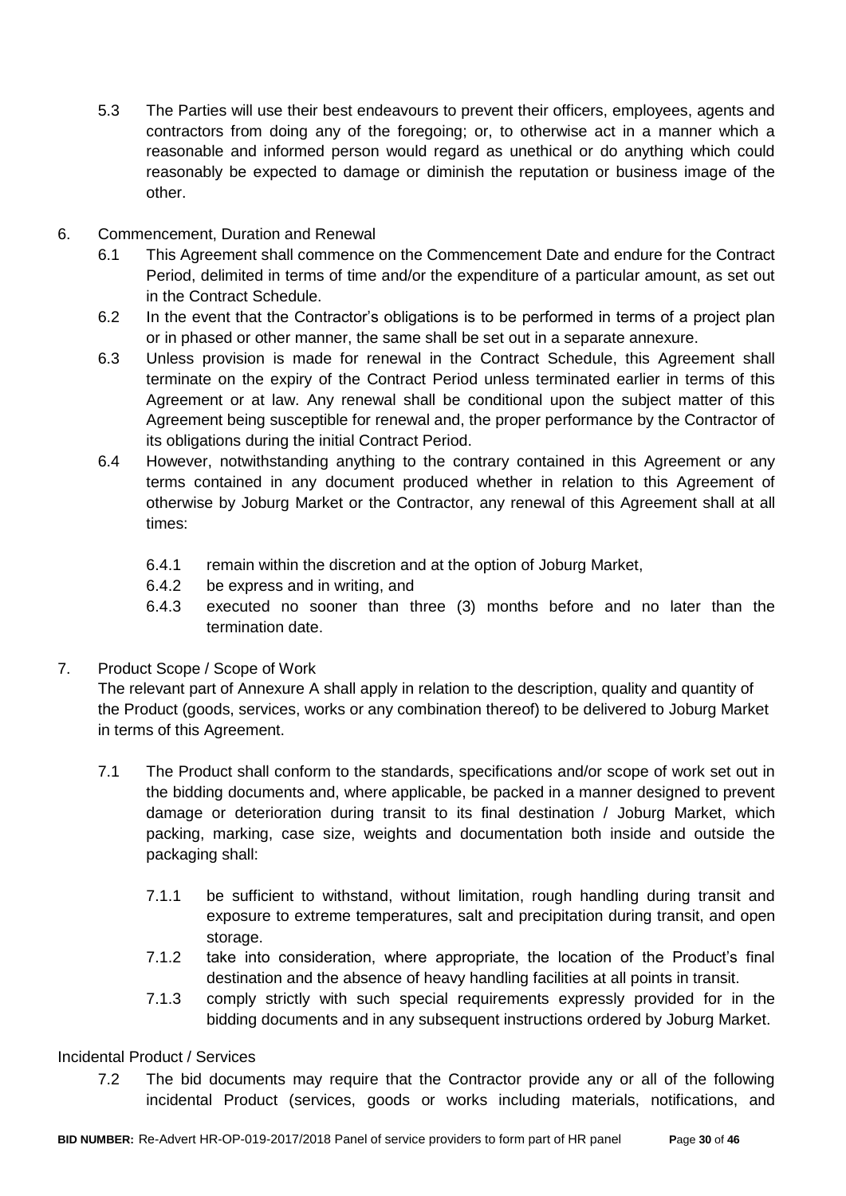5.3 The Parties will use their best endeavours to prevent their officers, employees, agents and contractors from doing any of the foregoing; or, to otherwise act in a manner which a reasonable and informed person would regard as unethical or do anything which could reasonably be expected to damage or diminish the reputation or business image of the other.

6. Commencement, Duration and Renewal

6.1 This Agreement shall commence on the Commencement Date and endure for the Contract Period, delimited in terms of time and/or the expenditure of a particular amount, as set out in the Contract Schedule.

6.2 In the event that the Contractor's obligations is to be performed in terms of a project plan or in phased or other manner, the same shall be set out in a separate annexure.

6.3 Unless provision is made for renewal in the Contract Schedule, this Agreement shall terminate on the expiry of the Contract Period unless terminated earlier in terms of this Agreement or at law. Any renewal shall be conditional upon the subject matter of this Agreement being susceptible for renewal and, the proper performance by the Contractor of its obligations during the initial Contract Period.

6.4 However, notwithstanding anything to the contrary contained in this Agreement or any terms contained in any document produced whether in relation to this Agreement of otherwise by Joburg Market or the Contractor, any renewal of this Agreement shall at all times:

6.4.1 remain within the discretion and at the option of Joburg Market,

6.4.2 be express and in writing, and

6.4.3 executed no sooner than three (3) months before and no later than the termination date.

7. Product Scope / Scope of Work

The relevant part of Annexure A shall apply in relation to the description, quality and quantity of the Product (goods, services, works or any combination thereof) to be delivered to Joburg Market in terms of this Agreement.

7.1 The Product shall conform to the standards, specifications and/or scope of work set out in the bidding documents and, where applicable, be packed in a manner designed to prevent damage or deterioration during transit to its final destination / Joburg Market, which packing, marking, case size, weights and documentation both inside and outside the packaging shall:

7.1.1 be sufficient to withstand, without limitation, rough handling during transit and exposure to extreme temperatures, salt and precipitation during transit, and open storage.

7.1.2 take into consideration, where appropriate, the location of the Product's final destination and the absence of heavy handling facilities at all points in transit.

7.1.3 comply strictly with such special requirements expressly provided for in the bidding documents and in any subsequent instructions ordered by Joburg Market.

Incidental Product / Services

7.2 The bid documents may require that the Contractor provide any or all of the following incidental Product (services, goods or works including materials, notifications, and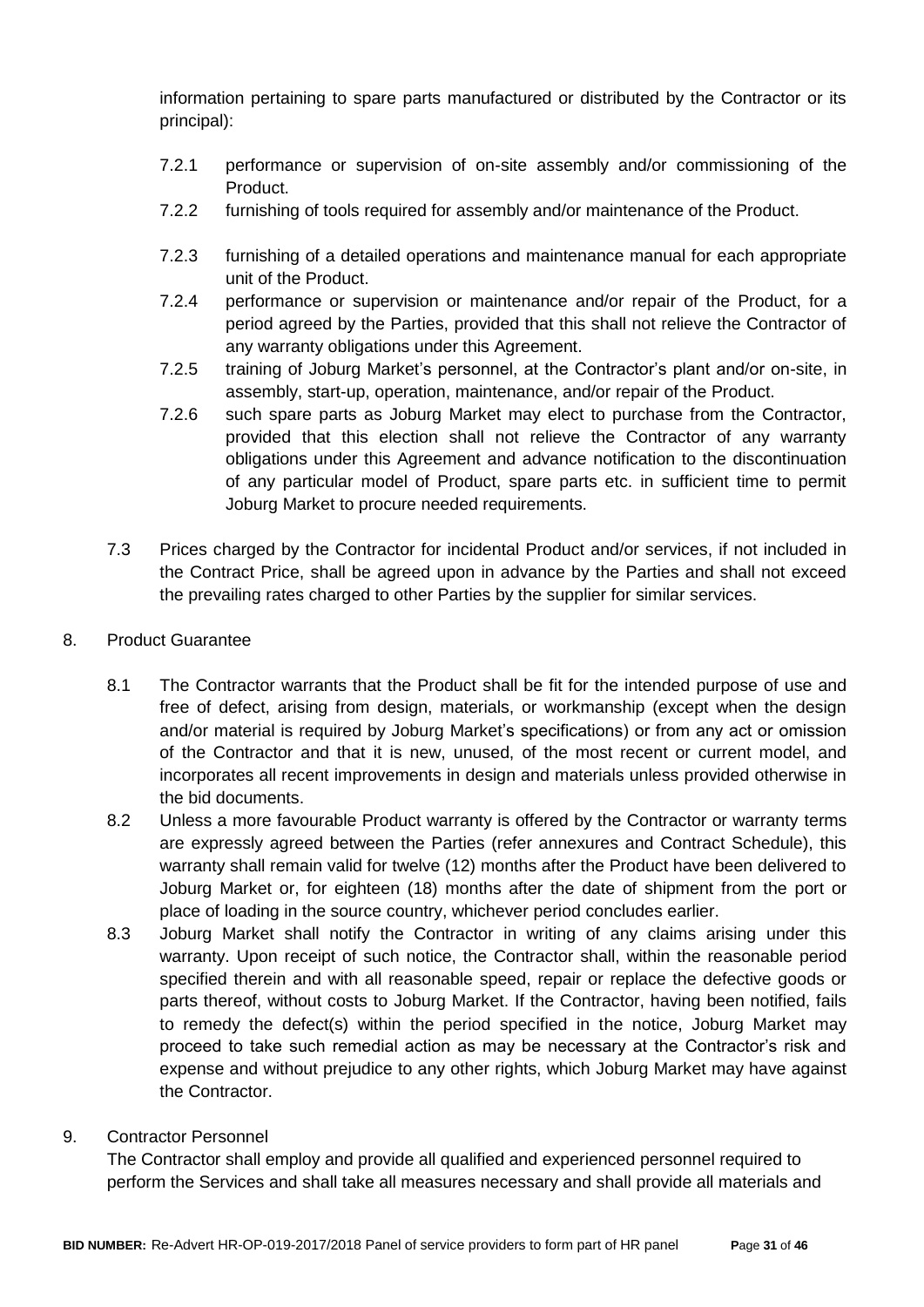information pertaining to spare parts manufactured or distributed by the Contractor or its principal):

7.2.1 performance or supervision of on-site assembly and/or commissioning of the Product.

7.2.2 furnishing of tools required for assembly and/or maintenance of the Product.

7.2.3 furnishing of a detailed operations and maintenance manual for each appropriate unit of the Product.

7.2.4 performance or supervision or maintenance and/or repair of the Product, for a period agreed by the Parties, provided that this shall not relieve the Contractor of any warranty obligations under this Agreement.

7.2.5 training of Joburg Market's personnel, at the Contractor's plant and/or on-site, in assembly, start-up, operation, maintenance, and/or repair of the Product.

7.2.6 such spare parts as Joburg Market may elect to purchase from the Contractor, provided that this election shall not relieve the Contractor of any warranty obligations under this Agreement and advance notification to the discontinuation of any particular model of Product, spare parts etc. in sufficient time to permit Joburg Market to procure needed requirements.

7.3 Prices charged by the Contractor for incidental Product and/or services, if not included in the Contract Price, shall be agreed upon in advance by the Parties and shall not exceed the prevailing rates charged to other Parties by the supplier for similar services.

8. Product Guarantee

8.1 The Contractor warrants that the Product shall be fit for the intended purpose of use and free of defect, arising from design, materials, or workmanship (except when the design and/or material is required by Joburg Market's specifications) or from any act or omission of the Contractor and that it is new, unused, of the most recent or current model, and incorporates all recent improvements in design and materials unless provided otherwise in the bid documents.

8.2 Unless a more favourable Product warranty is offered by the Contractor or warranty terms are expressly agreed between the Parties (refer annexures and Contract Schedule), this warranty shall remain valid for twelve (12) months after the Product have been delivered to Joburg Market or, for eighteen (18) months after the date of shipment from the port or place of loading in the source country, whichever period concludes earlier.

8.3 Joburg Market shall notify the Contractor in writing of any claims arising under this warranty. Upon receipt of such notice, the Contractor shall, within the reasonable period specified therein and with all reasonable speed, repair or replace the defective goods or parts thereof, without costs to Joburg Market. If the Contractor, having been notified, fails to remedy the defect(s) within the period specified in the notice, Joburg Market may proceed to take such remedial action as may be necessary at the Contractor's risk and expense and without prejudice to any other rights, which Joburg Market may have against the Contractor.

9. Contractor Personnel

The Contractor shall employ and provide all qualified and experienced personnel required to perform the Services and shall take all measures necessary and shall provide all materials and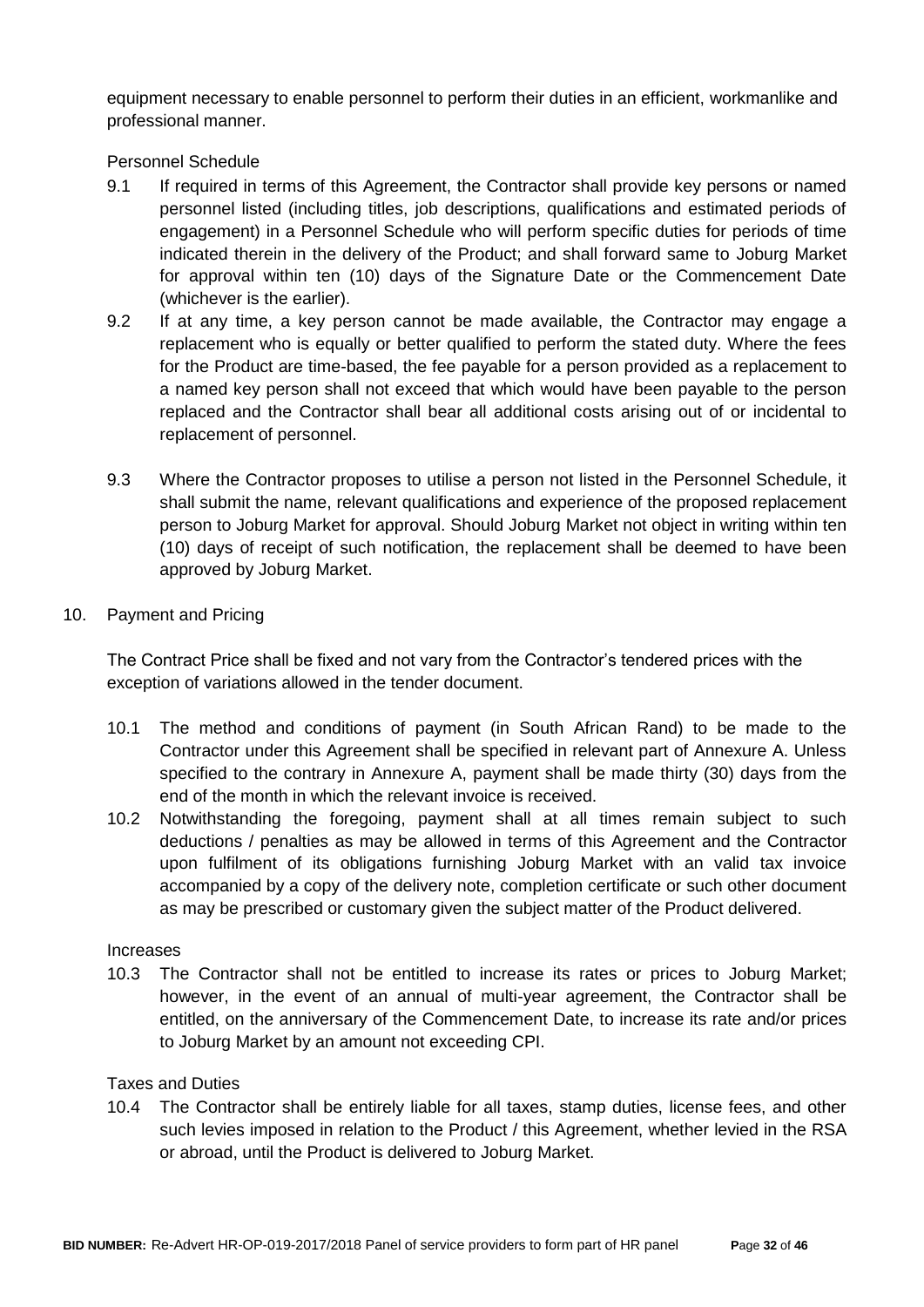equipment necessary to enable personnel to perform their duties in an efficient, workmanlike and professional manner.

Personnel Schedule

9.1 If required in terms of this Agreement, the Contractor shall provide key persons or named personnel listed (including titles, job descriptions, qualifications and estimated periods of engagement) in a Personnel Schedule who will perform specific duties for periods of time indicated therein in the delivery of the Product; and shall forward same to Joburg Market for approval within ten (10) days of the Signature Date or the Commencement Date (whichever is the earlier).

9.2 If at any time, a key person cannot be made available, the Contractor may engage a replacement who is equally or better qualified to perform the stated duty. Where the fees for the Product are time-based, the fee payable for a person provided as a replacement to a named key person shall not exceed that which would have been payable to the person replaced and the Contractor shall bear all additional costs arising out of or incidental to replacement of personnel.

9.3 Where the Contractor proposes to utilise a person not listed in the Personnel Schedule, it shall submit the name, relevant qualifications and experience of the proposed replacement person to Joburg Market for approval. Should Joburg Market not object in writing within ten (10) days of receipt of such notification, the replacement shall be deemed to have been approved by Joburg Market.

10. Payment and Pricing

The Contract Price shall be fixed and not vary from the Contractor's tendered prices with the exception of variations allowed in the tender document.

10.1 The method and conditions of payment (in South African Rand) to be made to the Contractor under this Agreement shall be specified in relevant part of Annexure A. Unless specified to the contrary in Annexure A, payment shall be made thirty (30) days from the end of the month in which the relevant invoice is received.

10.2 Notwithstanding the foregoing, payment shall at all times remain subject to such deductions / penalties as may be allowed in terms of this Agreement and the Contractor upon fulfilment of its obligations furnishing Joburg Market with an valid tax invoice accompanied by a copy of the delivery note, completion certificate or such other document as may be prescribed or customary given the subject matter of the Product delivered.

Increases

10.3 The Contractor shall not be entitled to increase its rates or prices to Joburg Market; however, in the event of an annual of multi-year agreement, the Contractor shall be entitled, on the anniversary of the Commencement Date, to increase its rate and/or prices to Joburg Market by an amount not exceeding CPI.

Taxes and Duties

10.4 The Contractor shall be entirely liable for all taxes, stamp duties, license fees, and other such levies imposed in relation to the Product / this Agreement, whether levied in the RSA or abroad, until the Product is delivered to Joburg Market.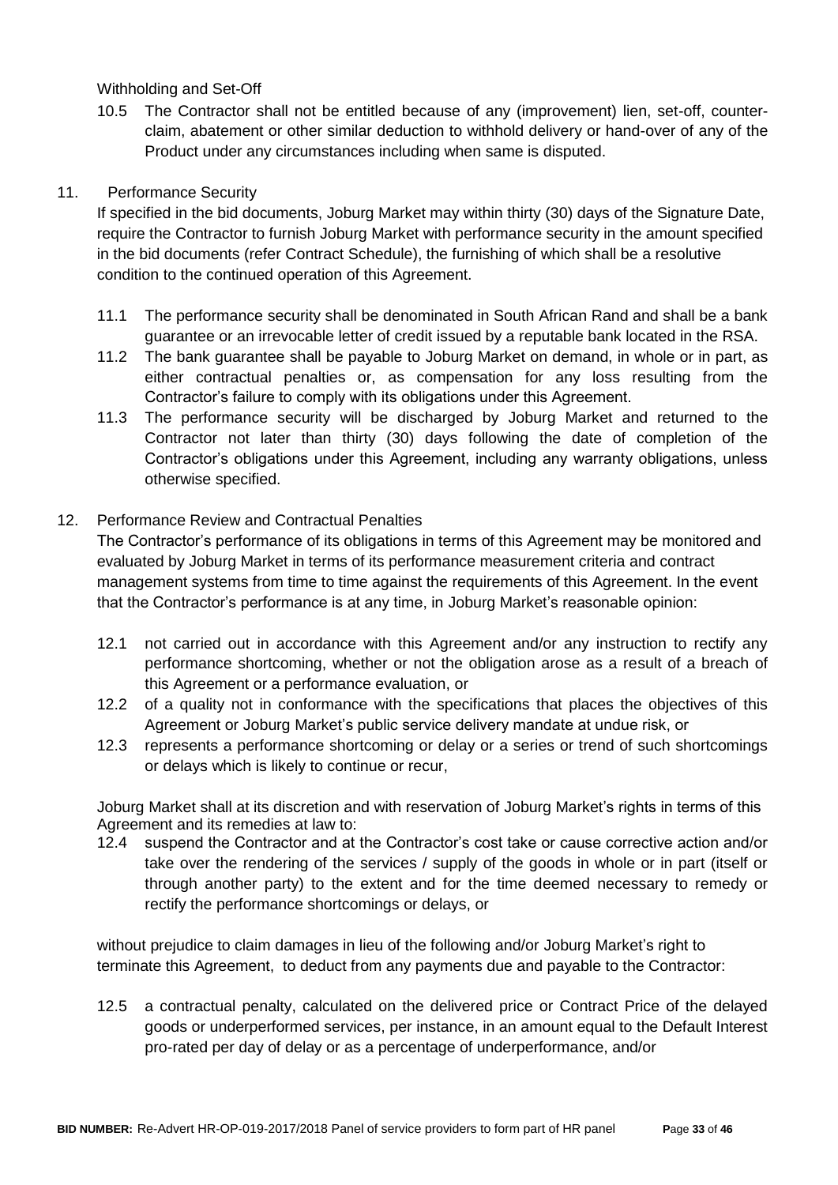Withholding and Set-Off

10.5 The Contractor shall not be entitled because of any (improvement) lien, set-off, counter-claim, abatement or other similar deduction to withhold delivery or hand-over of any of the Product under any circumstances including when same is disputed.

## 11. Performance Security

If specified in the bid documents, Joburg Market may within thirty (30) days of the Signature Date, require the Contractor to furnish Joburg Market with performance security in the amount specified in the bid documents (refer Contract Schedule), the furnishing of which shall be a resolutive condition to the continued operation of this Agreement.

11.1 The performance security shall be denominated in South African Rand and shall be a bank guarantee or an irrevocable letter of credit issued by a reputable bank located in the RSA.

11.2 The bank guarantee shall be payable to Joburg Market on demand, in whole or in part, as either contractual penalties or, as compensation for any loss resulting from the Contractor's failure to comply with its obligations under this Agreement.

11.3 The performance security will be discharged by Joburg Market and returned to the Contractor not later than thirty (30) days following the date of completion of the Contractor's obligations under this Agreement, including any warranty obligations, unless otherwise specified.

## 12. Performance Review and Contractual Penalties

The Contractor's performance of its obligations in terms of this Agreement may be monitored and evaluated by Joburg Market in terms of its performance measurement criteria and contract management systems from time to time against the requirements of this Agreement. In the event that the Contractor's performance is at any time, in Joburg Market's reasonable opinion:

12.1 not carried out in accordance with this Agreement and/or any instruction to rectify any performance shortcoming, whether or not the obligation arose as a result of a breach of this Agreement or a performance evaluation, or

12.2 of a quality not in conformance with the specifications that places the objectives of this Agreement or Joburg Market's public service delivery mandate at undue risk, or

12.3 represents a performance shortcoming or delay or a series or trend of such shortcomings or delays which is likely to continue or recur,

Joburg Market shall at its discretion and with reservation of Joburg Market's rights in terms of this Agreement and its remedies at law to:

12.4 suspend the Contractor and at the Contractor's cost take or cause corrective action and/or take over the rendering of the services / supply of the goods in whole or in part (itself or through another party) to the extent and for the time deemed necessary to remedy or rectify the performance shortcomings or delays, or

without prejudice to claim damages in lieu of the following and/or Joburg Market's right to terminate this Agreement, to deduct from any payments due and payable to the Contractor:

12.5 a contractual penalty, calculated on the delivered price or Contract Price of the delayed goods or underperformed services, per instance, in an amount equal to the Default Interest pro-rated per day of delay or as a percentage of underperformance, and/or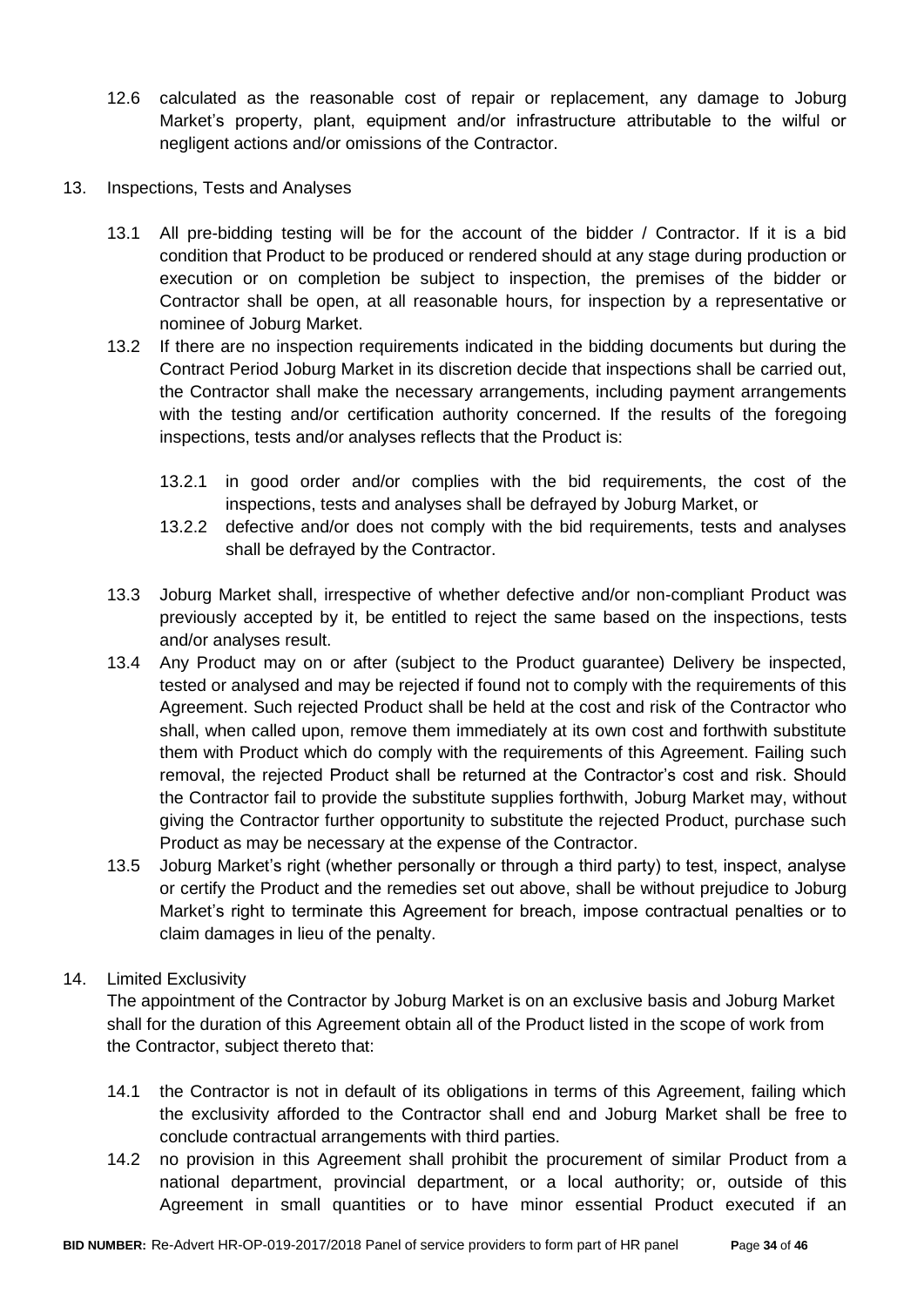12.6 calculated as the reasonable cost of repair or replacement, any damage to Joburg Market's property, plant, equipment and/or infrastructure attributable to the wilful or negligent actions and/or omissions of the Contractor.

13. Inspections, Tests and Analyses

13.1 All pre-bidding testing will be for the account of the bidder / Contractor. If it is a bid condition that Product to be produced or rendered should at any stage during production or execution or on completion be subject to inspection, the premises of the bidder or Contractor shall be open, at all reasonable hours, for inspection by a representative or nominee of Joburg Market.

13.2 If there are no inspection requirements indicated in the bidding documents but during the Contract Period Joburg Market in its discretion decide that inspections shall be carried out, the Contractor shall make the necessary arrangements, including payment arrangements with the testing and/or certification authority concerned. If the results of the foregoing inspections, tests and/or analyses reflects that the Product is:

13.2.1 in good order and/or complies with the bid requirements, the cost of the inspections, tests and analyses shall be defrayed by Joburg Market, or

13.2.2 defective and/or does not comply with the bid requirements, tests and analyses shall be defrayed by the Contractor.

13.3 Joburg Market shall, irrespective of whether defective and/or non-compliant Product was previously accepted by it, be entitled to reject the same based on the inspections, tests and/or analyses result.

13.4 Any Product may on or after (subject to the Product guarantee) Delivery be inspected, tested or analysed and may be rejected if found not to comply with the requirements of this Agreement. Such rejected Product shall be held at the cost and risk of the Contractor who shall, when called upon, remove them immediately at its own cost and forthwith substitute them with Product which do comply with the requirements of this Agreement. Failing such removal, the rejected Product shall be returned at the Contractor's cost and risk. Should the Contractor fail to provide the substitute supplies forthwith, Joburg Market may, without giving the Contractor further opportunity to substitute the rejected Product, purchase such Product as may be necessary at the expense of the Contractor.

13.5 Joburg Market's right (whether personally or through a third party) to test, inspect, analyse or certify the Product and the remedies set out above, shall be without prejudice to Joburg Market's right to terminate this Agreement for breach, impose contractual penalties or to claim damages in lieu of the penalty.

14. Limited Exclusivity

The appointment of the Contractor by Joburg Market is on an exclusive basis and Joburg Market shall for the duration of this Agreement obtain all of the Product listed in the scope of work from the Contractor, subject thereto that:

14.1 the Contractor is not in default of its obligations in terms of this Agreement, failing which the exclusivity afforded to the Contractor shall end and Joburg Market shall be free to conclude contractual arrangements with third parties.

14.2 no provision in this Agreement shall prohibit the procurement of similar Product from a national department, provincial department, or a local authority; or, outside of this Agreement in small quantities or to have minor essential Product executed if an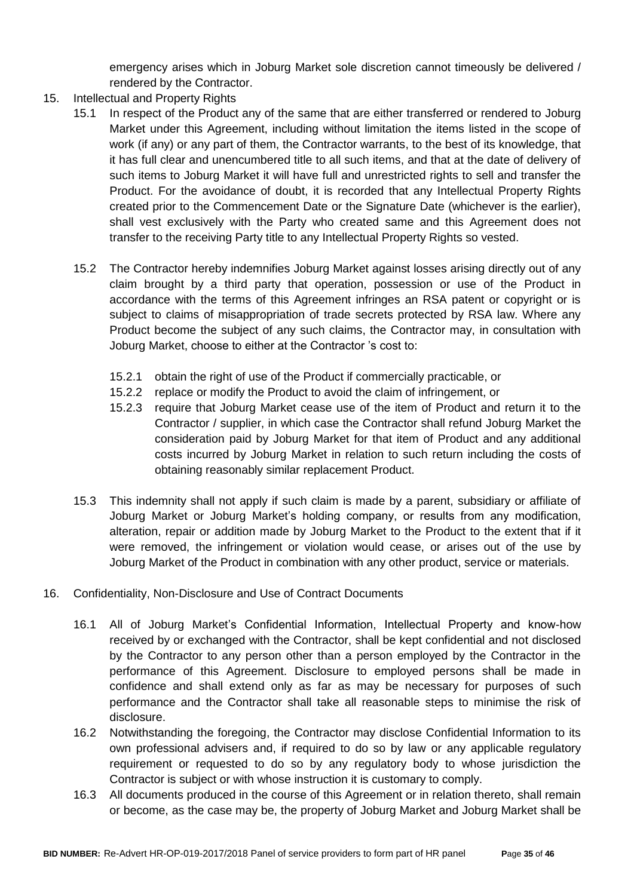emergency arises which in Joburg Market sole discretion cannot timeously be delivered / rendered by the Contractor.

15. Intellectual and Property Rights

    15.1 In respect of the Product any of the same that are either transferred or rendered to Joburg Market under this Agreement, including without limitation the items listed in the scope of work (if any) or any part of them, the Contractor warrants, to the best of its knowledge, that it has full clear and unencumbered title to all such items, and that at the date of delivery of such items to Joburg Market it will have full and unrestricted rights to sell and transfer the Product. For the avoidance of doubt, it is recorded that any Intellectual Property Rights created prior to the Commencement Date or the Signature Date (whichever is the earlier), shall vest exclusively with the Party who created same and this Agreement does not transfer to the receiving Party title to any Intellectual Property Rights so vested.

    15.2 The Contractor hereby indemnifies Joburg Market against losses arising directly out of any claim brought by a third party that operation, possession or use of the Product in accordance with the terms of this Agreement infringes an RSA patent or copyright or is subject to claims of misappropriation of trade secrets protected by RSA law. Where any Product become the subject of any such claims, the Contractor may, in consultation with Joburg Market, choose to either at the Contractor 's cost to:

        15.2.1 obtain the right of use of the Product if commercially practicable, or

        15.2.2 replace or modify the Product to avoid the claim of infringement, or

        15.2.3 require that Joburg Market cease use of the item of Product and return it to the Contractor / supplier, in which case the Contractor shall refund Joburg Market the consideration paid by Joburg Market for that item of Product and any additional costs incurred by Joburg Market in relation to such return including the costs of obtaining reasonably similar replacement Product.

    15.3 This indemnity shall not apply if such claim is made by a parent, subsidiary or affiliate of Joburg Market or Joburg Market's holding company, or results from any modification, alteration, repair or addition made by Joburg Market to the Product to the extent that if it were removed, the infringement or violation would cease, or arises out of the use by Joburg Market of the Product in combination with any other product, service or materials.

16. Confidentiality, Non-Disclosure and Use of Contract Documents

    16.1 All of Joburg Market's Confidential Information, Intellectual Property and know-how received by or exchanged with the Contractor, shall be kept confidential and not disclosed by the Contractor to any person other than a person employed by the Contractor in the performance of this Agreement. Disclosure to employed persons shall be made in confidence and shall extend only as far as may be necessary for purposes of such performance and the Contractor shall take all reasonable steps to minimise the risk of disclosure.

    16.2 Notwithstanding the foregoing, the Contractor may disclose Confidential Information to its own professional advisers and, if required to do so by law or any applicable regulatory requirement or requested to do so by any regulatory body to whose jurisdiction the Contractor is subject or with whose instruction it is customary to comply.

    16.3 All documents produced in the course of this Agreement or in relation thereto, shall remain or become, as the case may be, the property of Joburg Market and Joburg Market shall be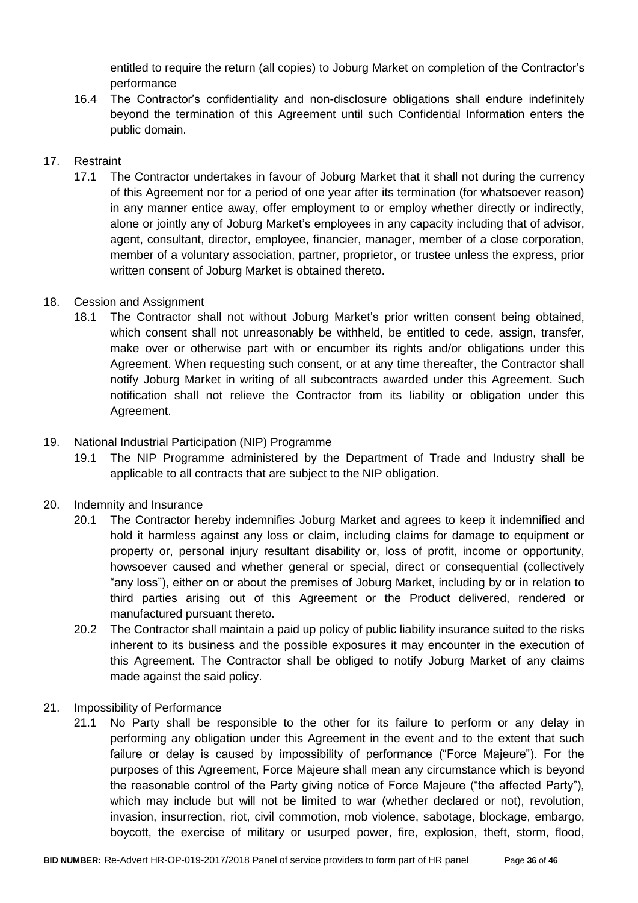entitled to require the return (all copies) to Joburg Market on completion of the Contractor's performance

16.4 The Contractor's confidentiality and non-disclosure obligations shall endure indefinitely beyond the termination of this Agreement until such Confidential Information enters the public domain.

17. Restraint

17.1 The Contractor undertakes in favour of Joburg Market that it shall not during the currency of this Agreement nor for a period of one year after its termination (for whatsoever reason) in any manner entice away, offer employment to or employ whether directly or indirectly, alone or jointly any of Joburg Market's employees in any capacity including that of advisor, agent, consultant, director, employee, financier, manager, member of a close corporation, member of a voluntary association, partner, proprietor, or trustee unless the express, prior written consent of Joburg Market is obtained thereto.

18. Cession and Assignment

18.1 The Contractor shall not without Joburg Market's prior written consent being obtained, which consent shall not unreasonably be withheld, be entitled to cede, assign, transfer, make over or otherwise part with or encumber its rights and/or obligations under this Agreement. When requesting such consent, or at any time thereafter, the Contractor shall notify Joburg Market in writing of all subcontracts awarded under this Agreement. Such notification shall not relieve the Contractor from its liability or obligation under this Agreement.

19. National Industrial Participation (NIP) Programme

19.1 The NIP Programme administered by the Department of Trade and Industry shall be applicable to all contracts that are subject to the NIP obligation.

20. Indemnity and Insurance

20.1 The Contractor hereby indemnifies Joburg Market and agrees to keep it indemnified and hold it harmless against any loss or claim, including claims for damage to equipment or property or, personal injury resultant disability or, loss of profit, income or opportunity, howsoever caused and whether general or special, direct or consequential (collectively "any loss"), either on or about the premises of Joburg Market, including by or in relation to third parties arising out of this Agreement or the Product delivered, rendered or manufactured pursuant thereto.

20.2 The Contractor shall maintain a paid up policy of public liability insurance suited to the risks inherent to its business and the possible exposures it may encounter in the execution of this Agreement. The Contractor shall be obliged to notify Joburg Market of any claims made against the said policy.

21. Impossibility of Performance

21.1 No Party shall be responsible to the other for its failure to perform or any delay in performing any obligation under this Agreement in the event and to the extent that such failure or delay is caused by impossibility of performance ("Force Majeure"). For the purposes of this Agreement, Force Majeure shall mean any circumstance which is beyond the reasonable control of the Party giving notice of Force Majeure ("the affected Party"), which may include but will not be limited to war (whether declared or not), revolution, invasion, insurrection, riot, civil commotion, mob violence, sabotage, blockage, embargo, boycott, the exercise of military or usurped power, fire, explosion, theft, storm, flood,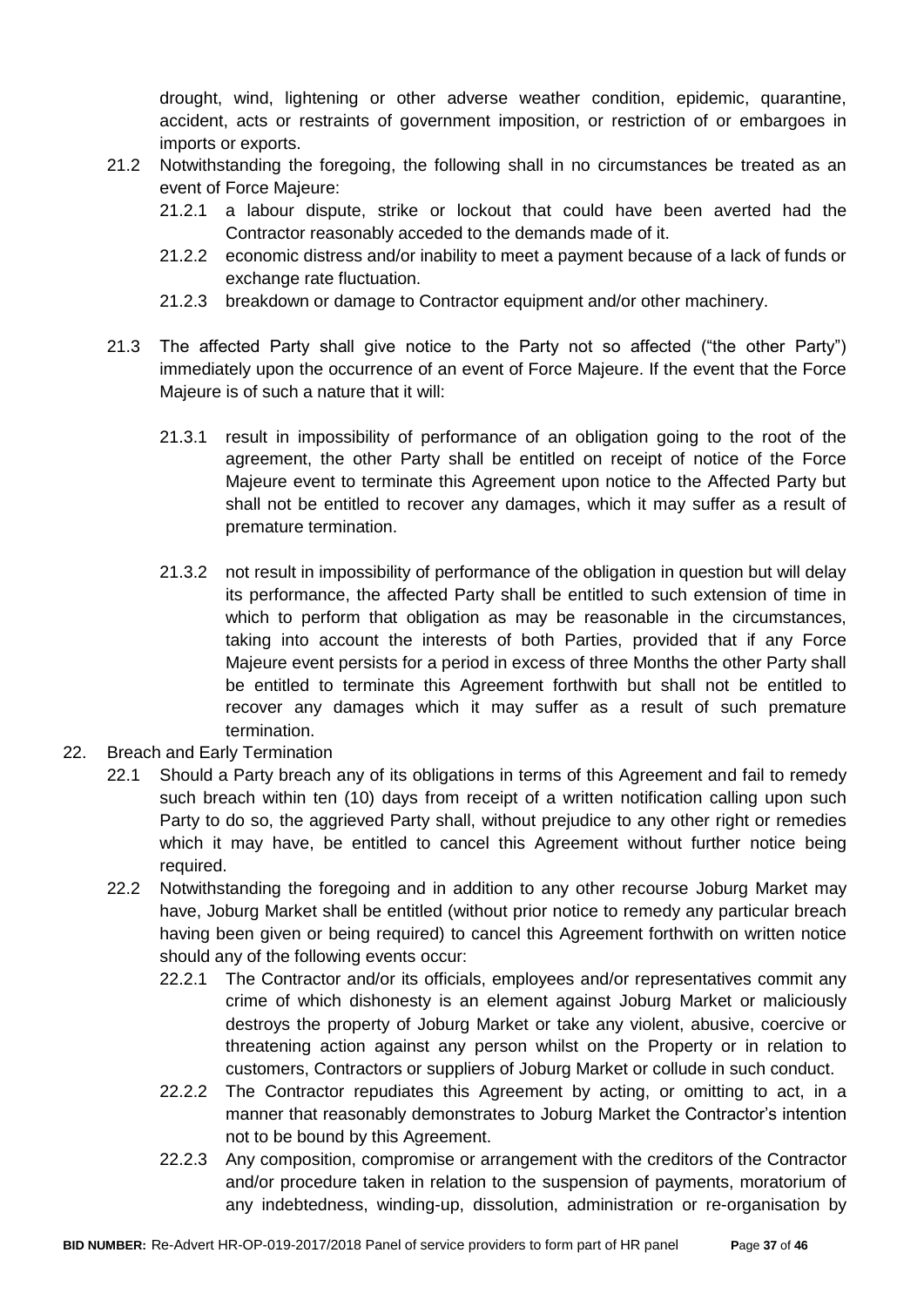drought, wind, lightening or other adverse weather condition, epidemic, quarantine, accident, acts or restraints of government imposition, or restriction of or embargoes in imports or exports.

21.2 Notwithstanding the foregoing, the following shall in no circumstances be treated as an event of Force Majeure:

21.2.1 a labour dispute, strike or lockout that could have been averted had the Contractor reasonably acceded to the demands made of it.

21.2.2 economic distress and/or inability to meet a payment because of a lack of funds or exchange rate fluctuation.

21.2.3 breakdown or damage to Contractor equipment and/or other machinery.

21.3 The affected Party shall give notice to the Party not so affected ("the other Party") immediately upon the occurrence of an event of Force Majeure. If the event that the Force Majeure is of such a nature that it will:

21.3.1 result in impossibility of performance of an obligation going to the root of the agreement, the other Party shall be entitled on receipt of notice of the Force Majeure event to terminate this Agreement upon notice to the Affected Party but shall not be entitled to recover any damages, which it may suffer as a result of premature termination.

21.3.2 not result in impossibility of performance of the obligation in question but will delay its performance, the affected Party shall be entitled to such extension of time in which to perform that obligation as may be reasonable in the circumstances, taking into account the interests of both Parties, provided that if any Force Majeure event persists for a period in excess of three Months the other Party shall be entitled to terminate this Agreement forthwith but shall not be entitled to recover any damages which it may suffer as a result of such premature termination.

22. Breach and Early Termination

22.1 Should a Party breach any of its obligations in terms of this Agreement and fail to remedy such breach within ten (10) days from receipt of a written notification calling upon such Party to do so, the aggrieved Party shall, without prejudice to any other right or remedies which it may have, be entitled to cancel this Agreement without further notice being required.

22.2 Notwithstanding the foregoing and in addition to any other recourse Joburg Market may have, Joburg Market shall be entitled (without prior notice to remedy any particular breach having been given or being required) to cancel this Agreement forthwith on written notice should any of the following events occur:

22.2.1 The Contractor and/or its officials, employees and/or representatives commit any crime of which dishonesty is an element against Joburg Market or maliciously destroys the property of Joburg Market or take any violent, abusive, coercive or threatening action against any person whilst on the Property or in relation to customers, Contractors or suppliers of Joburg Market or collude in such conduct.

22.2.2 The Contractor repudiates this Agreement by acting, or omitting to act, in a manner that reasonably demonstrates to Joburg Market the Contractor's intention not to be bound by this Agreement.

22.2.3 Any composition, compromise or arrangement with the creditors of the Contractor and/or procedure taken in relation to the suspension of payments, moratorium of any indebtedness, winding-up, dissolution, administration or re-organisation by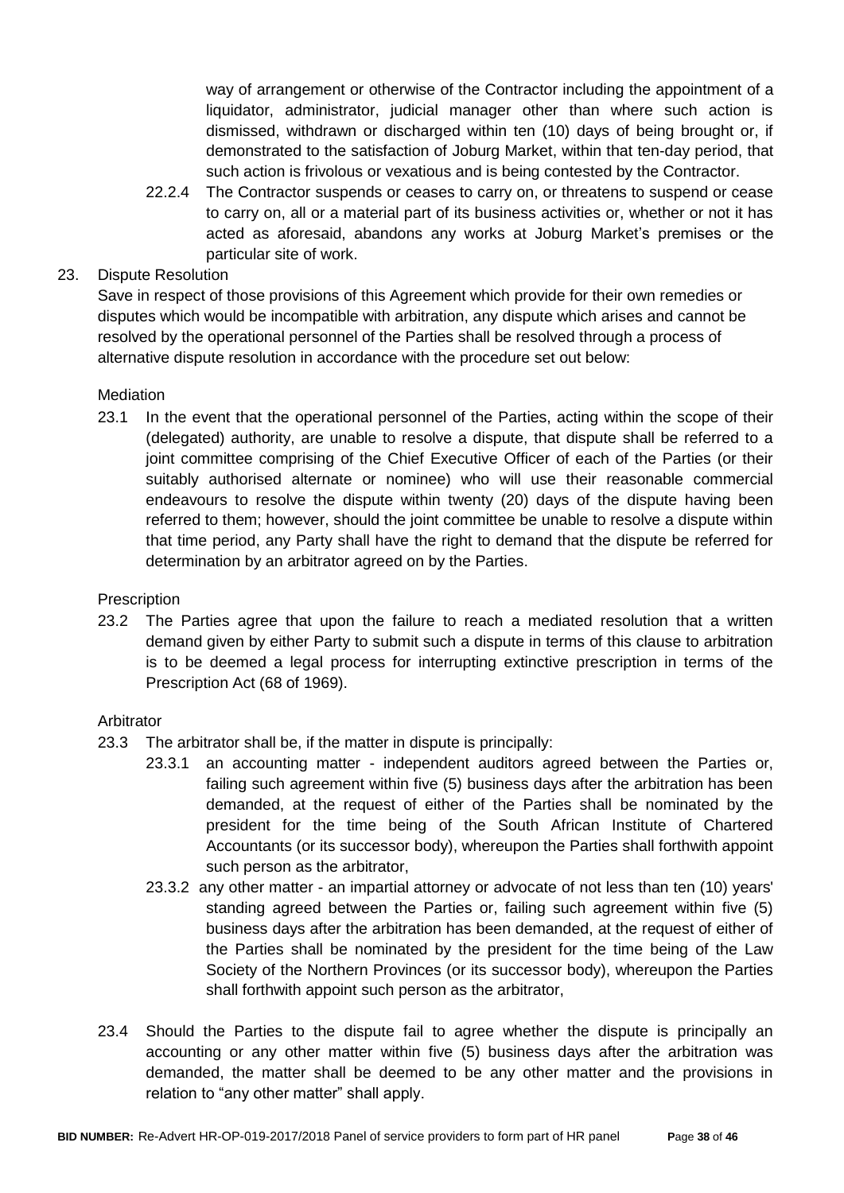way of arrangement or otherwise of the Contractor including the appointment of a liquidator, administrator, judicial manager other than where such action is dismissed, withdrawn or discharged within ten (10) days of being brought or, if demonstrated to the satisfaction of Joburg Market, within that ten-day period, that such action is frivolous or vexatious and is being contested by the Contractor.

22.2.4 The Contractor suspends or ceases to carry on, or threatens to suspend or cease to carry on, all or a material part of its business activities or, whether or not it has acted as aforesaid, abandons any works at Joburg Market's premises or the particular site of work.

23. Dispute Resolution

Save in respect of those provisions of this Agreement which provide for their own remedies or disputes which would be incompatible with arbitration, any dispute which arises and cannot be resolved by the operational personnel of the Parties shall be resolved through a process of alternative dispute resolution in accordance with the procedure set out below:

Mediation

23.1 In the event that the operational personnel of the Parties, acting within the scope of their (delegated) authority, are unable to resolve a dispute, that dispute shall be referred to a joint committee comprising of the Chief Executive Officer of each of the Parties (or their suitably authorised alternate or nominee) who will use their reasonable commercial endeavours to resolve the dispute within twenty (20) days of the dispute having been referred to them; however, should the joint committee be unable to resolve a dispute within that time period, any Party shall have the right to demand that the dispute be referred for determination by an arbitrator agreed on by the Parties.

Prescription

23.2 The Parties agree that upon the failure to reach a mediated resolution that a written demand given by either Party to submit such a dispute in terms of this clause to arbitration is to be deemed a legal process for interrupting extinctive prescription in terms of the Prescription Act (68 of 1969).

Arbitrator

23.3 The arbitrator shall be, if the matter in dispute is principally:

23.3.1 an accounting matter - independent auditors agreed between the Parties or, failing such agreement within five (5) business days after the arbitration has been demanded, at the request of either of the Parties shall be nominated by the president for the time being of the South African Institute of Chartered Accountants (or its successor body), whereupon the Parties shall forthwith appoint such person as the arbitrator,

23.3.2 any other matter - an impartial attorney or advocate of not less than ten (10) years' standing agreed between the Parties or, failing such agreement within five (5) business days after the arbitration has been demanded, at the request of either of the Parties shall be nominated by the president for the time being of the Law Society of the Northern Provinces (or its successor body), whereupon the Parties shall forthwith appoint such person as the arbitrator,

23.4 Should the Parties to the dispute fail to agree whether the dispute is principally an accounting or any other matter within five (5) business days after the arbitration was demanded, the matter shall be deemed to be any other matter and the provisions in relation to "any other matter" shall apply.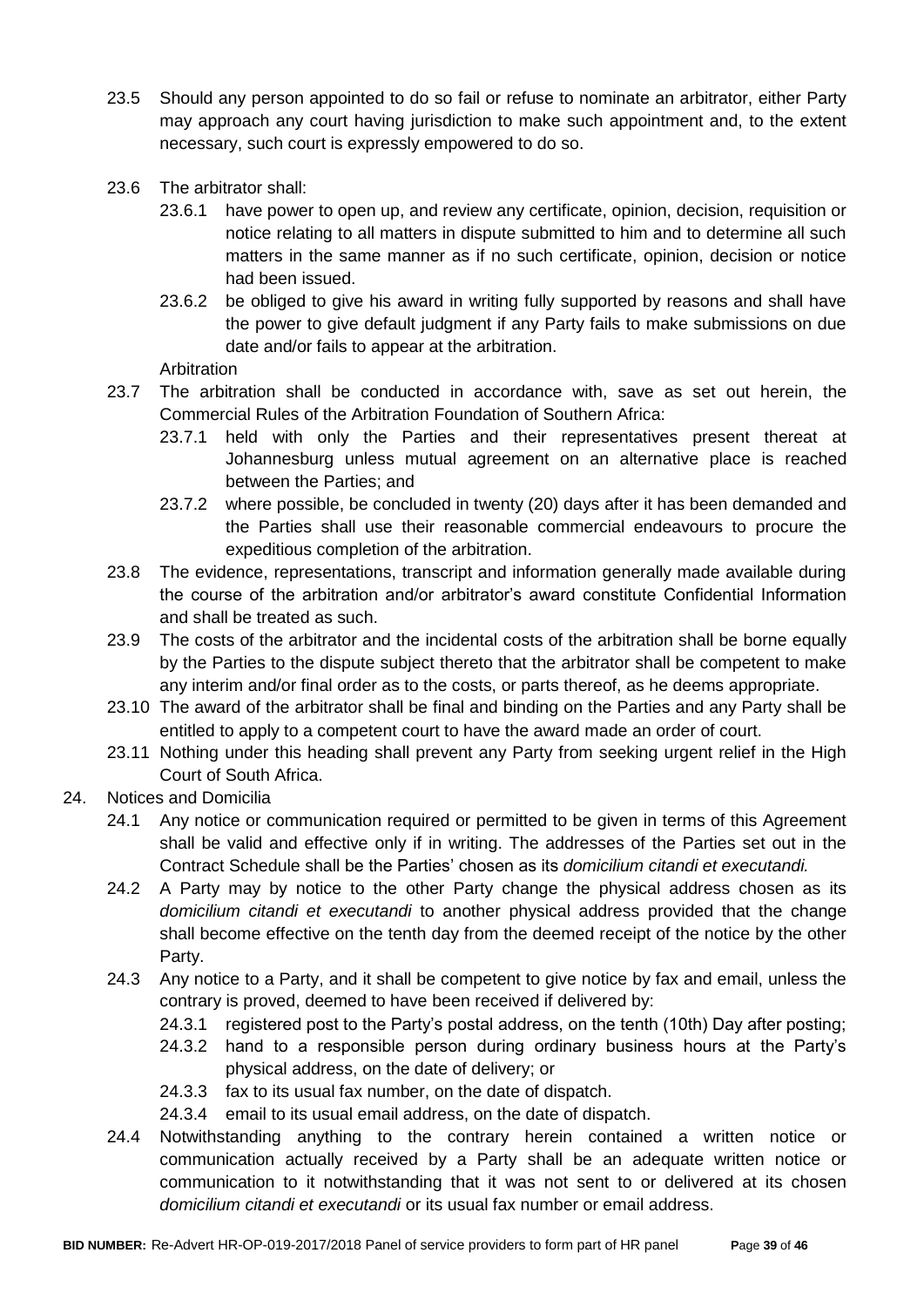23.5 Should any person appointed to do so fail or refuse to nominate an arbitrator, either Party may approach any court having jurisdiction to make such appointment and, to the extent necessary, such court is expressly empowered to do so.

23.6 The arbitrator shall:

23.6.1 have power to open up, and review any certificate, opinion, decision, requisition or notice relating to all matters in dispute submitted to him and to determine all such matters in the same manner as if no such certificate, opinion, decision or notice had been issued.

23.6.2 be obliged to give his award in writing fully supported by reasons and shall have the power to give default judgment if any Party fails to make submissions on due date and/or fails to appear at the arbitration.

Arbitration

23.7 The arbitration shall be conducted in accordance with, save as set out herein, the Commercial Rules of the Arbitration Foundation of Southern Africa:

23.7.1 held with only the Parties and their representatives present thereat at Johannesburg unless mutual agreement on an alternative place is reached between the Parties; and

23.7.2 where possible, be concluded in twenty (20) days after it has been demanded and the Parties shall use their reasonable commercial endeavours to procure the expeditious completion of the arbitration.

23.8 The evidence, representations, transcript and information generally made available during the course of the arbitration and/or arbitrator's award constitute Confidential Information and shall be treated as such.

23.9 The costs of the arbitrator and the incidental costs of the arbitration shall be borne equally by the Parties to the dispute subject thereto that the arbitrator shall be competent to make any interim and/or final order as to the costs, or parts thereof, as he deems appropriate.

23.10 The award of the arbitrator shall be final and binding on the Parties and any Party shall be entitled to apply to a competent court to have the award made an order of court.

23.11 Nothing under this heading shall prevent any Party from seeking urgent relief in the High Court of South Africa.

24. Notices and Domicilia

24.1 Any notice or communication required or permitted to be given in terms of this Agreement shall be valid and effective only if in writing. The addresses of the Parties set out in the Contract Schedule shall be the Parties' chosen as its *domicilium citandi et executandi.*

24.2 A Party may by notice to the other Party change the physical address chosen as its *domicilium citandi et executandi* to another physical address provided that the change shall become effective on the tenth day from the deemed receipt of the notice by the other Party.

24.3 Any notice to a Party, and it shall be competent to give notice by fax and email, unless the contrary is proved, deemed to have been received if delivered by:

24.3.1 registered post to the Party's postal address, on the tenth (10th) Day after posting;

24.3.2 hand to a responsible person during ordinary business hours at the Party's physical address, on the date of delivery; or

24.3.3 fax to its usual fax number, on the date of dispatch.

24.3.4 email to its usual email address, on the date of dispatch.

24.4 Notwithstanding anything to the contrary herein contained a written notice or communication actually received by a Party shall be an adequate written notice or communication to it notwithstanding that it was not sent to or delivered at its chosen *domicilium citandi et executandi* or its usual fax number or email address.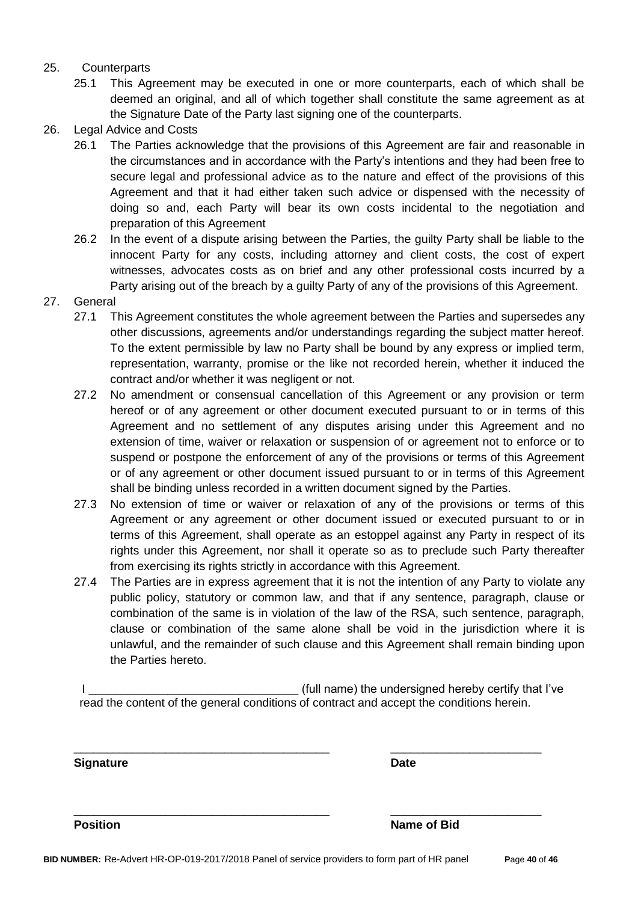25. Counterparts
    - 25.1 This Agreement may be executed in one or more counterparts, each of which shall be deemed an original, and all of which together shall constitute the same agreement as at the Signature Date of the Party last signing one of the counterparts.
26. Legal Advice and Costs
    - 26.1 The Parties acknowledge that the provisions of this Agreement are fair and reasonable in the circumstances and in accordance with the Party's intentions and they had been free to secure legal and professional advice as to the nature and effect of the provisions of this Agreement and that it had either taken such advice or dispensed with the necessity of doing so and, each Party will bear its own costs incidental to the negotiation and preparation of this Agreement
    - 26.2 In the event of a dispute arising between the Parties, the guilty Party shall be liable to the innocent Party for any costs, including attorney and client costs, the cost of expert witnesses, advocates costs as on brief and any other professional costs incurred by a Party arising out of the breach by a guilty Party of any of the provisions of this Agreement.
27. General
    - 27.1 This Agreement constitutes the whole agreement between the Parties and supersedes any other discussions, agreements and/or understandings regarding the subject matter hereof. To the extent permissible by law no Party shall be bound by any express or implied term, representation, warranty, promise or the like not recorded herein, whether it induced the contract and/or whether it was negligent or not.
    - 27.2 No amendment or consensual cancellation of this Agreement or any provision or term hereof or of any agreement or other document executed pursuant to or in terms of this Agreement and no settlement of any disputes arising under this Agreement and no extension of time, waiver or relaxation or suspension of or agreement not to enforce or to suspend or postpone the enforcement of any of the provisions or terms of this Agreement or of any agreement or other document issued pursuant to or in terms of this Agreement shall be binding unless recorded in a written document signed by the Parties.
    - 27.3 No extension of time or waiver or relaxation of any of the provisions or terms of this Agreement or any agreement or other document issued or executed pursuant to or in terms of this Agreement, shall operate as an estoppel against any Party in respect of its rights under this Agreement, nor shall it operate so as to preclude such Party thereafter from exercising its rights strictly in accordance with this Agreement.
    - 27.4 The Parties are in express agreement that it is not the intention of any Party to violate any public policy, statutory or common law, and that if any sentence, paragraph, clause or combination of the same is in violation of the law of the RSA, such sentence, paragraph, clause or combination of the same alone shall be void in the jurisdiction where it is unlawful, and the remainder of such clause and this Agreement shall remain binding upon the Parties hereto.

I ________________________________ (full name) the undersigned hereby certify that I've read the content of the general conditions of contract and accept the conditions herein.

________________________________________ ________________________

**Signature** **Date**

________________________________________ ________________________

**Position** **Name of Bid**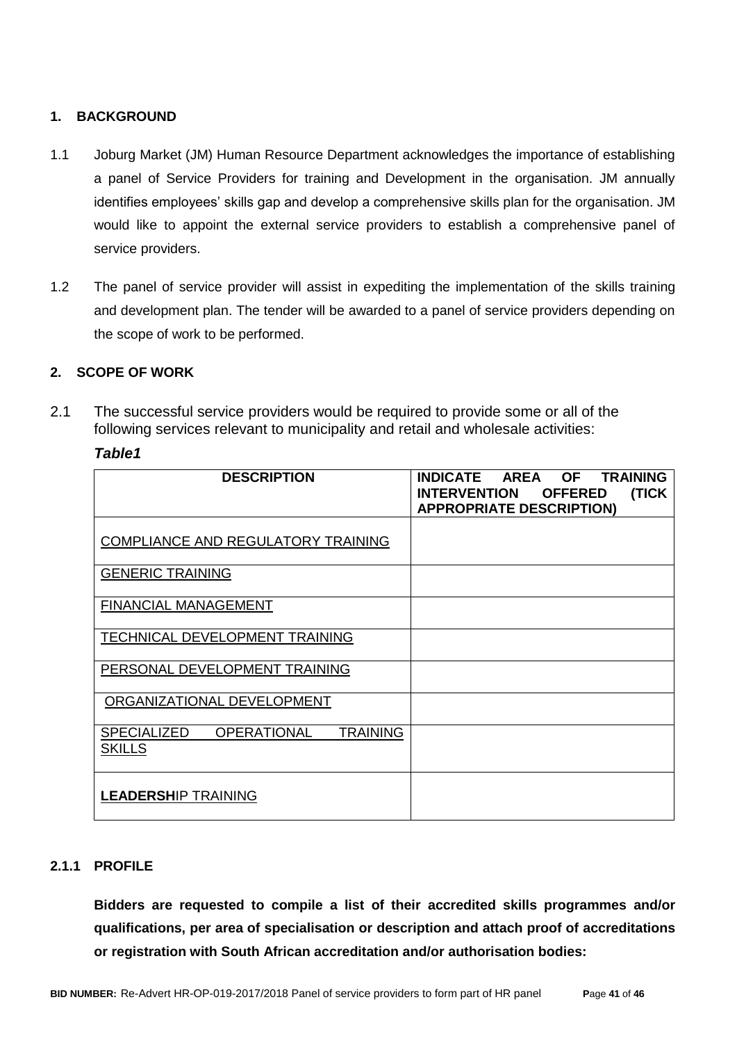## 1. BACKGROUND

1.1 Joburg Market (JM) Human Resource Department acknowledges the importance of establishing a panel of Service Providers for training and Development in the organisation. JM annually identifies employees' skills gap and develop a comprehensive skills plan for the organisation. JM would like to appoint the external service providers to establish a comprehensive panel of service providers.

1.2 The panel of service provider will assist in expediting the implementation of the skills training and development plan. The tender will be awarded to a panel of service providers depending on the scope of work to be performed.

## 2. SCOPE OF WORK

2.1 The successful service providers would be required to provide some or all of the following services relevant to municipality and retail and wholesale activities:

***Table1***

| DESCRIPTION | INDICATE AREA OF TRAINING INTERVENTION OFFERED (TICK APPROPRIATE DESCRIPTION) |
|---|---|
| COMPLIANCE AND REGULATORY TRAINING | |
| GENERIC TRAINING | |
| FINANCIAL MANAGEMENT | |
| TECHNICAL DEVELOPMENT TRAINING | |
| PERSONAL DEVELOPMENT TRAINING | |
| ORGANIZATIONAL DEVELOPMENT | |
| SPECIALIZED OPERATIONAL TRAINING SKILLS | |
| **LEADERSH**IP TRAINING | |

### 2.1.1 PROFILE

**Bidders are requested to compile a list of their accredited skills programmes and/or qualifications, per area of specialisation or description and attach proof of accreditations or registration with South African accreditation and/or authorisation bodies:**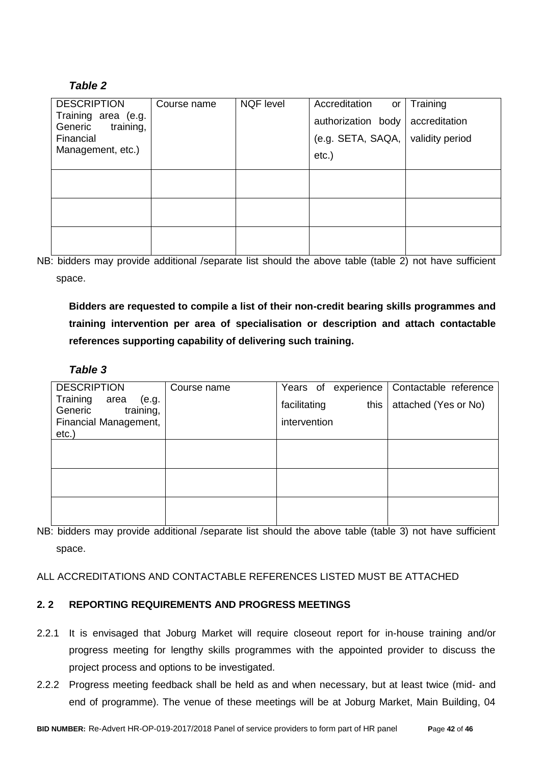***Table 2***

| DESCRIPTION Training area (e.g. Generic training, Financial Management, etc.) | Course name | NQF level | Accreditation or authorization body (e.g. SETA, SAQA, etc.) | Training accreditation validity period |
|---|---|---|---|---|
| | | | | |
| | | | | |
| | | | | |

NB: bidders may provide additional /separate list should the above table (table 2) not have sufficient space.

**Bidders are requested to compile a list of their non-credit bearing skills programmes and training intervention per area of specialisation or description and attach contactable references supporting capability of delivering such training.**

***Table 3***

| DESCRIPTION Training area (e.g. Generic training, Financial Management, etc.) | Course name | Years of experience facilitating this intervention | Contactable reference attached (Yes or No) |
|---|---|---|---|
| | | | |
| | | | |
| | | | |

NB: bidders may provide additional /separate list should the above table (table 3) not have sufficient space.

ALL ACCREDITATIONS AND CONTACTABLE REFERENCES LISTED MUST BE ATTACHED

**2. 2 REPORTING REQUIREMENTS AND PROGRESS MEETINGS**

2.2.1 It is envisaged that Joburg Market will require closeout report for in-house training and/or progress meeting for lengthy skills programmes with the appointed provider to discuss the project process and options to be investigated.

2.2.2 Progress meeting feedback shall be held as and when necessary, but at least twice (mid- and end of programme). The venue of these meetings will be at Joburg Market, Main Building, 04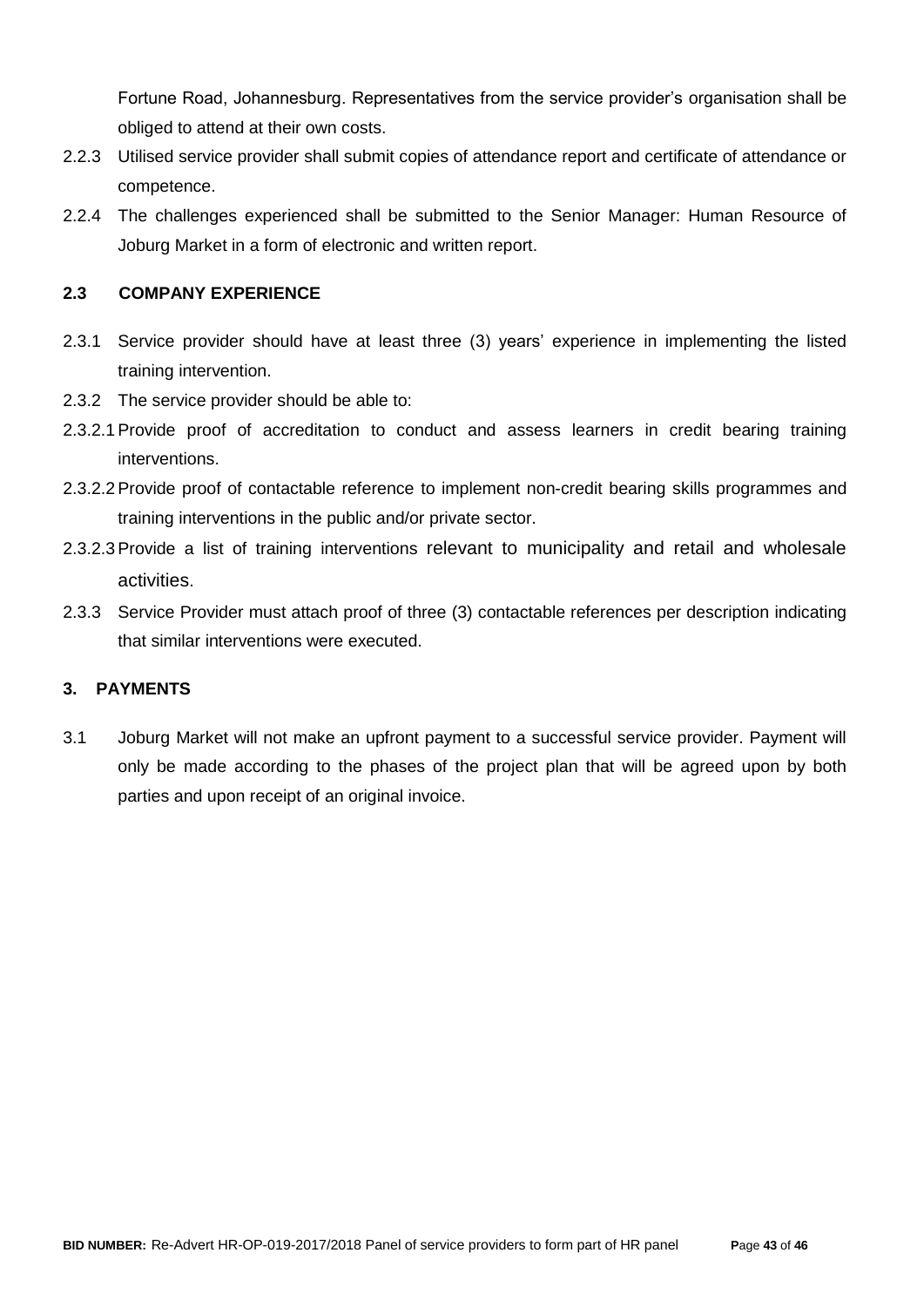Fortune Road, Johannesburg. Representatives from the service provider's organisation shall be obliged to attend at their own costs.

2.2.3 Utilised service provider shall submit copies of attendance report and certificate of attendance or competence.

2.2.4 The challenges experienced shall be submitted to the Senior Manager: Human Resource of Joburg Market in a form of electronic and written report.

### 2.3 COMPANY EXPERIENCE

2.3.1 Service provider should have at least three (3) years' experience in implementing the listed training intervention.

2.3.2 The service provider should be able to:

2.3.2.1 Provide proof of accreditation to conduct and assess learners in credit bearing training interventions.

2.3.2.2 Provide proof of contactable reference to implement non-credit bearing skills programmes and training interventions in the public and/or private sector.

2.3.2.3 Provide a list of training interventions relevant to municipality and retail and wholesale activities.

2.3.3 Service Provider must attach proof of three (3) contactable references per description indicating that similar interventions were executed.

## 3. PAYMENTS

3.1 Joburg Market will not make an upfront payment to a successful service provider. Payment will only be made according to the phases of the project plan that will be agreed upon by both parties and upon receipt of an original invoice.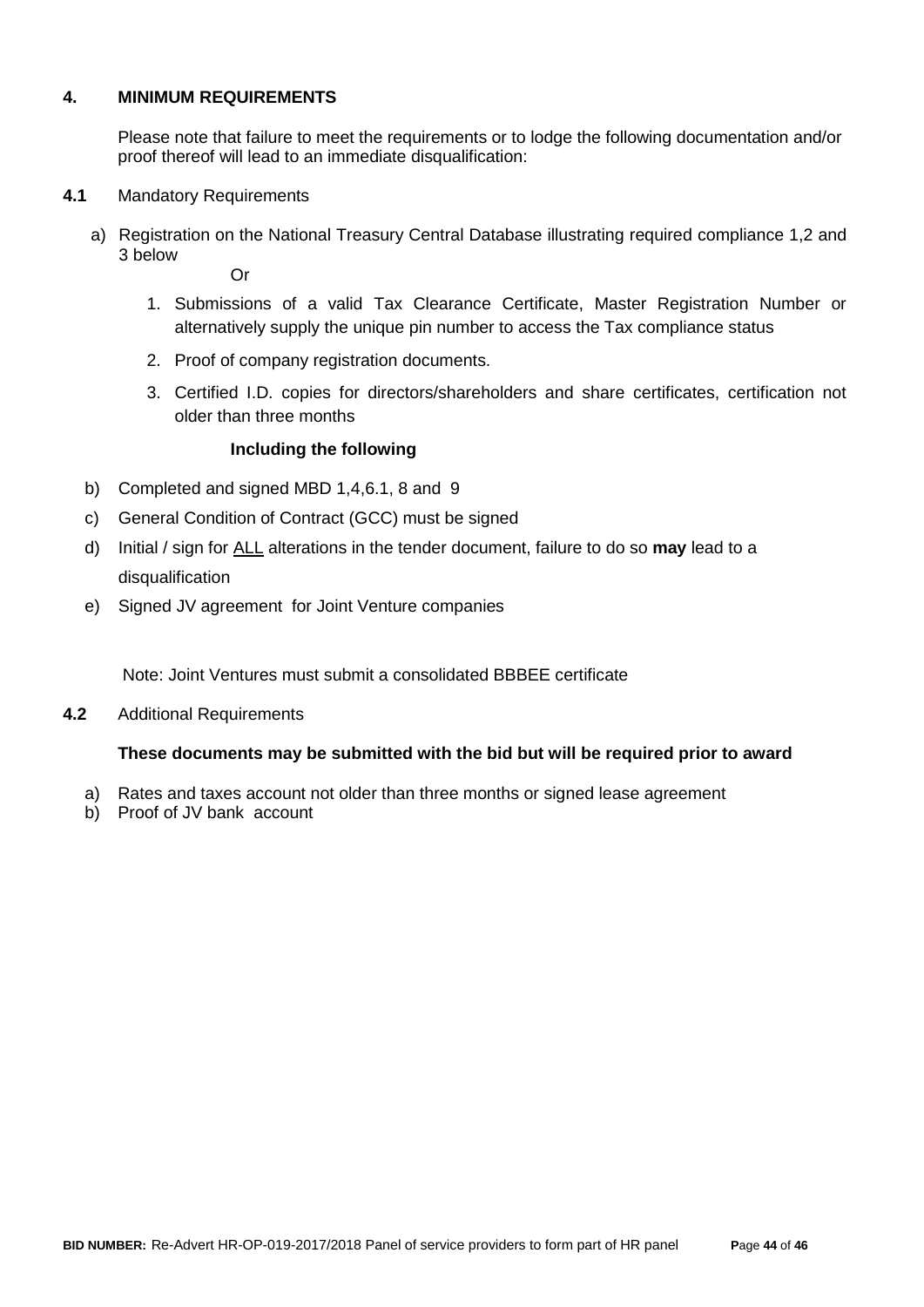## 4. MINIMUM REQUIREMENTS

Please note that failure to meet the requirements or to lodge the following documentation and/or proof thereof will lead to an immediate disqualification:

**4.1** Mandatory Requirements

a) Registration on the National Treasury Central Database illustrating required compliance 1,2 and 3 below

Or

1. Submissions of a valid Tax Clearance Certificate, Master Registration Number or alternatively supply the unique pin number to access the Tax compliance status
2. Proof of company registration documents.
3. Certified I.D. copies for directors/shareholders and share certificates, certification not older than three months

**Including the following**

b) Completed and signed MBD 1,4,6.1, 8 and 9

c) General Condition of Contract (GCC) must be signed

d) Initial / sign for ALL alterations in the tender document, failure to do so **may** lead to a disqualification

e) Signed JV agreement for Joint Venture companies

Note: Joint Ventures must submit a consolidated BBBEE certificate

**4.2** Additional Requirements

**These documents may be submitted with the bid but will be required prior to award**

a) Rates and taxes account not older than three months or signed lease agreement

b) Proof of JV bank account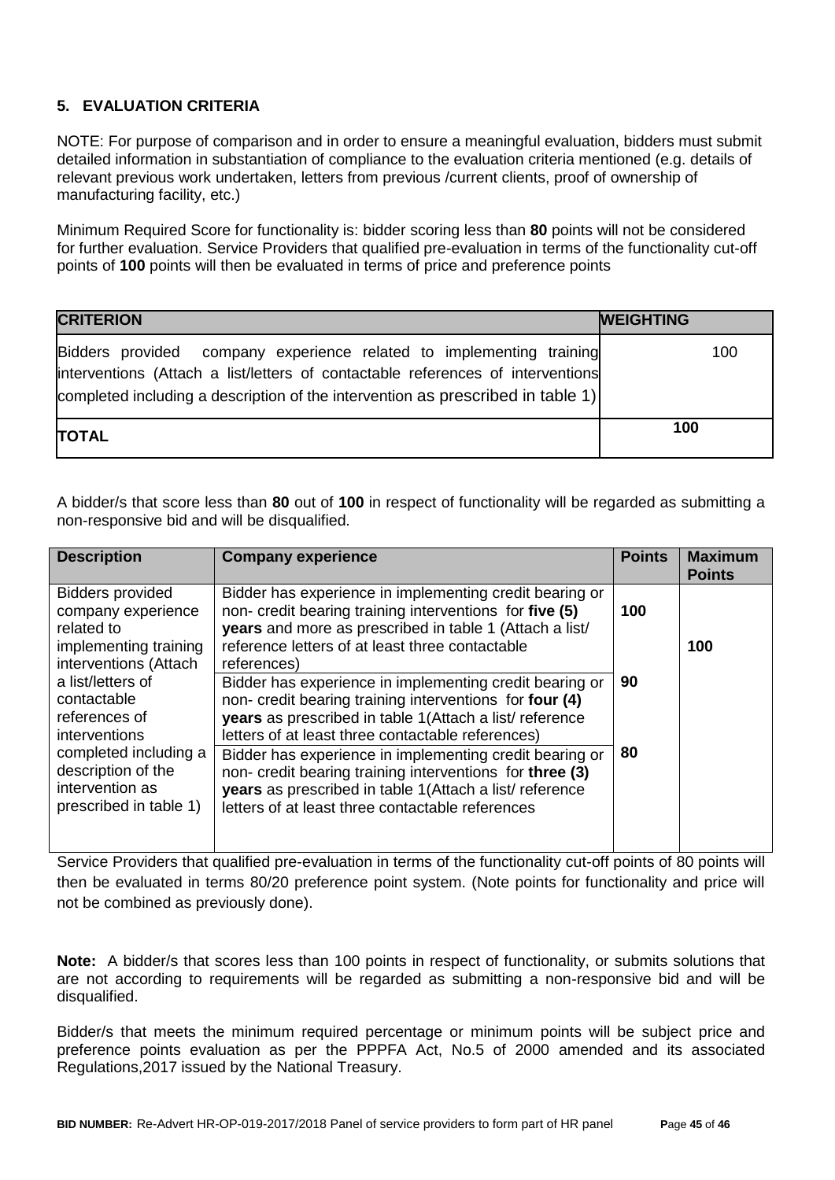## 5. EVALUATION CRITERIA

NOTE: For purpose of comparison and in order to ensure a meaningful evaluation, bidders must submit detailed information in substantiation of compliance to the evaluation criteria mentioned (e.g. details of relevant previous work undertaken, letters from previous /current clients, proof of ownership of manufacturing facility, etc.)

Minimum Required Score for functionality is: bidder scoring less than **80** points will not be considered for further evaluation. Service Providers that qualified pre-evaluation in terms of the functionality cut-off points of **100** points will then be evaluated in terms of price and preference points

| **CRITERION** | **WEIGHTING** |
|---|---|
| Bidders provided company experience related to implementing training interventions (Attach a list/letters of contactable references of interventions completed including a description of the intervention as prescribed in table 1) | 100 |
| **TOTAL** | **100** |

A bidder/s that score less than **80** out of **100** in respect of functionality will be regarded as submitting a non-responsive bid and will be disqualified.

| **Description** | **Company experience** | **Points** | **Maximum Points** |
|---|---|---|---|
| Bidders provided company experience related to implementing training interventions (Attach a list/letters of contactable references of interventions completed including a description of the intervention as prescribed in table 1) | Bidder has experience in implementing credit bearing or non- credit bearing training interventions for **five (5) years** and more as prescribed in table 1 (Attach a list/ reference letters of at least three contactable references) | **100** | **100** |
| | Bidder has experience in implementing credit bearing or non- credit bearing training interventions for **four (4) years** as prescribed in table 1(Attach a list/ reference letters of at least three contactable references) | **90** | |
| | Bidder has experience in implementing credit bearing or non- credit bearing training interventions for **three (3) years** as prescribed in table 1(Attach a list/ reference letters of at least three contactable references | **80** | |

Service Providers that qualified pre-evaluation in terms of the functionality cut-off points of 80 points will then be evaluated in terms 80/20 preference point system. (Note points for functionality and price will not be combined as previously done).

**Note:** A bidder/s that scores less than 100 points in respect of functionality, or submits solutions that are not according to requirements will be regarded as submitting a non-responsive bid and will be disqualified.

Bidder/s that meets the minimum required percentage or minimum points will be subject price and preference points evaluation as per the PPPFA Act, No.5 of 2000 amended and its associated Regulations,2017 issued by the National Treasury.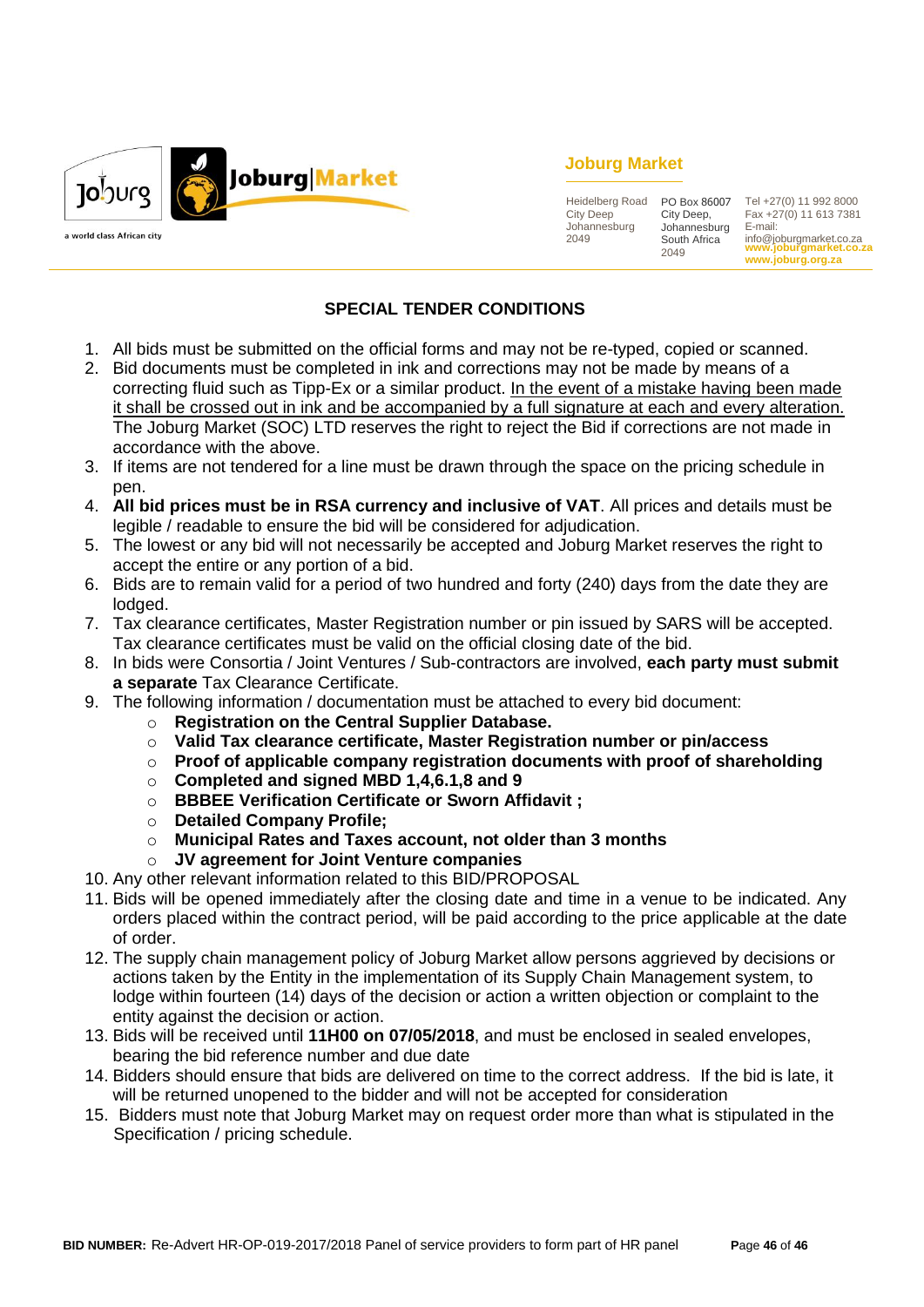Joburg Market

Heidelberg Road
City Deep
Johannesburg
2049

PO Box 86007
City Deep,
Johannesburg
South Africa
2049

Tel +27(0) 11 992 8000
Fax +27(0) 11 613 7381
E-mail:
info@joburgmarket.co.za
www.joburgmarket.co.za
www.joburg.org.za

## SPECIAL TENDER CONDITIONS

1. All bids must be submitted on the official forms and may not be re-typed, copied or scanned.
2. Bid documents must be completed in ink and corrections may not be made by means of a correcting fluid such as Tipp-Ex or a similar product. <u>In the event of a mistake having been made it shall be crossed out in ink and be accompanied by a full signature at each and every alteration.</u> The Joburg Market (SOC) LTD reserves the right to reject the Bid if corrections are not made in accordance with the above.
3. If items are not tendered for a line must be drawn through the space on the pricing schedule in pen.
4. **All bid prices must be in RSA currency and inclusive of VAT**. All prices and details must be legible / readable to ensure the bid will be considered for adjudication.
5. The lowest or any bid will not necessarily be accepted and Joburg Market reserves the right to accept the entire or any portion of a bid.
6. Bids are to remain valid for a period of two hundred and forty (240) days from the date they are lodged.
7. Tax clearance certificates, Master Registration number or pin issued by SARS will be accepted. Tax clearance certificates must be valid on the official closing date of the bid.
8. In bids were Consortia / Joint Ventures / Sub-contractors are involved, **each party must submit a separate** Tax Clearance Certificate.
9. The following information / documentation must be attached to every bid document:
   - **Registration on the Central Supplier Database.**
   - **Valid Tax clearance certificate, Master Registration number or pin/access**
   - **Proof of applicable company registration documents with proof of shareholding**
   - **Completed and signed MBD 1,4,6.1,8 and 9**
   - **BBBEE Verification Certificate or Sworn Affidavit ;**
   - **Detailed Company Profile;**
   - **Municipal Rates and Taxes account, not older than 3 months**
   - **JV agreement for Joint Venture companies**
10. Any other relevant information related to this BID/PROPOSAL
11. Bids will be opened immediately after the closing date and time in a venue to be indicated. Any orders placed within the contract period, will be paid according to the price applicable at the date of order.
12. The supply chain management policy of Joburg Market allow persons aggrieved by decisions or actions taken by the Entity in the implementation of its Supply Chain Management system, to lodge within fourteen (14) days of the decision or action a written objection or complaint to the entity against the decision or action.
13. Bids will be received until **11H00 on 07/05/2018**, and must be enclosed in sealed envelopes, bearing the bid reference number and due date
14. Bidders should ensure that bids are delivered on time to the correct address. If the bid is late, it will be returned unopened to the bidder and will not be accepted for consideration
15. Bidders must note that Joburg Market may on request order more than what is stipulated in the Specification / pricing schedule.